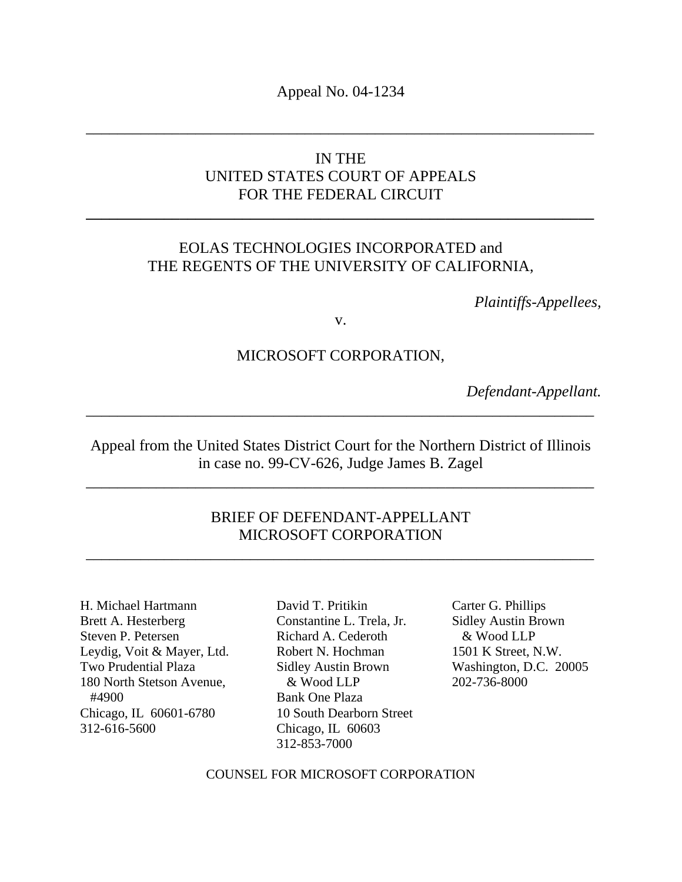Appeal No. 04-1234

---

IN THE
UNITED STATES COURT OF APPEALS
FOR THE FEDERAL CIRCUIT

---

EOLAS TECHNOLOGIES INCORPORATED and
THE REGENTS OF THE UNIVERSITY OF CALIFORNIA,

*Plaintiffs-Appellees,*

v.

MICROSOFT CORPORATION,

*Defendant-Appellant.*

---

Appeal from the United States District Court for the Northern District of Illinois
in case no. 99-CV-626, Judge James B. Zagel

---

BRIEF OF DEFENDANT-APPELLANT
MICROSOFT CORPORATION

---

H. Michael Hartmann
Brett A. Hesterberg
Steven P. Petersen
Leydig, Voit & Mayer, Ltd.
Two Prudential Plaza
180 North Stetson Avenue, #4900
Chicago, IL 60601-6780
312-616-5600

David T. Pritikin
Constantine L. Trela, Jr.
Richard A. Cederoth
Robert N. Hochman
Sidley Austin Brown & Wood LLP
Bank One Plaza
10 South Dearborn Street
Chicago, IL 60603
312-853-7000

Carter G. Phillips
Sidley Austin Brown & Wood LLP
1501 K Street, N.W.
Washington, D.C. 20005
202-736-8000

COUNSEL FOR MICROSOFT CORPORATION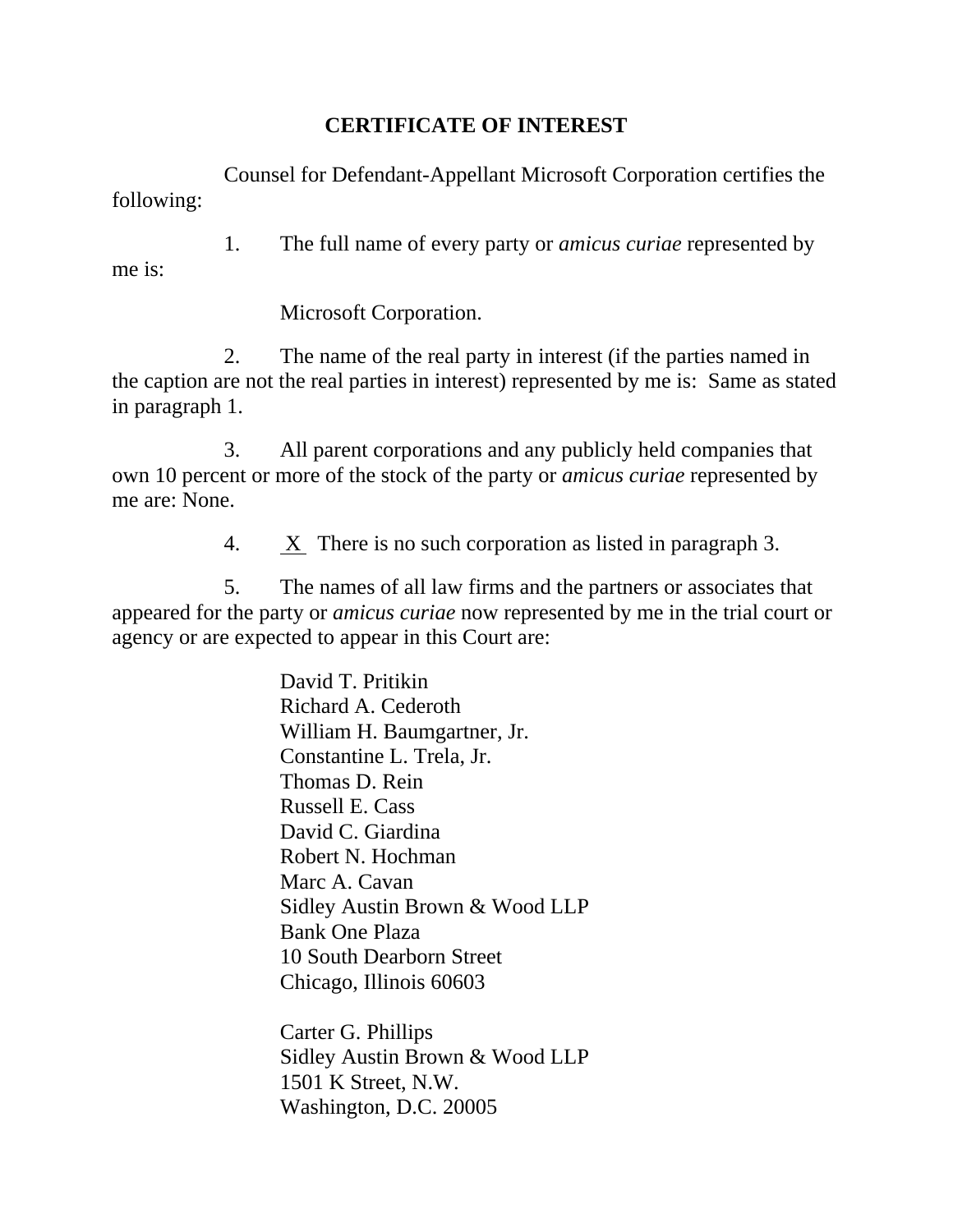# CERTIFICATE OF INTEREST

Counsel for Defendant-Appellant Microsoft Corporation certifies the following:

1. The full name of every party or *amicus curiae* represented by me is:

   Microsoft Corporation.

2. The name of the real party in interest (if the parties named in the caption are not the real parties in interest) represented by me is: Same as stated in paragraph 1.

3. All parent corporations and any publicly held companies that own 10 percent or more of the stock of the party or *amicus curiae* represented by me are: None.

4. X There is no such corporation as listed in paragraph 3.

5. The names of all law firms and the partners or associates that appeared for the party or *amicus curiae* now represented by me in the trial court or agency or are expected to appear in this Court are:

   David T. Pritikin
   Richard A. Cederoth
   William H. Baumgartner, Jr.
   Constantine L. Trela, Jr.
   Thomas D. Rein
   Russell E. Cass
   David C. Giardina
   Robert N. Hochman
   Marc A. Cavan
   Sidley Austin Brown & Wood LLP
   Bank One Plaza
   10 South Dearborn Street
   Chicago, Illinois 60603

   Carter G. Phillips
   Sidley Austin Brown & Wood LLP
   1501 K Street, N.W.
   Washington, D.C. 20005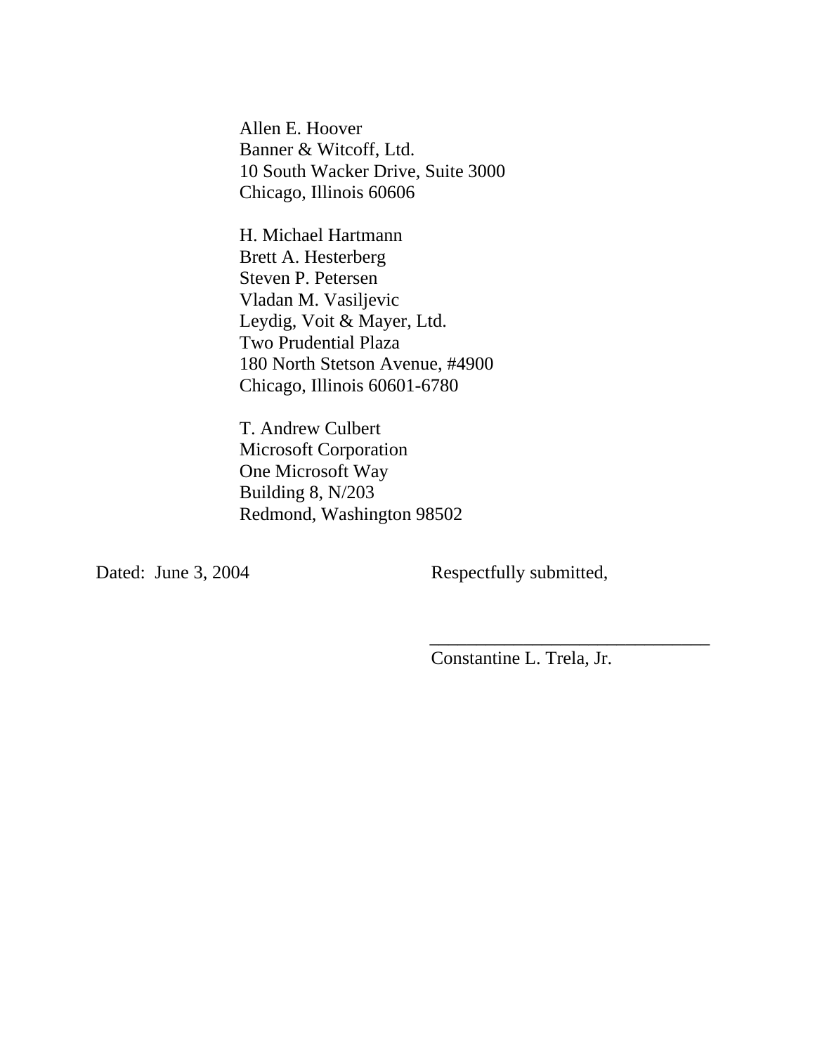Allen E. Hoover
Banner & Witcoff, Ltd.
10 South Wacker Drive, Suite 3000
Chicago, Illinois 60606

H. Michael Hartmann
Brett A. Hesterberg
Steven P. Petersen
Vladan M. Vasiljevic
Leydig, Voit & Mayer, Ltd.
Two Prudential Plaza
180 North Stetson Avenue, #4900
Chicago, Illinois 60601-6780

T. Andrew Culbert
Microsoft Corporation
One Microsoft Way
Building 8, N/203
Redmond, Washington 98502

Dated: June 3, 2004

Respectfully submitted,

______________________________
Constantine L. Trela, Jr.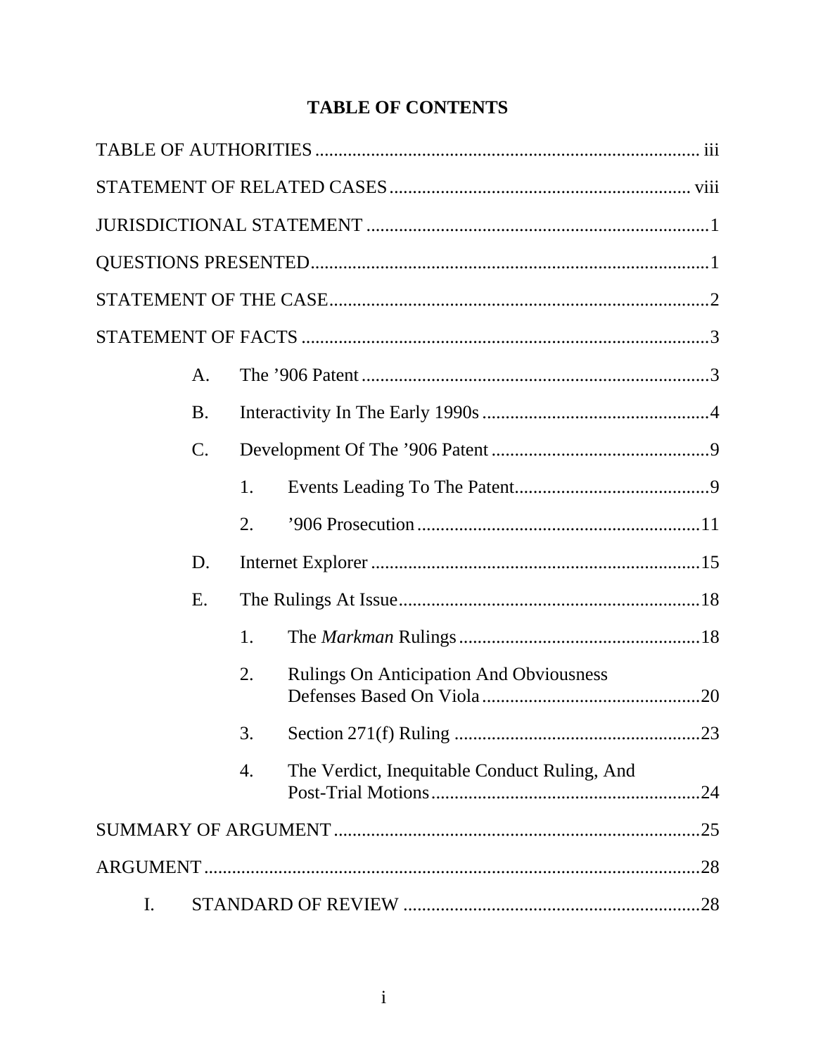# TABLE OF CONTENTS

TABLE OF AUTHORITIES .................................................................................. iii

STATEMENT OF RELATED CASES ................................................................ viii

JURISDICTIONAL STATEMENT ........................................................................1

QUESTIONS PRESENTED.....................................................................................1

STATEMENT OF THE CASE.................................................................................2

STATEMENT OF FACTS .......................................................................................3

- A. The ’906 Patent ..........................................................................3
- B. Interactivity In The Early 1990s .................................................4
- C. Development Of The ’906 Patent ...............................................9
  - 1. Events Leading To The Patent..........................................9
  - 2. ’906 Prosecution ............................................................11
- D. Internet Explorer ......................................................................15
- E. The Rulings At Issue.................................................................18
  - 1. The *Markman* Rulings ....................................................18
  - 2. Rulings On Anticipation And Obviousness Defenses Based On Viola ...............................................20
  - 3. Section 271(f) Ruling .....................................................23
  - 4. The Verdict, Inequitable Conduct Ruling, And Post-Trial Motions ..........................................................24

SUMMARY OF ARGUMENT ..............................................................................25

ARGUMENT ..........................................................................................................28

- I. STANDARD OF REVIEW ................................................................28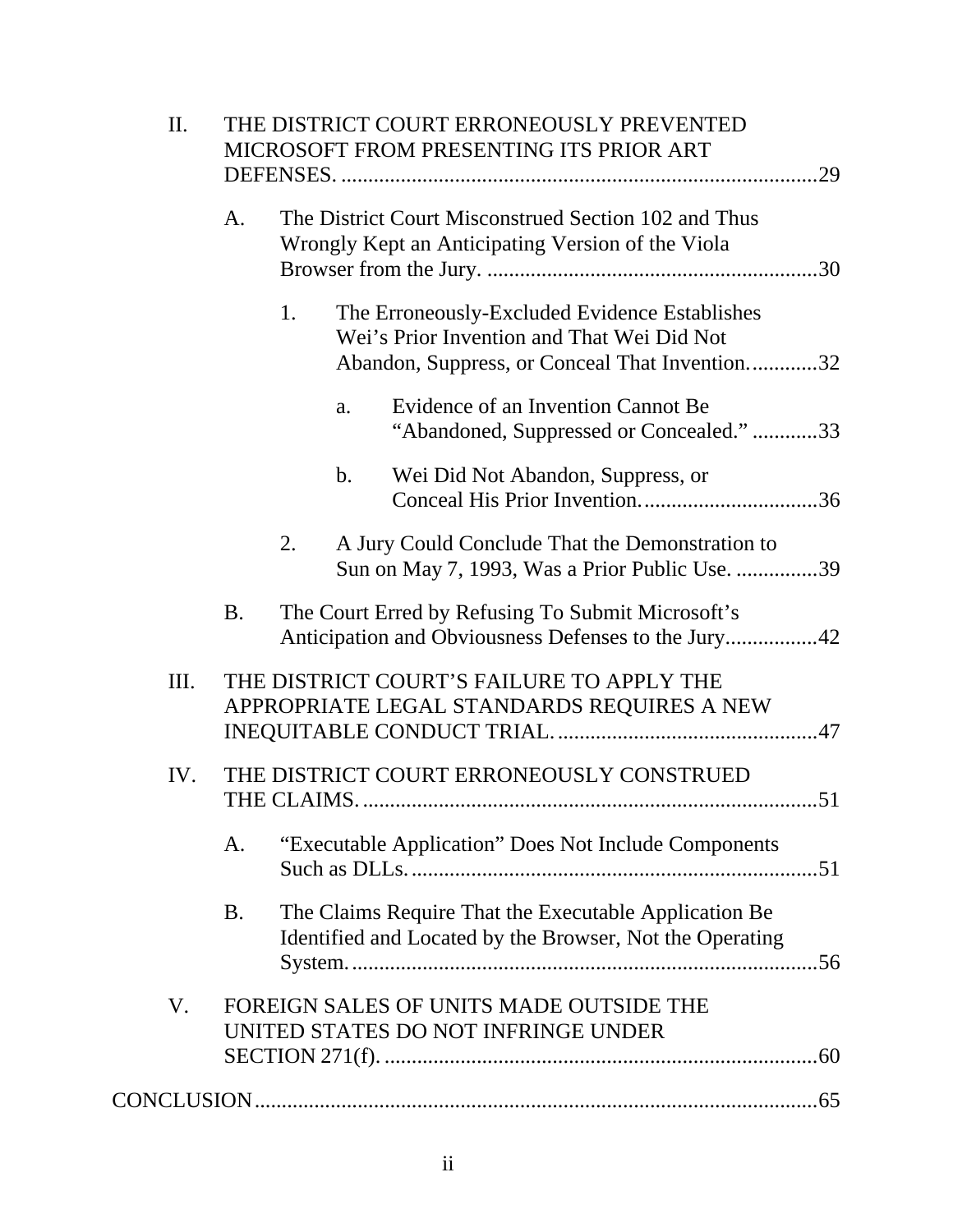II. THE DISTRICT COURT ERRONEOUSLY PREVENTED MICROSOFT FROM PRESENTING ITS PRIOR ART DEFENSES. ........................................................................................29

- A. The District Court Misconstrued Section 102 and Thus Wrongly Kept an Anticipating Version of the Viola Browser from the Jury. .............................................................30
  - 1. The Erroneously-Excluded Evidence Establishes Wei's Prior Invention and That Wei Did Not Abandon, Suppress, or Conceal That Invention.............32
    - a. Evidence of an Invention Cannot Be "Abandoned, Suppressed or Concealed." ............33
    - b. Wei Did Not Abandon, Suppress, or Conceal His Prior Invention.................................36
  - 2. A Jury Could Conclude That the Demonstration to Sun on May 7, 1993, Was a Prior Public Use. ...............39
- B. The Court Erred by Refusing To Submit Microsoft's Anticipation and Obviousness Defenses to the Jury.................42

III. THE DISTRICT COURT'S FAILURE TO APPLY THE APPROPRIATE LEGAL STANDARDS REQUIRES A NEW INEQUITABLE CONDUCT TRIAL. ................................................47

IV. THE DISTRICT COURT ERRONEOUSLY CONSTRUED THE CLAIMS. .....................................................................................51

- A. "Executable Application" Does Not Include Components Such as DLLs. ...........................................................................51
- B. The Claims Require That the Executable Application Be Identified and Located by the Browser, Not the Operating System. ......................................................................................56

V. FOREIGN SALES OF UNITS MADE OUTSIDE THE UNITED STATES DO NOT INFRINGE UNDER SECTION 271(f). ...................................................................................60

CONCLUSION..........................................................................................................65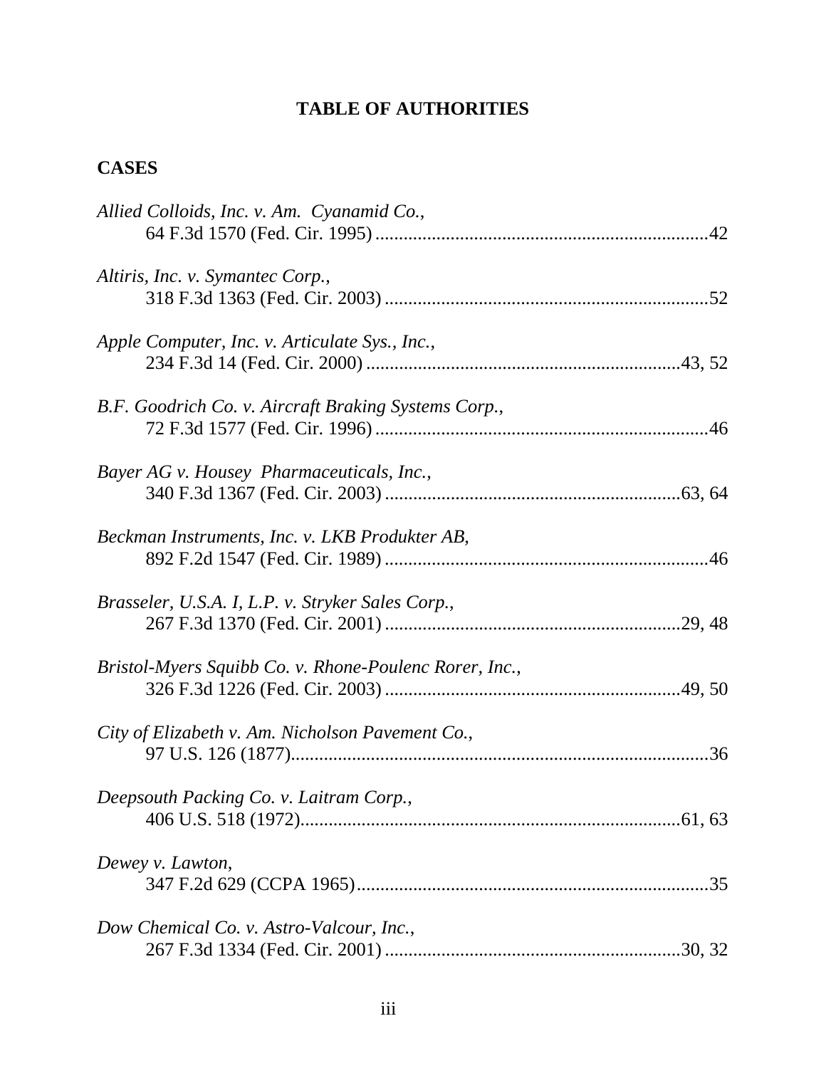# TABLE OF AUTHORITIES

## CASES

*Allied Colloids, Inc. v. Am. Cyanamid Co.*,
64 F.3d 1570 (Fed. Cir. 1995) .......................................................................42

*Altiris, Inc. v. Symantec Corp.*,
318 F.3d 1363 (Fed. Cir. 2003) ....................................................................52

*Apple Computer, Inc. v. Articulate Sys., Inc.*,
234 F.3d 14 (Fed. Cir. 2000) ...................................................................43, 52

*B.F. Goodrich Co. v. Aircraft Braking Systems Corp.*,
72 F.3d 1577 (Fed. Cir. 1996) ......................................................................46

*Bayer AG v. Housey Pharmaceuticals, Inc.*,
340 F.3d 1367 (Fed. Cir. 2003) ...............................................................63, 64

*Beckman Instruments, Inc. v. LKB Produkter AB*,
892 F.2d 1547 (Fed. Cir. 1989) ....................................................................46

*Brasseler, U.S.A. I, L.P. v. Stryker Sales Corp.*,
267 F.3d 1370 (Fed. Cir. 2001) ...............................................................29, 48

*Bristol-Myers Squibb Co. v. Rhone-Poulenc Rorer, Inc.*,
326 F.3d 1226 (Fed. Cir. 2003) ...............................................................49, 50

*City of Elizabeth v. Am. Nicholson Pavement Co.*,
97 U.S. 126 (1877).........................................................................................36

*Deepsouth Packing Co. v. Laitram Corp.*,
406 U.S. 518 (1972)..................................................................................61, 63

*Dewey v. Lawton*,
347 F.2d 629 (CCPA 1965)...........................................................................35

*Dow Chemical Co. v. Astro-Valcour, Inc.*,
267 F.3d 1334 (Fed. Cir. 2001) ...............................................................30, 32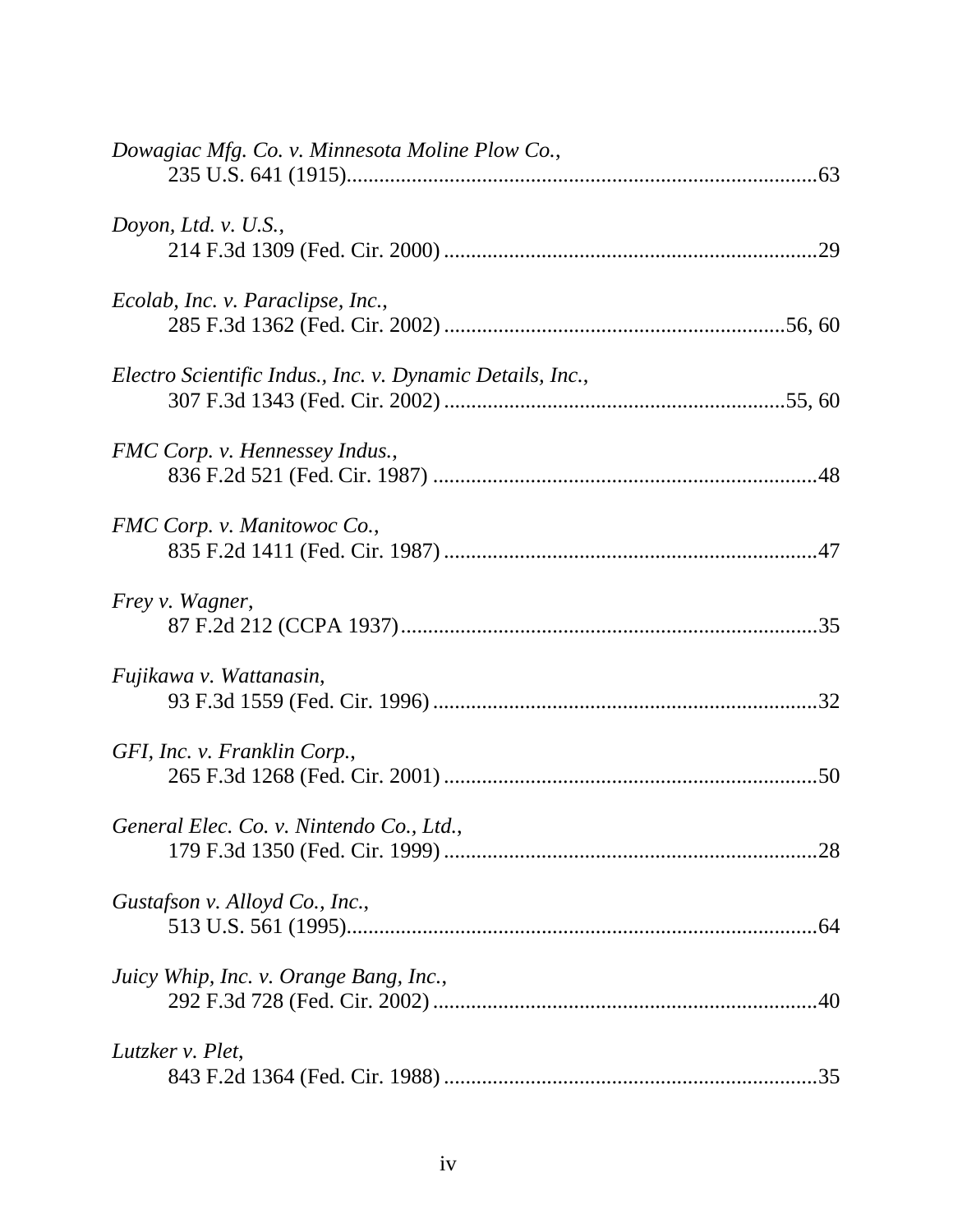*Dowagiac Mfg. Co. v. Minnesota Moline Plow Co.*,
235 U.S. 641 (1915)......................................................................................63

*Doyon, Ltd. v. U.S.*,
214 F.3d 1309 (Fed. Cir. 2000) ....................................................................29

*Ecolab, Inc. v. Paraclipse, Inc.*,
285 F.3d 1362 (Fed. Cir. 2002) ..............................................................56, 60

*Electro Scientific Indus., Inc. v. Dynamic Details, Inc.*,
307 F.3d 1343 (Fed. Cir. 2002) ..............................................................55, 60

*FMC Corp. v. Hennessey Indus.*,
836 F.2d 521 (Fed. Cir. 1987) ......................................................................48

*FMC Corp. v. Manitowoc Co.*,
835 F.2d 1411 (Fed. Cir. 1987) ....................................................................47

*Frey v. Wagner*,
87 F.2d 212 (CCPA 1937)............................................................................35

*Fujikawa v. Wattanasin*,
93 F.3d 1559 (Fed. Cir. 1996) ......................................................................32

*GFI, Inc. v. Franklin Corp.*,
265 F.3d 1268 (Fed. Cir. 2001) ....................................................................50

*General Elec. Co. v. Nintendo Co., Ltd.*,
179 F.3d 1350 (Fed. Cir. 1999) ....................................................................28

*Gustafson v. Alloyd Co., Inc.*,
513 U.S. 561 (1995)......................................................................................64

*Juicy Whip, Inc. v. Orange Bang, Inc.*,
292 F.3d 728 (Fed. Cir. 2002) ......................................................................40

*Lutzker v. Plet*,
843 F.2d 1364 (Fed. Cir. 1988) ....................................................................35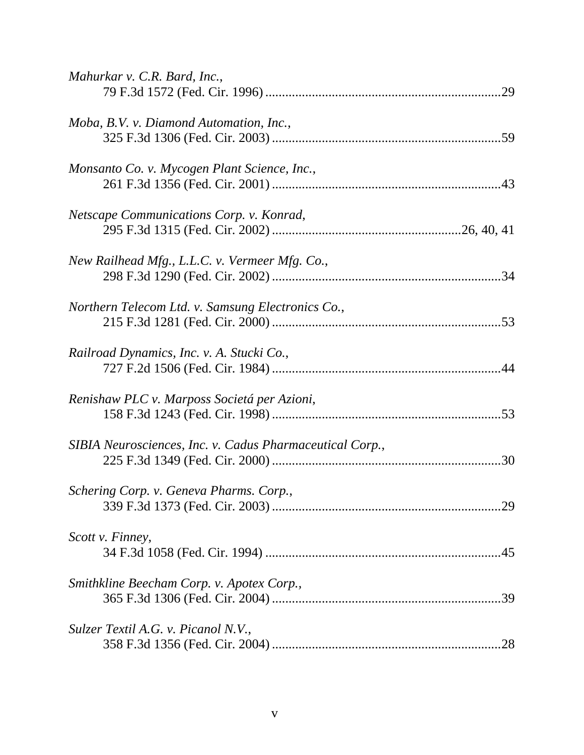*Mahurkar v. C.R. Bard, Inc.*,
79 F.3d 1572 (Fed. Cir. 1996) ....................................................................29

*Moba, B.V. v. Diamond Automation, Inc.*,
325 F.3d 1306 (Fed. Cir. 2003) ..................................................................59

*Monsanto Co. v. Mycogen Plant Science, Inc.*,
261 F.3d 1356 (Fed. Cir. 2001) ..................................................................43

*Netscape Communications Corp. v. Konrad*,
295 F.3d 1315 (Fed. Cir. 2002) ......................................................26, 40, 41

*New Railhead Mfg., L.L.C. v. Vermeer Mfg. Co.*,
298 F.3d 1290 (Fed. Cir. 2002) ..................................................................34

*Northern Telecom Ltd. v. Samsung Electronics Co.*,
215 F.3d 1281 (Fed. Cir. 2000) ..................................................................53

*Railroad Dynamics, Inc. v. A. Stucki Co.*,
727 F.2d 1506 (Fed. Cir. 1984) ..................................................................44

*Renishaw PLC v. Marposs Societá per Azioni*,
158 F.3d 1243 (Fed. Cir. 1998) ..................................................................53

*SIBIA Neurosciences, Inc. v. Cadus Pharmaceutical Corp.*,
225 F.3d 1349 (Fed. Cir. 2000) ..................................................................30

*Schering Corp. v. Geneva Pharms. Corp.*,
339 F.3d 1373 (Fed. Cir. 2003) ..................................................................29

*Scott v. Finney*,
34 F.3d 1058 (Fed. Cir. 1994) ....................................................................45

*Smithkline Beecham Corp. v. Apotex Corp.*,
365 F.3d 1306 (Fed. Cir. 2004) ..................................................................39

*Sulzer Textil A.G. v. Picanol N.V.*,
358 F.3d 1356 (Fed. Cir. 2004) ..................................................................28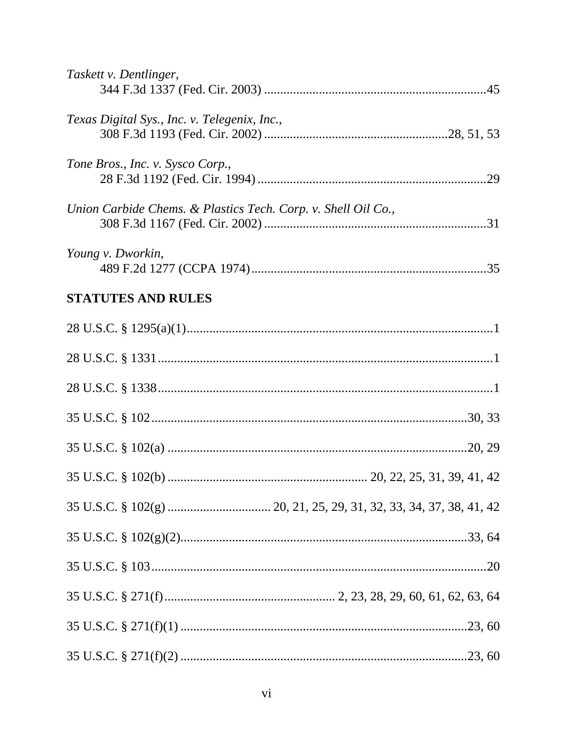*Taskett v. Dentlinger*,
344 F.3d 1337 (Fed. Cir. 2003) ....................................................................45

*Texas Digital Sys., Inc. v. Telegenix, Inc.*,
308 F.3d 1193 (Fed. Cir. 2002) .......................................................28, 51, 53

*Tone Bros., Inc. v. Sysco Corp.*,
28 F.3d 1192 (Fed. Cir. 1994) ......................................................................29

*Union Carbide Chems. & Plastics Tech. Corp. v. Shell Oil Co.*,
308 F.3d 1167 (Fed. Cir. 2002) ....................................................................31

*Young v. Dworkin*,
489 F.2d 1277 (CCPA 1974).........................................................................35

## STATUTES AND RULES

28 U.S.C. § 1295(a)(1)...............................................................................................1

28 U.S.C. § 1331........................................................................................................1

28 U.S.C. § 1338........................................................................................................1

35 U.S.C. § 102..................................................................................................30, 33

35 U.S.C. § 102(a) ..............................................................................................20, 29

35 U.S.C. § 102(b) ............................................................. 20, 22, 25, 31, 39, 41, 42

35 U.S.C. § 102(g) ............................... 20, 21, 25, 29, 31, 32, 33, 34, 37, 38, 41, 42

35 U.S.C. § 102(g)(2)..........................................................................................33, 64

35 U.S.C. § 103........................................................................................................20

35 U.S.C. § 271(f).................................................... 2, 23, 28, 29, 60, 61, 62, 63, 64

35 U.S.C. § 271(f)(1) ..........................................................................................23, 60

35 U.S.C. § 271(f)(2) ..........................................................................................23, 60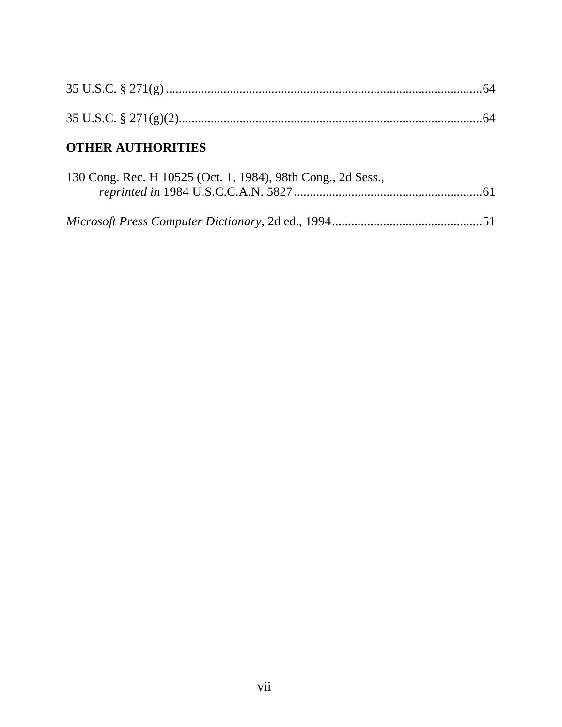35 U.S.C. § 271(g) .................................................................................................64

35 U.S.C. § 271(g)(2)..............................................................................................64

## OTHER AUTHORITIES

130 Cong. Rec. H 10525 (Oct. 1, 1984), 98th Cong., 2d Sess., *reprinted in* 1984 U.S.C.C.A.N. 5827...........................................................61

*Microsoft Press Computer Dictionary*, 2d ed., 1994...............................................51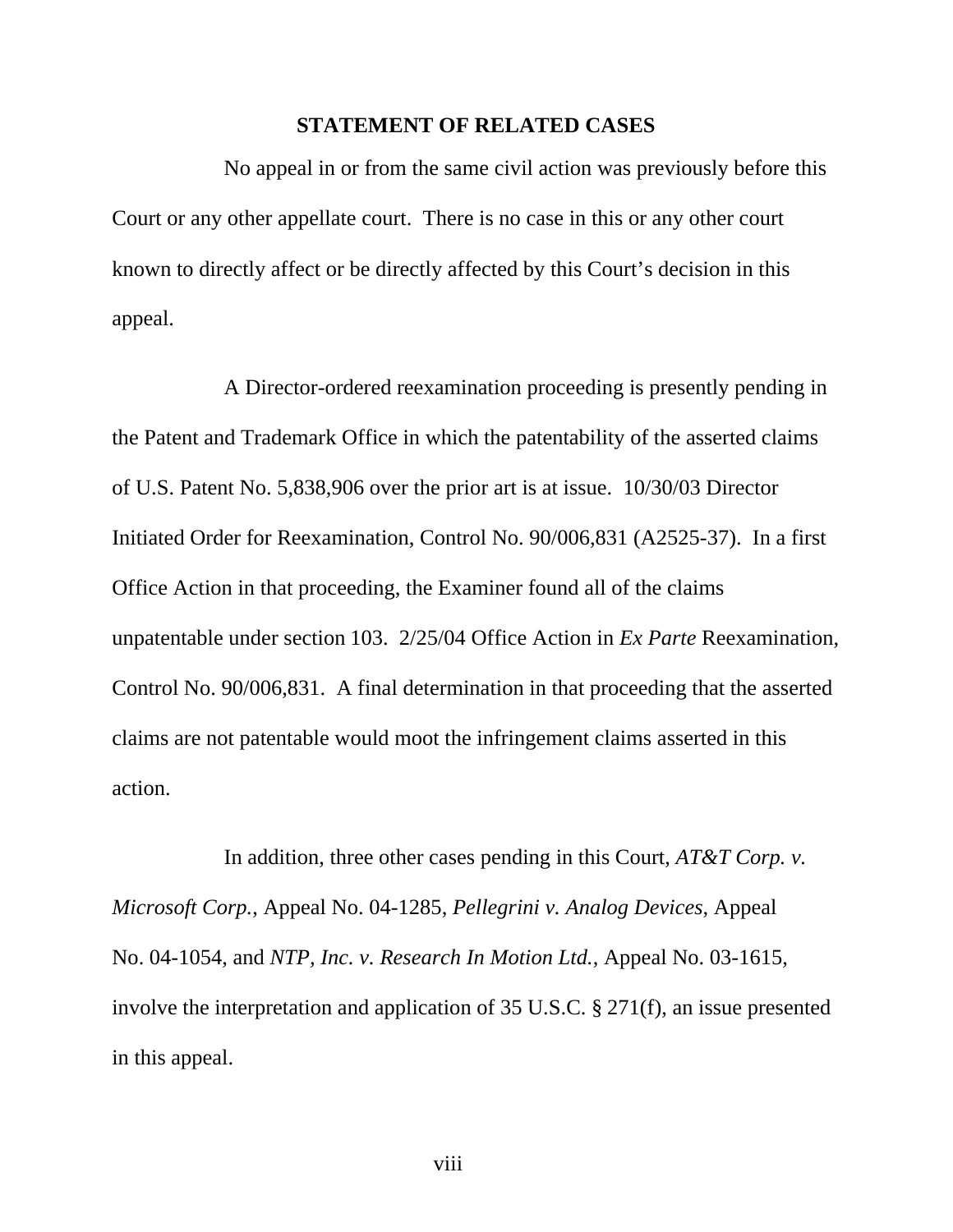## STATEMENT OF RELATED CASES

No appeal in or from the same civil action was previously before this Court or any other appellate court. There is no case in this or any other court known to directly affect or be directly affected by this Court's decision in this appeal.

A Director-ordered reexamination proceeding is presently pending in the Patent and Trademark Office in which the patentability of the asserted claims of U.S. Patent No. 5,838,906 over the prior art is at issue. 10/30/03 Director Initiated Order for Reexamination, Control No. 90/006,831 (A2525-37). In a first Office Action in that proceeding, the Examiner found all of the claims unpatentable under section 103. 2/25/04 Office Action in *Ex Parte* Reexamination, Control No. 90/006,831. A final determination in that proceeding that the asserted claims are not patentable would moot the infringement claims asserted in this action.

In addition, three other cases pending in this Court, *AT&T Corp. v. Microsoft Corp.*, Appeal No. 04-1285, *Pellegrini v. Analog Devices*, Appeal No. 04-1054, and *NTP, Inc. v. Research In Motion Ltd.*, Appeal No. 03-1615, involve the interpretation and application of 35 U.S.C. § 271(f), an issue presented in this appeal.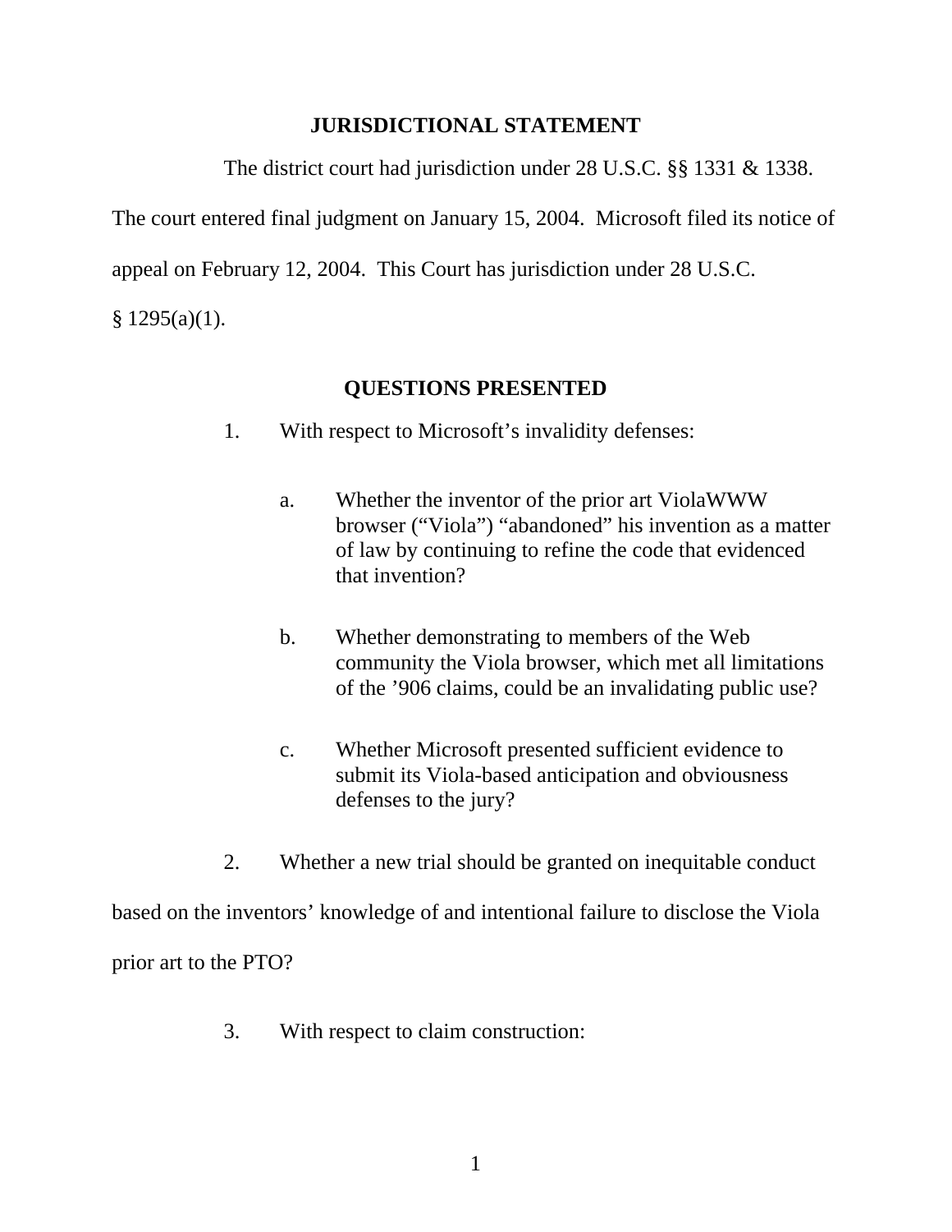## JURISDICTIONAL STATEMENT

The district court had jurisdiction under 28 U.S.C. §§ 1331 & 1338. The court entered final judgment on January 15, 2004. Microsoft filed its notice of appeal on February 12, 2004. This Court has jurisdiction under 28 U.S.C. § 1295(a)(1).

## QUESTIONS PRESENTED

1. With respect to Microsoft's invalidity defenses:

   a. Whether the inventor of the prior art ViolaWWW browser ("Viola") "abandoned" his invention as a matter of law by continuing to refine the code that evidenced that invention?

   b. Whether demonstrating to members of the Web community the Viola browser, which met all limitations of the '906 claims, could be an invalidating public use?

   c. Whether Microsoft presented sufficient evidence to submit its Viola-based anticipation and obviousness defenses to the jury?

2. Whether a new trial should be granted on inequitable conduct based on the inventors' knowledge of and intentional failure to disclose the Viola prior art to the PTO?

3. With respect to claim construction: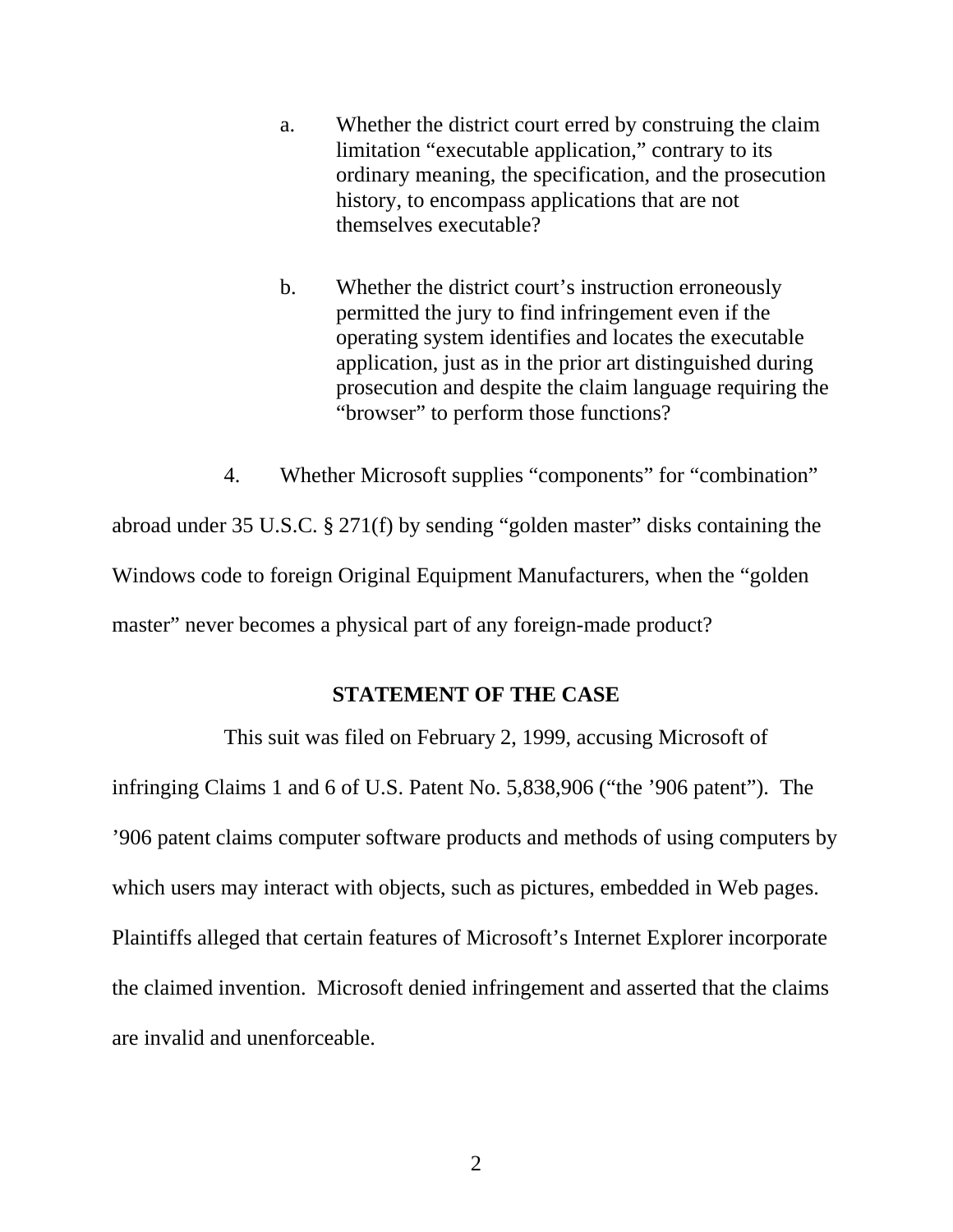a. Whether the district court erred by construing the claim limitation "executable application," contrary to its ordinary meaning, the specification, and the prosecution history, to encompass applications that are not themselves executable?

b. Whether the district court's instruction erroneously permitted the jury to find infringement even if the operating system identifies and locates the executable application, just as in the prior art distinguished during prosecution and despite the claim language requiring the "browser" to perform those functions?

4. Whether Microsoft supplies "components" for "combination" abroad under 35 U.S.C. § 271(f) by sending "golden master" disks containing the Windows code to foreign Original Equipment Manufacturers, when the "golden master" never becomes a physical part of any foreign-made product?

## STATEMENT OF THE CASE

This suit was filed on February 2, 1999, accusing Microsoft of infringing Claims 1 and 6 of U.S. Patent No. 5,838,906 ("the '906 patent"). The '906 patent claims computer software products and methods of using computers by which users may interact with objects, such as pictures, embedded in Web pages. Plaintiffs alleged that certain features of Microsoft's Internet Explorer incorporate the claimed invention. Microsoft denied infringement and asserted that the claims are invalid and unenforceable.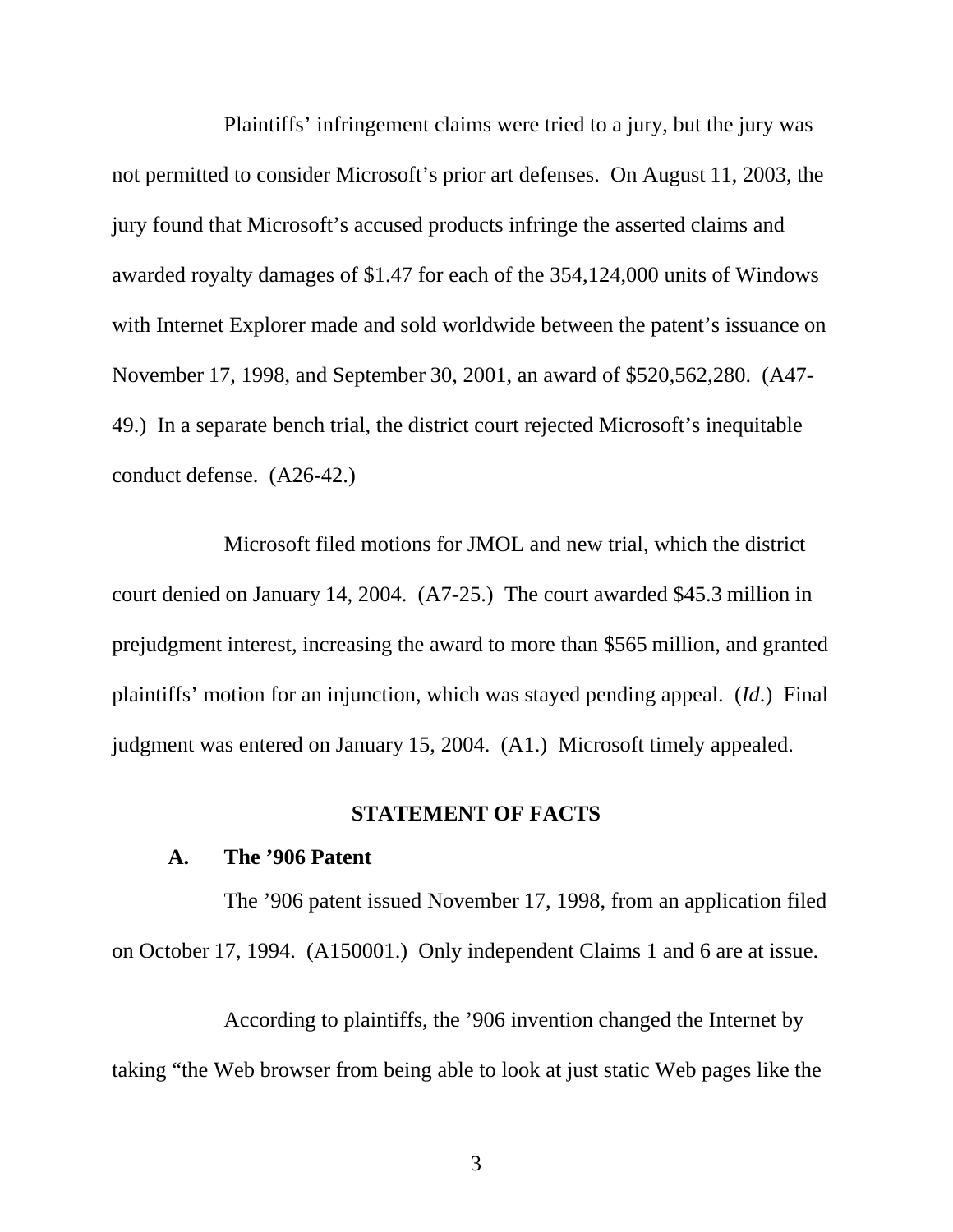Plaintiffs' infringement claims were tried to a jury, but the jury was not permitted to consider Microsoft's prior art defenses. On August 11, 2003, the jury found that Microsoft's accused products infringe the asserted claims and awarded royalty damages of $1.47 for each of the 354,124,000 units of Windows with Internet Explorer made and sold worldwide between the patent's issuance on November 17, 1998, and September 30, 2001, an award of $520,562,280. (A47-49.) In a separate bench trial, the district court rejected Microsoft's inequitable conduct defense. (A26-42.)

Microsoft filed motions for JMOL and new trial, which the district court denied on January 14, 2004. (A7-25.) The court awarded $45.3 million in prejudgment interest, increasing the award to more than $565 million, and granted plaintiffs' motion for an injunction, which was stayed pending appeal. (*Id.*) Final judgment was entered on January 15, 2004. (A1.) Microsoft timely appealed.

## STATEMENT OF FACTS

### A. The '906 Patent

The '906 patent issued November 17, 1998, from an application filed on October 17, 1994. (A150001.) Only independent Claims 1 and 6 are at issue.

According to plaintiffs, the '906 invention changed the Internet by taking "the Web browser from being able to look at just static Web pages like the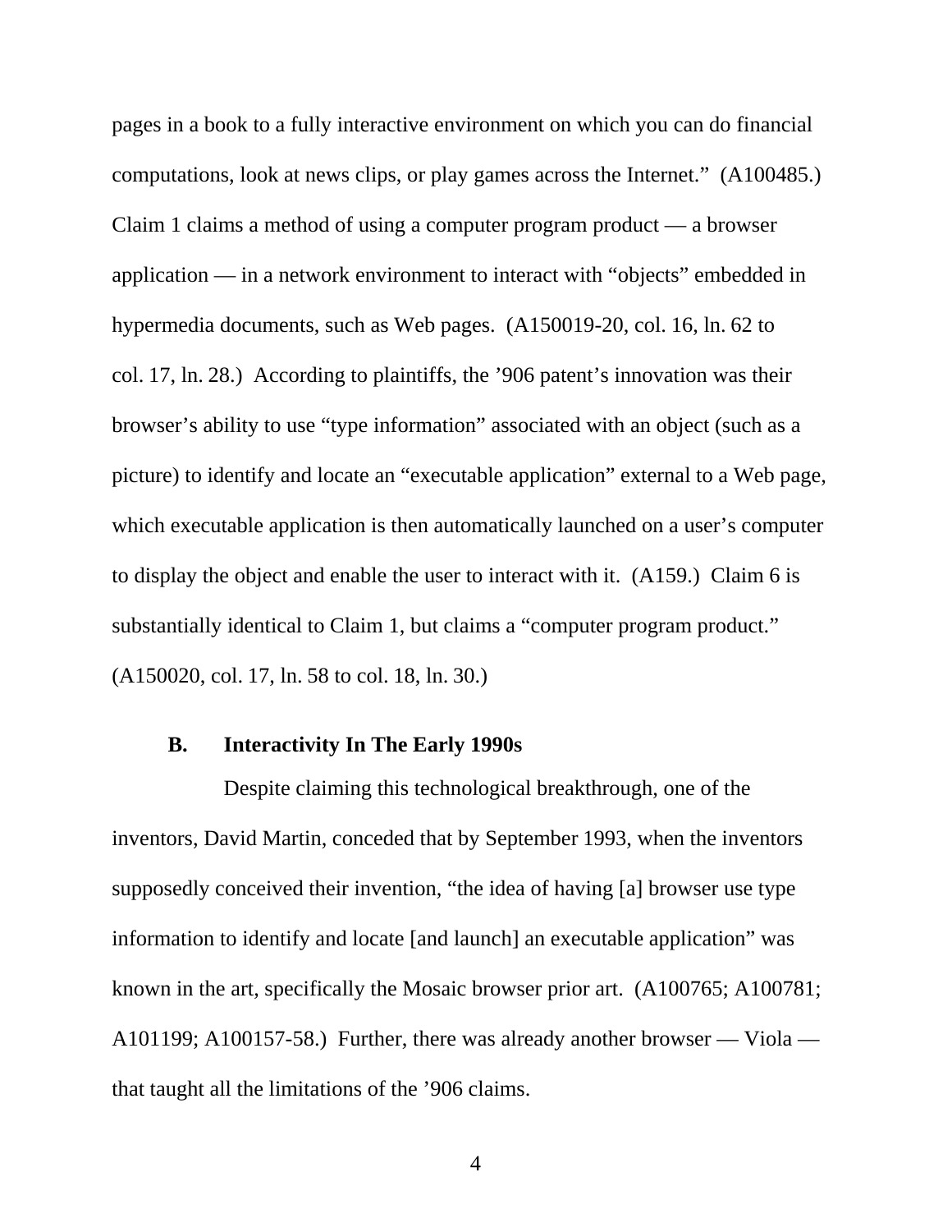pages in a book to a fully interactive environment on which you can do financial computations, look at news clips, or play games across the Internet." (A100485.) Claim 1 claims a method of using a computer program product — a browser application — in a network environment to interact with "objects" embedded in hypermedia documents, such as Web pages. (A150019-20, col. 16, ln. 62 to col. 17, ln. 28.) According to plaintiffs, the '906 patent's innovation was their browser's ability to use "type information" associated with an object (such as a picture) to identify and locate an "executable application" external to a Web page, which executable application is then automatically launched on a user's computer to display the object and enable the user to interact with it. (A159.) Claim 6 is substantially identical to Claim 1, but claims a "computer program product." (A150020, col. 17, ln. 58 to col. 18, ln. 30.)

### B. Interactivity In The Early 1990s

Despite claiming this technological breakthrough, one of the inventors, David Martin, conceded that by September 1993, when the inventors supposedly conceived their invention, "the idea of having [a] browser use type information to identify and locate [and launch] an executable application" was known in the art, specifically the Mosaic browser prior art. (A100765; A100781; A101199; A100157-58.) Further, there was already another browser — Viola — that taught all the limitations of the '906 claims.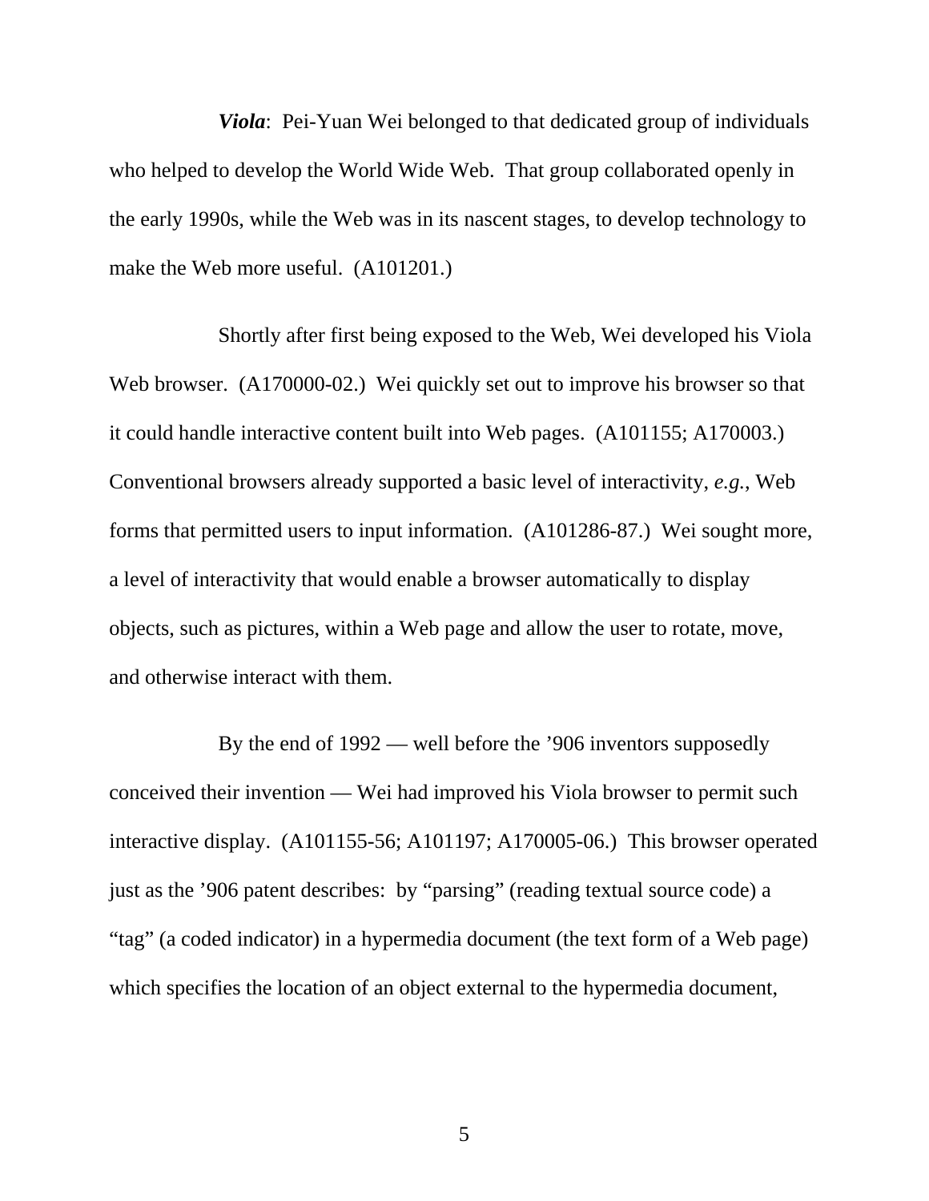***Viola***: Pei-Yuan Wei belonged to that dedicated group of individuals who helped to develop the World Wide Web. That group collaborated openly in the early 1990s, while the Web was in its nascent stages, to develop technology to make the Web more useful. (A101201.)

Shortly after first being exposed to the Web, Wei developed his Viola Web browser. (A170000-02.) Wei quickly set out to improve his browser so that it could handle interactive content built into Web pages. (A101155; A170003.) Conventional browsers already supported a basic level of interactivity, *e.g.*, Web forms that permitted users to input information. (A101286-87.) Wei sought more, a level of interactivity that would enable a browser automatically to display objects, such as pictures, within a Web page and allow the user to rotate, move, and otherwise interact with them.

By the end of 1992 — well before the '906 inventors supposedly conceived their invention — Wei had improved his Viola browser to permit such interactive display. (A101155-56; A101197; A170005-06.) This browser operated just as the '906 patent describes: by "parsing" (reading textual source code) a "tag" (a coded indicator) in a hypermedia document (the text form of a Web page) which specifies the location of an object external to the hypermedia document,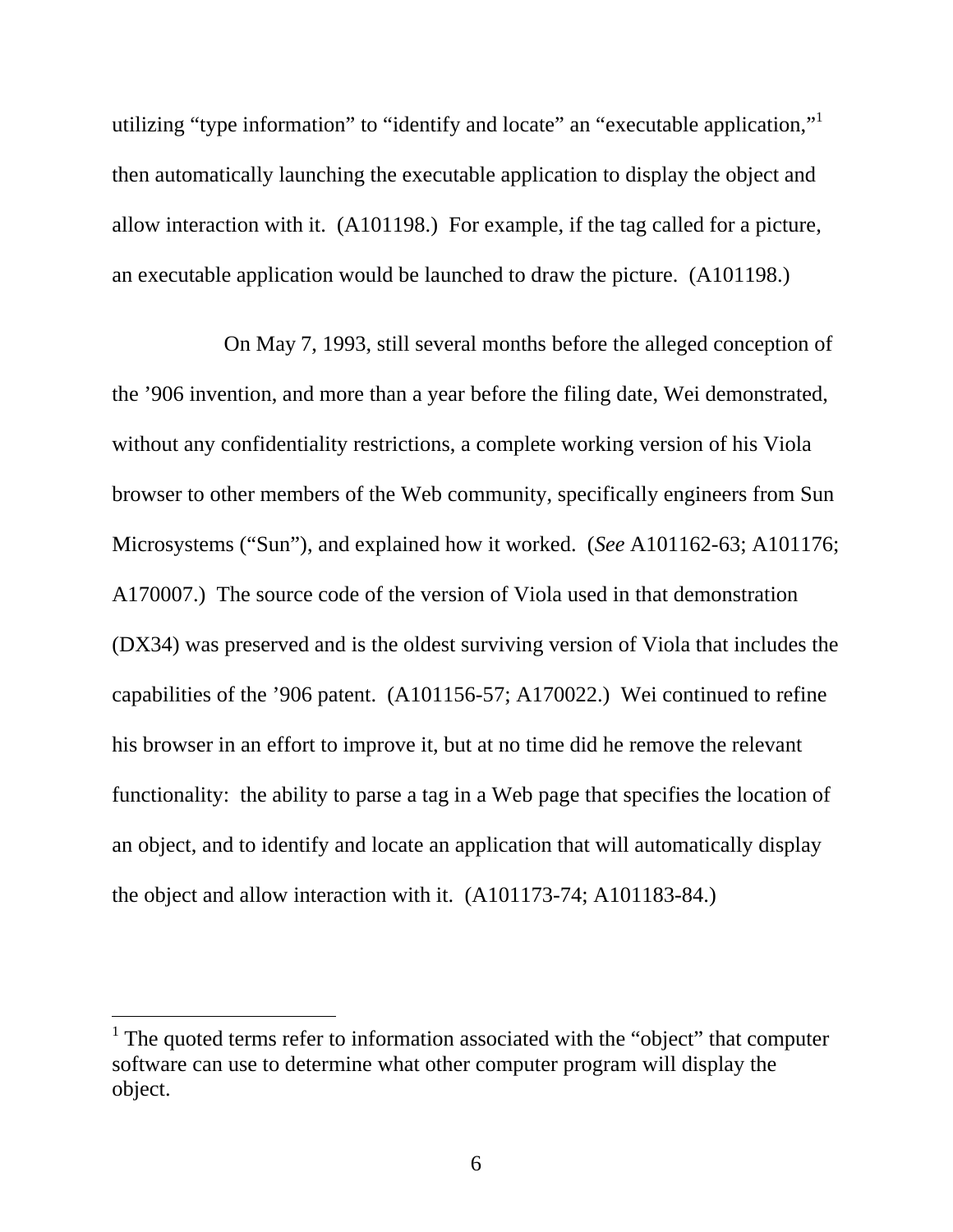utilizing “type information” to “identify and locate” an “executable application,”[1] then automatically launching the executable application to display the object and allow interaction with it. (A101198.) For example, if the tag called for a picture, an executable application would be launched to draw the picture. (A101198.)

On May 7, 1993, still several months before the alleged conception of the ’906 invention, and more than a year before the filing date, Wei demonstrated, without any confidentiality restrictions, a complete working version of his Viola browser to other members of the Web community, specifically engineers from Sun Microsystems (“Sun”), and explained how it worked. (*See* A101162-63; A101176; A170007.) The source code of the version of Viola used in that demonstration (DX34) was preserved and is the oldest surviving version of Viola that includes the capabilities of the ’906 patent. (A101156-57; A170022.) Wei continued to refine his browser in an effort to improve it, but at no time did he remove the relevant functionality: the ability to parse a tag in a Web page that specifies the location of an object, and to identify and locate an application that will automatically display the object and allow interaction with it. (A101173-74; A101183-84.)

---

[1] The quoted terms refer to information associated with the “object” that computer software can use to determine what other computer program will display the object.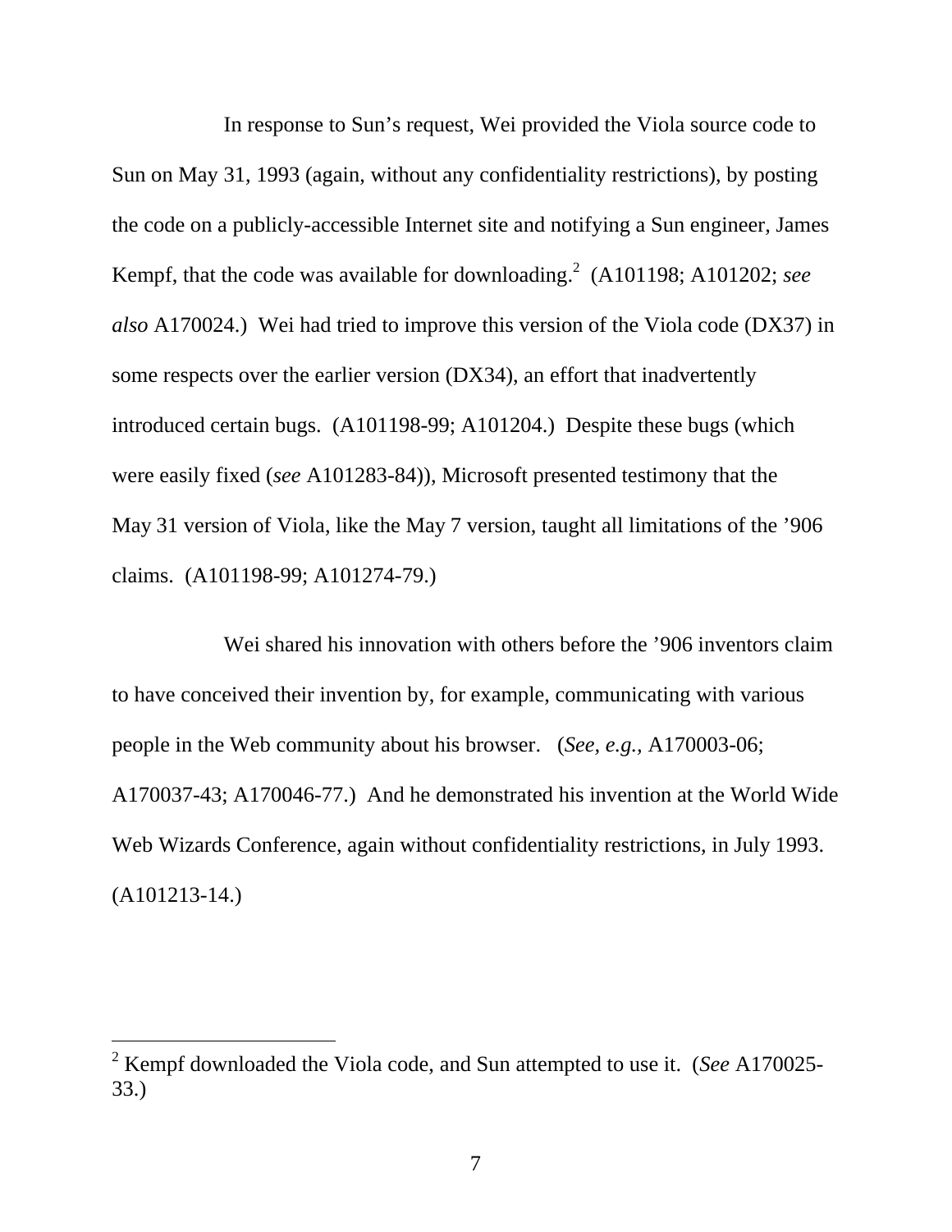In response to Sun's request, Wei provided the Viola source code to Sun on May 31, 1993 (again, without any confidentiality restrictions), by posting the code on a publicly-accessible Internet site and notifying a Sun engineer, James Kempf, that the code was available for downloading.[2] (A101198; A101202; *see also* A170024.) Wei had tried to improve this version of the Viola code (DX37) in some respects over the earlier version (DX34), an effort that inadvertently introduced certain bugs. (A101198-99; A101204.) Despite these bugs (which were easily fixed (*see* A101283-84)), Microsoft presented testimony that the May 31 version of Viola, like the May 7 version, taught all limitations of the '906 claims. (A101198-99; A101274-79.)

Wei shared his innovation with others before the '906 inventors claim to have conceived their invention by, for example, communicating with various people in the Web community about his browser. (*See, e.g.*, A170003-06; A170037-43; A170046-77.) And he demonstrated his invention at the World Wide Web Wizards Conference, again without confidentiality restrictions, in July 1993. (A101213-14.)

---

[2] Kempf downloaded the Viola code, and Sun attempted to use it. (*See* A170025-33.)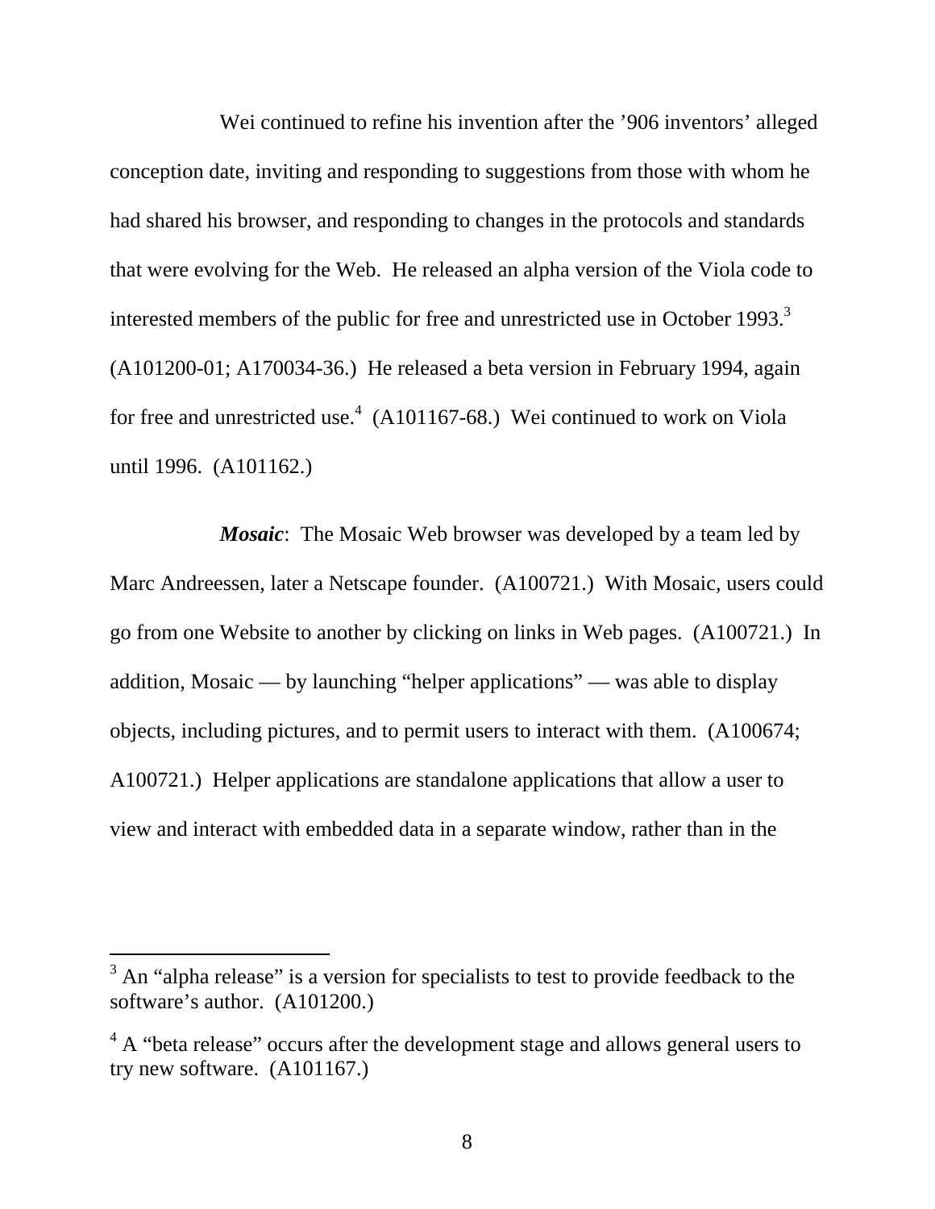Wei continued to refine his invention after the ’906 inventors’ alleged conception date, inviting and responding to suggestions from those with whom he had shared his browser, and responding to changes in the protocols and standards that were evolving for the Web. He released an alpha version of the Viola code to interested members of the public for free and unrestricted use in October 1993.[3] (A101200-01; A170034-36.) He released a beta version in February 1994, again for free and unrestricted use.[4] (A101167-68.) Wei continued to work on Viola until 1996. (A101162.)

***Mosaic***: The Mosaic Web browser was developed by a team led by Marc Andreessen, later a Netscape founder. (A100721.) With Mosaic, users could go from one Website to another by clicking on links in Web pages. (A100721.) In addition, Mosaic — by launching “helper applications” — was able to display objects, including pictures, and to permit users to interact with them. (A100674; A100721.) Helper applications are standalone applications that allow a user to view and interact with embedded data in a separate window, rather than in the

---

[3] An “alpha release” is a version for specialists to test to provide feedback to the software’s author. (A101200.)

[4] A “beta release” occurs after the development stage and allows general users to try new software. (A101167.)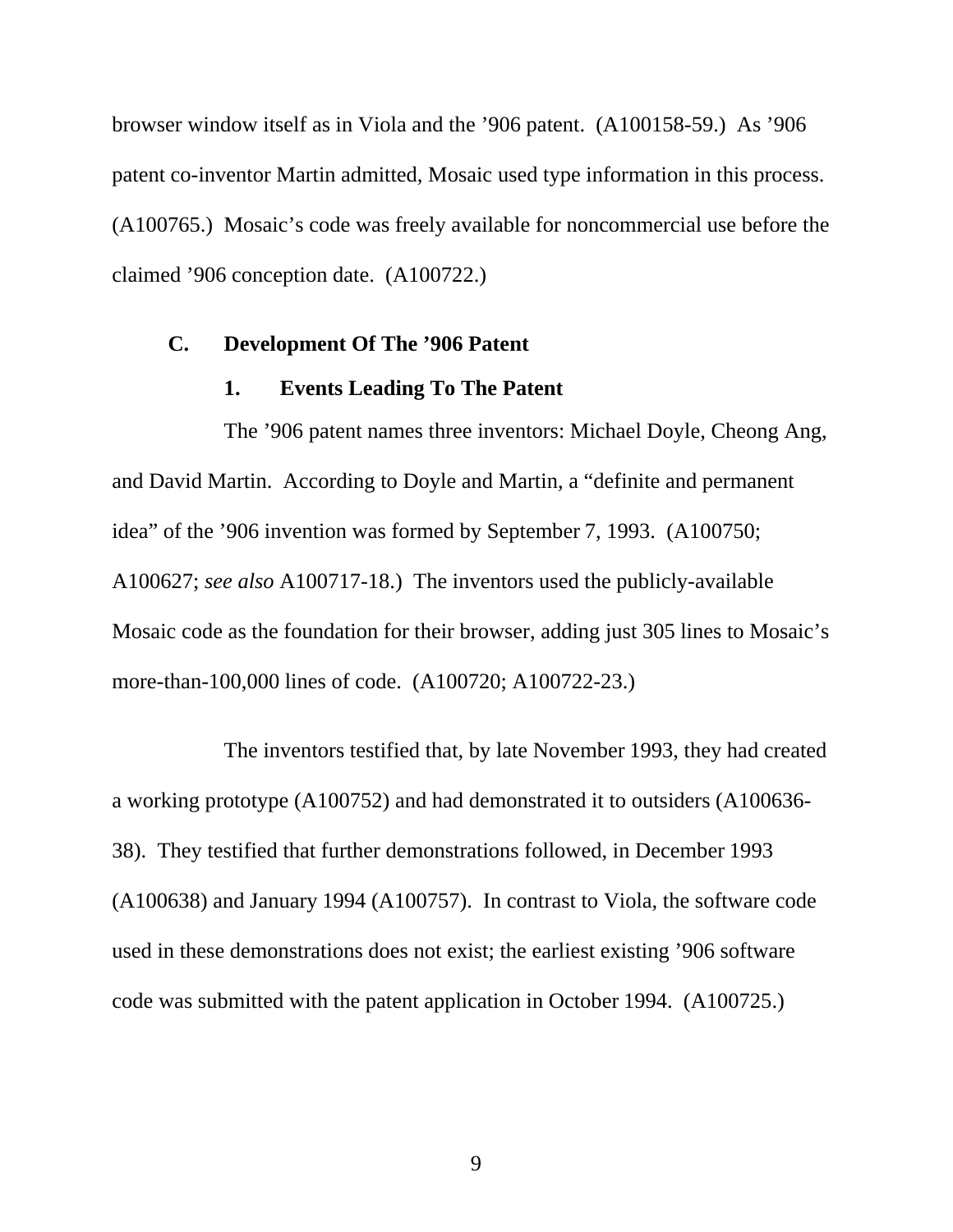browser window itself as in Viola and the ’906 patent. (A100158-59.) As ’906 patent co-inventor Martin admitted, Mosaic used type information in this process. (A100765.) Mosaic’s code was freely available for noncommercial use before the claimed ’906 conception date. (A100722.)

### C. Development Of The ’906 Patent

#### 1. Events Leading To The Patent

The ’906 patent names three inventors: Michael Doyle, Cheong Ang, and David Martin. According to Doyle and Martin, a “definite and permanent idea” of the ’906 invention was formed by September 7, 1993. (A100750; A100627; *see also* A100717-18.) The inventors used the publicly-available Mosaic code as the foundation for their browser, adding just 305 lines to Mosaic’s more-than-100,000 lines of code. (A100720; A100722-23.)

The inventors testified that, by late November 1993, they had created a working prototype (A100752) and had demonstrated it to outsiders (A100636-38). They testified that further demonstrations followed, in December 1993 (A100638) and January 1994 (A100757). In contrast to Viola, the software code used in these demonstrations does not exist; the earliest existing ’906 software code was submitted with the patent application in October 1994. (A100725.)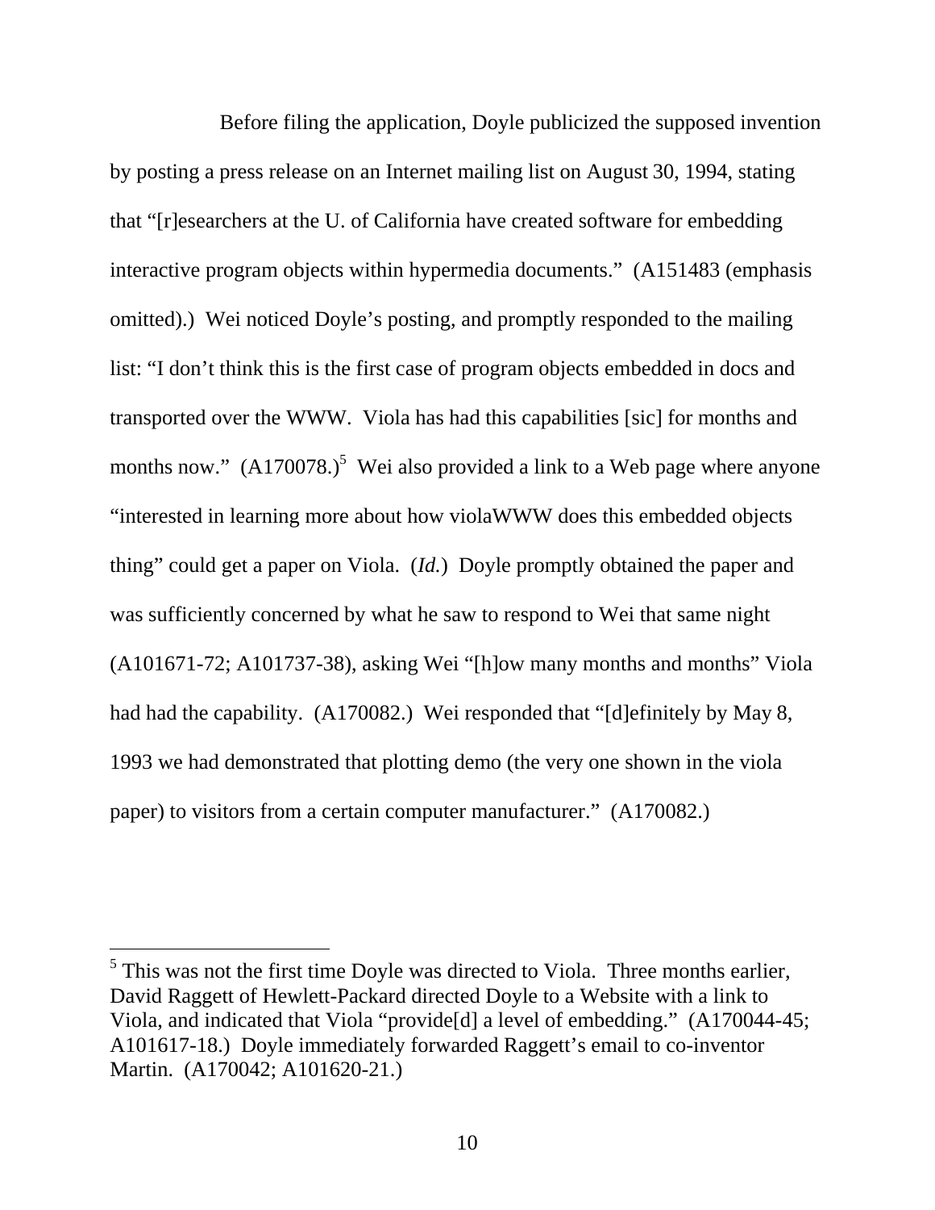Before filing the application, Doyle publicized the supposed invention by posting a press release on an Internet mailing list on August 30, 1994, stating that "[r]esearchers at the U. of California have created software for embedding interactive program objects within hypermedia documents." (A151483 (emphasis omitted).) Wei noticed Doyle's posting, and promptly responded to the mailing list: "I don't think this is the first case of program objects embedded in docs and transported over the WWW. Viola has had this capabilities [sic] for months and months now." (A170078.)[5] Wei also provided a link to a Web page where anyone "interested in learning more about how violaWWW does this embedded objects thing" could get a paper on Viola. (*Id.*) Doyle promptly obtained the paper and was sufficiently concerned by what he saw to respond to Wei that same night (A101671-72; A101737-38), asking Wei "[h]ow many months and months" Viola had had the capability. (A170082.) Wei responded that "[d]efinitely by May 8, 1993 we had demonstrated that plotting demo (the very one shown in the viola paper) to visitors from a certain computer manufacturer." (A170082.)

---

[5] This was not the first time Doyle was directed to Viola. Three months earlier, David Raggett of Hewlett-Packard directed Doyle to a Website with a link to Viola, and indicated that Viola "provide[d] a level of embedding." (A170044-45; A101617-18.) Doyle immediately forwarded Raggett's email to co-inventor Martin. (A170042; A101620-21.)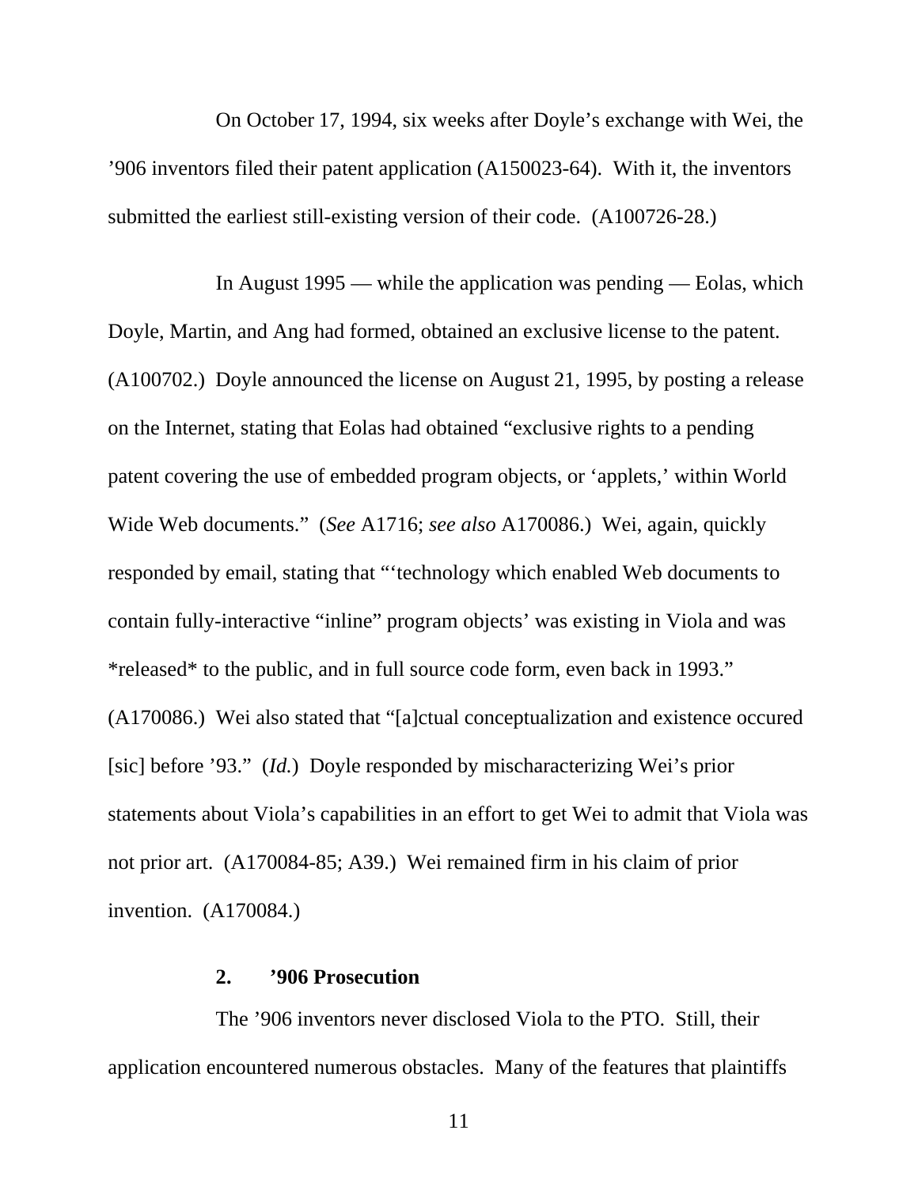On October 17, 1994, six weeks after Doyle's exchange with Wei, the '906 inventors filed their patent application (A150023-64). With it, the inventors submitted the earliest still-existing version of their code. (A100726-28.)

In August 1995 — while the application was pending — Eolas, which Doyle, Martin, and Ang had formed, obtained an exclusive license to the patent. (A100702.) Doyle announced the license on August 21, 1995, by posting a release on the Internet, stating that Eolas had obtained "exclusive rights to a pending patent covering the use of embedded program objects, or 'applets,' within World Wide Web documents." (*See* A1716; *see also* A170086.) Wei, again, quickly responded by email, stating that "'technology which enabled Web documents to contain fully-interactive "inline" program objects' was existing in Viola and was *released* to the public, and in full source code form, even back in 1993." (A170086.) Wei also stated that "[a]ctual conceptualization and existence occured [sic] before '93." (*Id.*) Doyle responded by mischaracterizing Wei's prior statements about Viola's capabilities in an effort to get Wei to admit that Viola was not prior art. (A170084-85; A39.) Wei remained firm in his claim of prior invention. (A170084.)

**2. '906 Prosecution**

The '906 inventors never disclosed Viola to the PTO. Still, their application encountered numerous obstacles. Many of the features that plaintiffs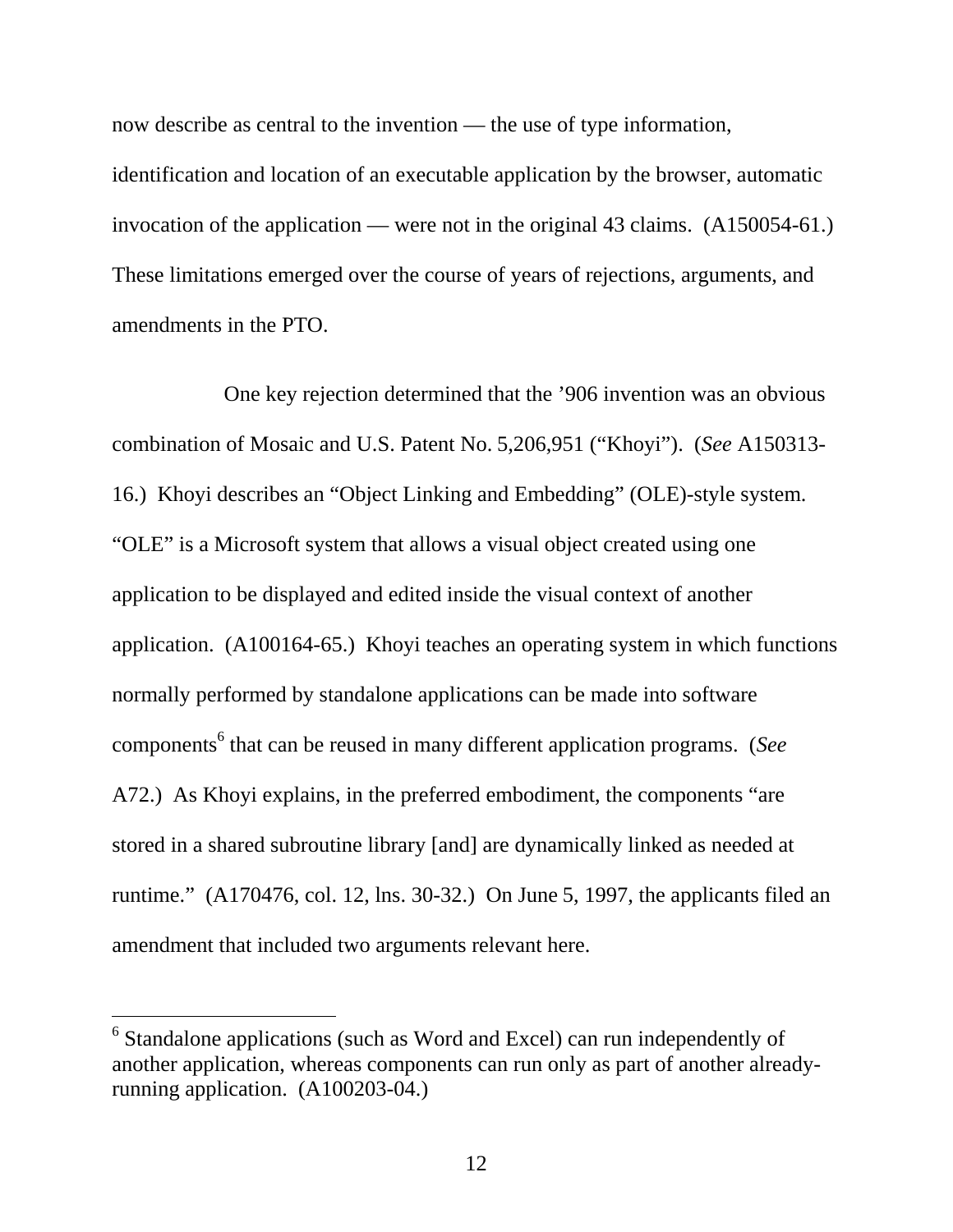now describe as central to the invention — the use of type information, identification and location of an executable application by the browser, automatic invocation of the application — were not in the original 43 claims. (A150054-61.) These limitations emerged over the course of years of rejections, arguments, and amendments in the PTO.

One key rejection determined that the ’906 invention was an obvious combination of Mosaic and U.S. Patent No. 5,206,951 (“Khoyi”). (*See* A150313-16.) Khoyi describes an “Object Linking and Embedding” (OLE)-style system. “OLE” is a Microsoft system that allows a visual object created using one application to be displayed and edited inside the visual context of another application. (A100164-65.) Khoyi teaches an operating system in which functions normally performed by standalone applications can be made into software components[6] that can be reused in many different application programs. (*See* A72.) As Khoyi explains, in the preferred embodiment, the components “are stored in a shared subroutine library [and] are dynamically linked as needed at runtime.” (A170476, col. 12, lns. 30-32.) On June 5, 1997, the applicants filed an amendment that included two arguments relevant here.

---

[6] Standalone applications (such as Word and Excel) can run independently of another application, whereas components can run only as part of another already-running application. (A100203-04.)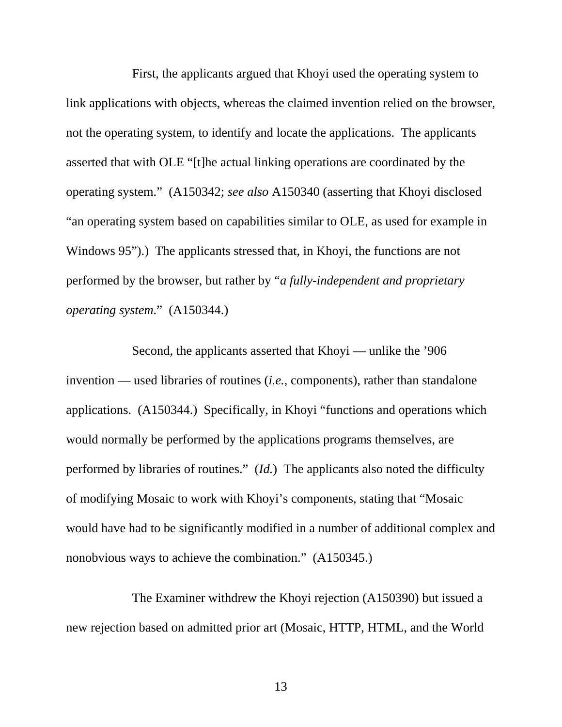First, the applicants argued that Khoyi used the operating system to link applications with objects, whereas the claimed invention relied on the browser, not the operating system, to identify and locate the applications. The applicants asserted that with OLE "[t]he actual linking operations are coordinated by the operating system." (A150342; *see also* A150340 (asserting that Khoyi disclosed "an operating system based on capabilities similar to OLE, as used for example in Windows 95").) The applicants stressed that, in Khoyi, the functions are not performed by the browser, but rather by "*a fully-independent and proprietary operating system*." (A150344.)

Second, the applicants asserted that Khoyi — unlike the '906 invention — used libraries of routines (*i.e.*, components), rather than standalone applications. (A150344.) Specifically, in Khoyi "functions and operations which would normally be performed by the applications programs themselves, are performed by libraries of routines." (*Id.*) The applicants also noted the difficulty of modifying Mosaic to work with Khoyi's components, stating that "Mosaic would have had to be significantly modified in a number of additional complex and nonobvious ways to achieve the combination." (A150345.)

The Examiner withdrew the Khoyi rejection (A150390) but issued a new rejection based on admitted prior art (Mosaic, HTTP, HTML, and the World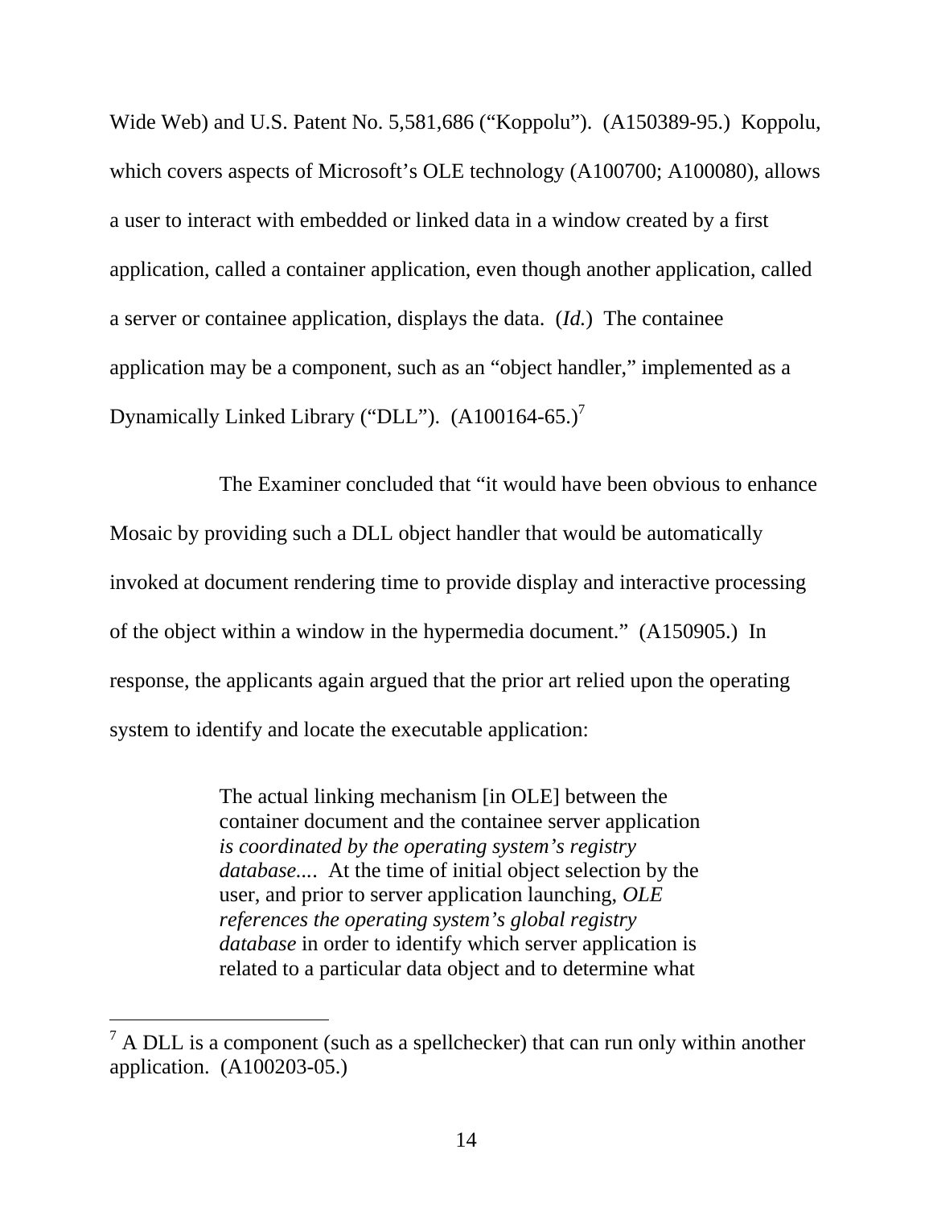Wide Web) and U.S. Patent No. 5,581,686 ("Koppolu"). (A150389-95.) Koppolu, which covers aspects of Microsoft's OLE technology (A100700; A100080), allows a user to interact with embedded or linked data in a window created by a first application, called a container application, even though another application, called a server or containee application, displays the data. (*Id.*) The containee application may be a component, such as an "object handler," implemented as a Dynamically Linked Library ("DLL"). (A100164-65.)[7]

The Examiner concluded that "it would have been obvious to enhance Mosaic by providing such a DLL object handler that would be automatically invoked at document rendering time to provide display and interactive processing of the object within a window in the hypermedia document." (A150905.) In response, the applicants again argued that the prior art relied upon the operating system to identify and locate the executable application:

> The actual linking mechanism [in OLE] between the container document and the containee server application *is coordinated by the operating system's registry database*.... At the time of initial object selection by the user, and prior to server application launching, *OLE references the operating system's global registry database* in order to identify which server application is related to a particular data object and to determine what

---

[7] A DLL is a component (such as a spellchecker) that can run only within another application. (A100203-05.)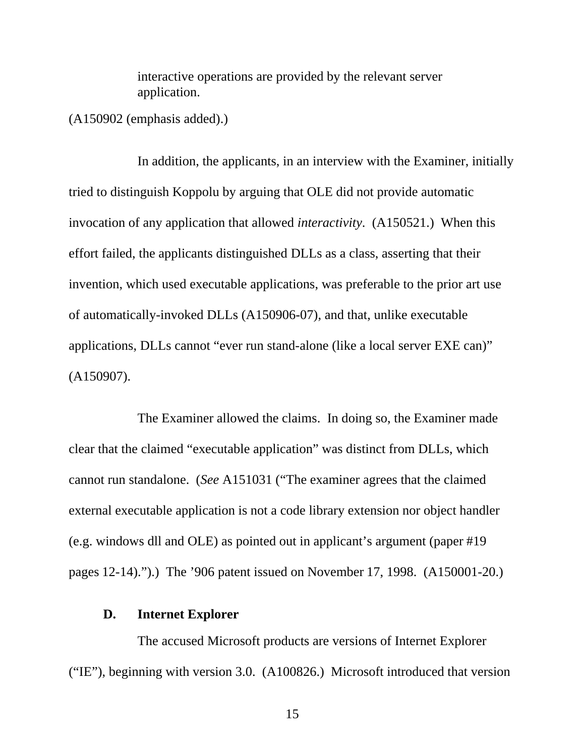> interactive operations are provided by the relevant server application.

(A150902 (emphasis added).)

In addition, the applicants, in an interview with the Examiner, initially tried to distinguish Koppolu by arguing that OLE did not provide automatic invocation of any application that allowed *interactivity*. (A150521.) When this effort failed, the applicants distinguished DLLs as a class, asserting that their invention, which used executable applications, was preferable to the prior art use of automatically-invoked DLLs (A150906-07), and that, unlike executable applications, DLLs cannot "ever run stand-alone (like a local server EXE can)" (A150907).

The Examiner allowed the claims. In doing so, the Examiner made clear that the claimed "executable application" was distinct from DLLs, which cannot run standalone. (*See* A151031 ("The examiner agrees that the claimed external executable application is not a code library extension nor object handler (e.g. windows dll and OLE) as pointed out in applicant's argument (paper #19 pages 12-14).").) The '906 patent issued on November 17, 1998. (A150001-20.)

### D. Internet Explorer

The accused Microsoft products are versions of Internet Explorer ("IE"), beginning with version 3.0. (A100826.) Microsoft introduced that version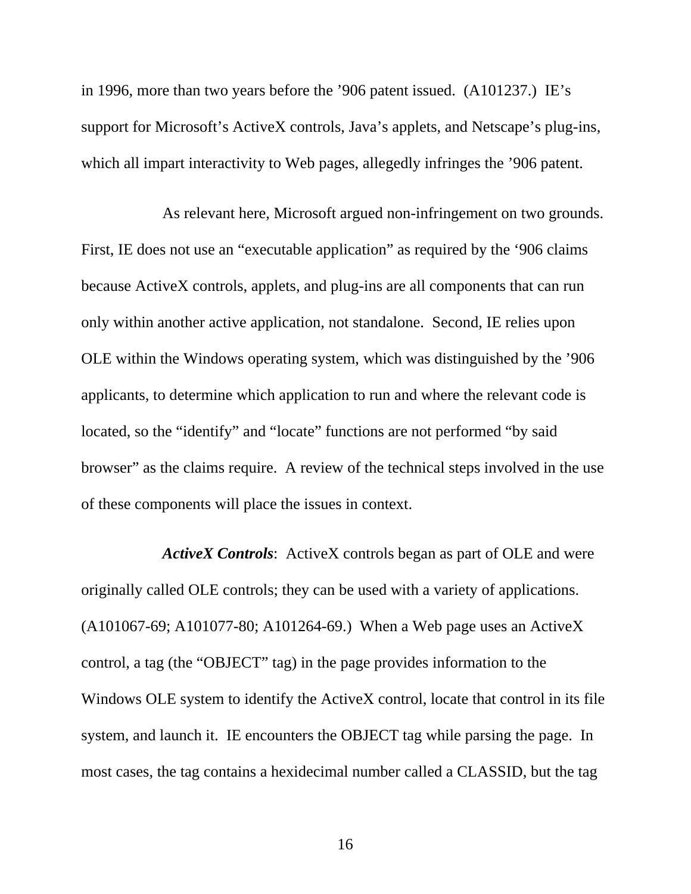in 1996, more than two years before the ’906 patent issued. (A101237.) IE’s support for Microsoft’s ActiveX controls, Java’s applets, and Netscape’s plug-ins, which all impart interactivity to Web pages, allegedly infringes the ’906 patent.

As relevant here, Microsoft argued non-infringement on two grounds. First, IE does not use an “executable application” as required by the ‘906 claims because ActiveX controls, applets, and plug-ins are all components that can run only within another active application, not standalone. Second, IE relies upon OLE within the Windows operating system, which was distinguished by the ’906 applicants, to determine which application to run and where the relevant code is located, so the “identify” and “locate” functions are not performed “by said browser” as the claims require. A review of the technical steps involved in the use of these components will place the issues in context.

***ActiveX Controls***: ActiveX controls began as part of OLE and were originally called OLE controls; they can be used with a variety of applications. (A101067-69; A101077-80; A101264-69.) When a Web page uses an ActiveX control, a tag (the “OBJECT” tag) in the page provides information to the Windows OLE system to identify the ActiveX control, locate that control in its file system, and launch it. IE encounters the OBJECT tag while parsing the page. In most cases, the tag contains a hexidecimal number called a CLASSID, but the tag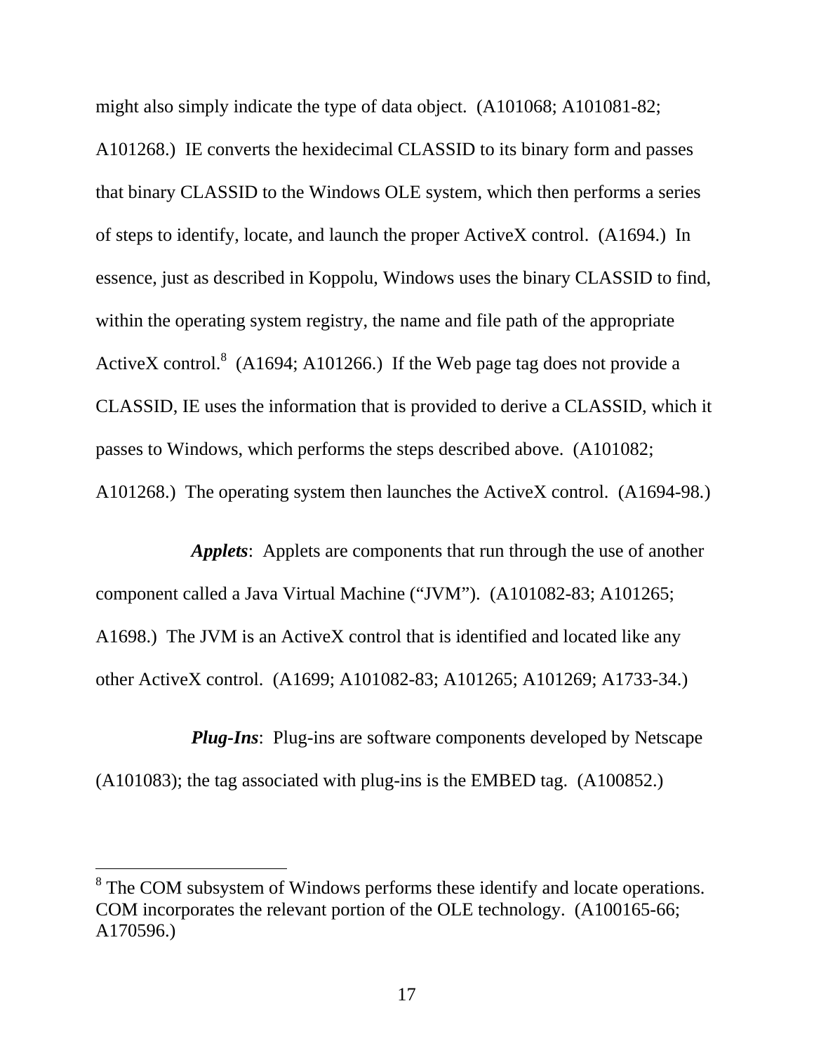might also simply indicate the type of data object. (A101068; A101081-82; A101268.) IE converts the hexidecimal CLASSID to its binary form and passes that binary CLASSID to the Windows OLE system, which then performs a series of steps to identify, locate, and launch the proper ActiveX control. (A1694.) In essence, just as described in Koppolu, Windows uses the binary CLASSID to find, within the operating system registry, the name and file path of the appropriate ActiveX control.[8] (A1694; A101266.) If the Web page tag does not provide a CLASSID, IE uses the information that is provided to derive a CLASSID, which it passes to Windows, which performs the steps described above. (A101082; A101268.) The operating system then launches the ActiveX control. (A1694-98.)

***Applets***: Applets are components that run through the use of another component called a Java Virtual Machine ("JVM"). (A101082-83; A101265; A1698.) The JVM is an ActiveX control that is identified and located like any other ActiveX control. (A1699; A101082-83; A101265; A101269; A1733-34.)

***Plug-Ins***: Plug-ins are software components developed by Netscape (A101083); the tag associated with plug-ins is the EMBED tag. (A100852.)

---

[8] The COM subsystem of Windows performs these identify and locate operations. COM incorporates the relevant portion of the OLE technology. (A100165-66; A170596.)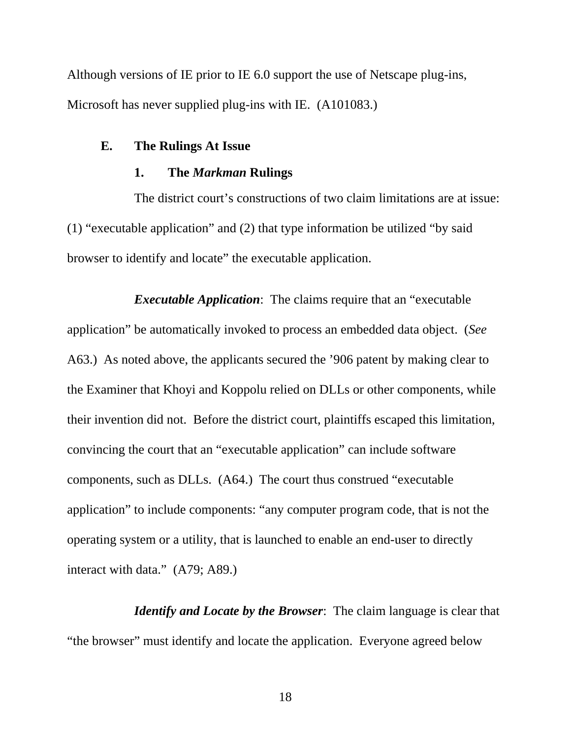Although versions of IE prior to IE 6.0 support the use of Netscape plug-ins, Microsoft has never supplied plug-ins with IE. (A101083.)

### E. The Rulings At Issue

#### 1. The *Markman* Rulings

The district court's constructions of two claim limitations are at issue: (1) "executable application" and (2) that type information be utilized "by said browser to identify and locate" the executable application.

***Executable Application***: The claims require that an "executable application" be automatically invoked to process an embedded data object. (*See* A63.) As noted above, the applicants secured the '906 patent by making clear to the Examiner that Khoyi and Koppolu relied on DLLs or other components, while their invention did not. Before the district court, plaintiffs escaped this limitation, convincing the court that an "executable application" can include software components, such as DLLs. (A64.) The court thus construed "executable application" to include components: "any computer program code, that is not the operating system or a utility, that is launched to enable an end-user to directly interact with data." (A79; A89.)

***Identify and Locate by the Browser***: The claim language is clear that "the browser" must identify and locate the application. Everyone agreed below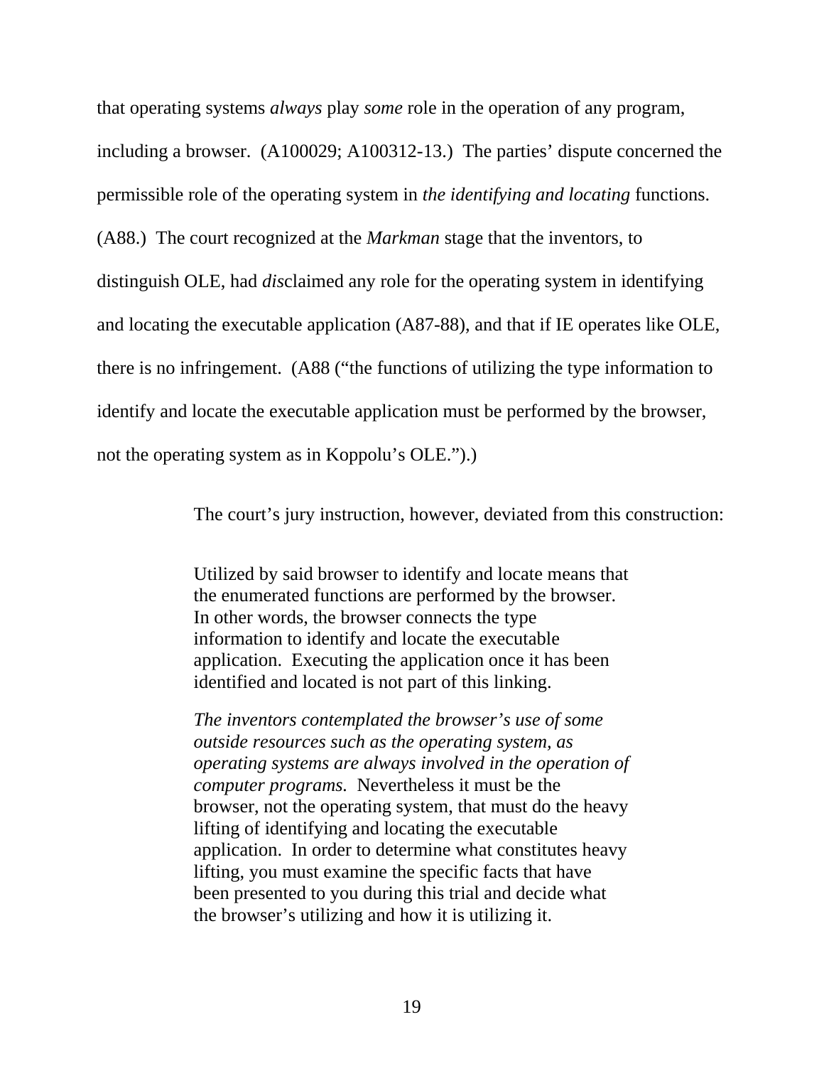that operating systems *always* play *some* role in the operation of any program, including a browser. (A100029; A100312-13.) The parties' dispute concerned the permissible role of the operating system in *the identifying and locating* functions. (A88.) The court recognized at the *Markman* stage that the inventors, to distinguish OLE, had *dis*claimed any role for the operating system in identifying and locating the executable application (A87-88), and that if IE operates like OLE, there is no infringement. (A88 ("the functions of utilizing the type information to identify and locate the executable application must be performed by the browser, not the operating system as in Koppolu's OLE.").)

The court's jury instruction, however, deviated from this construction:

> Utilized by said browser to identify and locate means that the enumerated functions are performed by the browser. In other words, the browser connects the type information to identify and locate the executable application. Executing the application once it has been identified and located is not part of this linking.
>
> *The inventors contemplated the browser's use of some outside resources such as the operating system, as operating systems are always involved in the operation of computer programs.* Nevertheless it must be the browser, not the operating system, that must do the heavy lifting of identifying and locating the executable application. In order to determine what constitutes heavy lifting, you must examine the specific facts that have been presented to you during this trial and decide what the browser's utilizing and how it is utilizing it.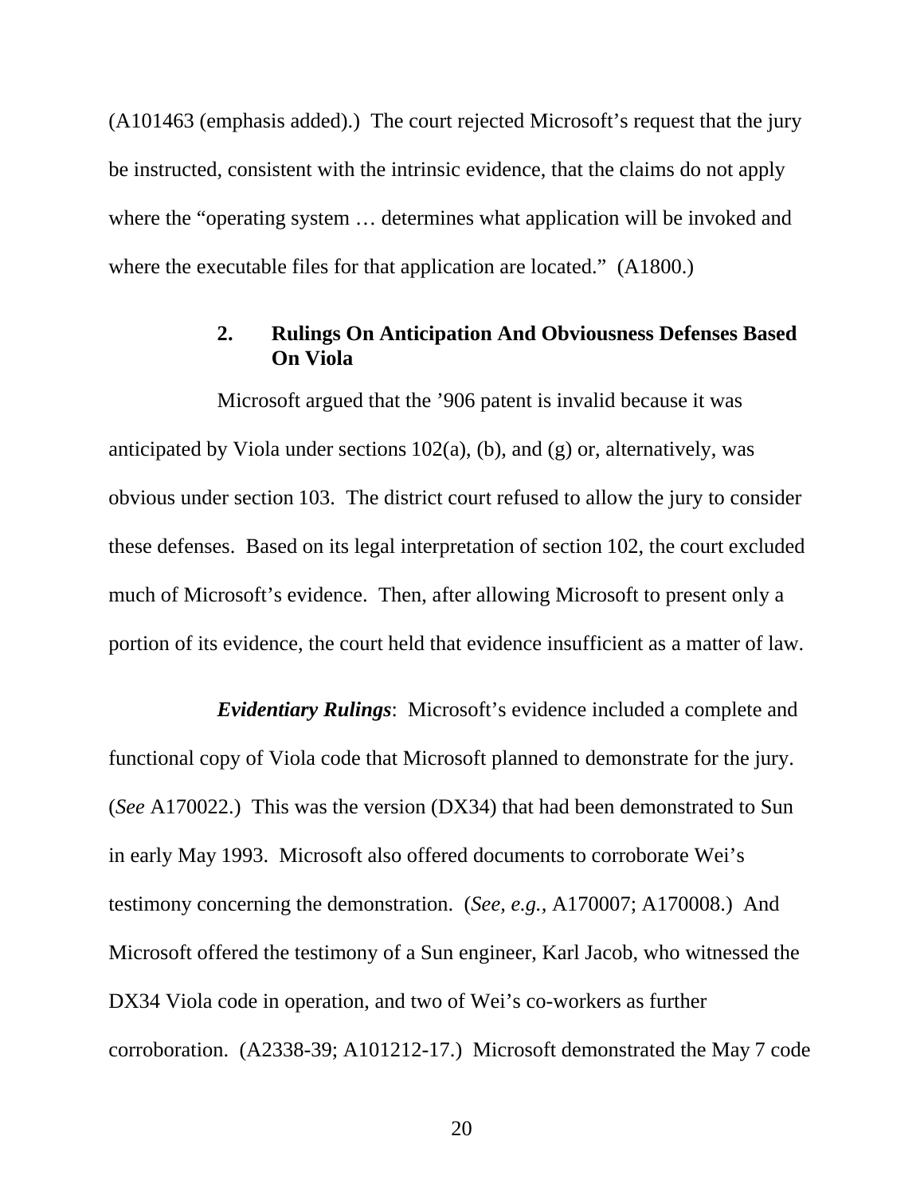(A101463 (emphasis added).) The court rejected Microsoft's request that the jury be instructed, consistent with the intrinsic evidence, that the claims do not apply where the "operating system … determines what application will be invoked and where the executable files for that application are located." (A1800.)

### 2. Rulings On Anticipation And Obviousness Defenses Based On Viola

Microsoft argued that the '906 patent is invalid because it was anticipated by Viola under sections 102(a), (b), and (g) or, alternatively, was obvious under section 103. The district court refused to allow the jury to consider these defenses. Based on its legal interpretation of section 102, the court excluded much of Microsoft's evidence. Then, after allowing Microsoft to present only a portion of its evidence, the court held that evidence insufficient as a matter of law.

***Evidentiary Rulings***: Microsoft's evidence included a complete and functional copy of Viola code that Microsoft planned to demonstrate for the jury. (*See* A170022.) This was the version (DX34) that had been demonstrated to Sun in early May 1993. Microsoft also offered documents to corroborate Wei's testimony concerning the demonstration. (*See, e.g.*, A170007; A170008.) And Microsoft offered the testimony of a Sun engineer, Karl Jacob, who witnessed the DX34 Viola code in operation, and two of Wei's co-workers as further corroboration. (A2338-39; A101212-17.) Microsoft demonstrated the May 7 code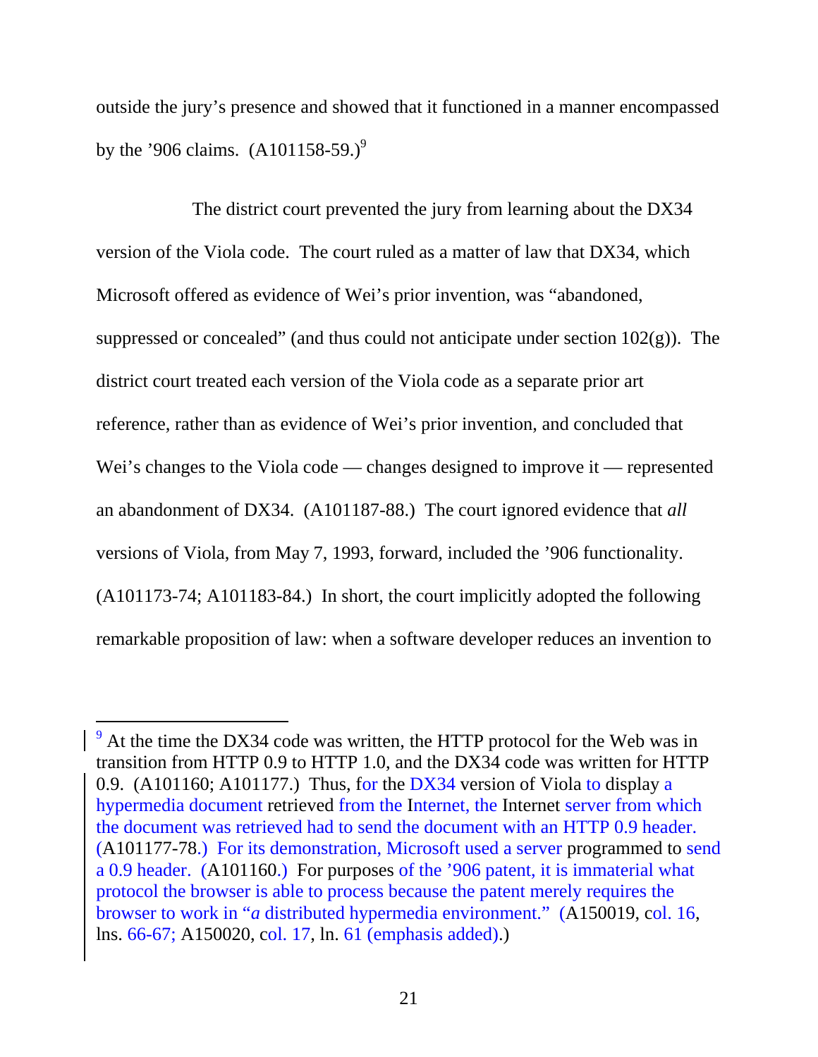outside the jury's presence and showed that it functioned in a manner encompassed by the '906 claims. (A101158-59.)[9]

The district court prevented the jury from learning about the DX34 version of the Viola code. The court ruled as a matter of law that DX34, which Microsoft offered as evidence of Wei's prior invention, was "abandoned, suppressed or concealed" (and thus could not anticipate under section 102(g)). The district court treated each version of the Viola code as a separate prior art reference, rather than as evidence of Wei's prior invention, and concluded that Wei's changes to the Viola code — changes designed to improve it — represented an abandonment of DX34. (A101187-88.) The court ignored evidence that *all* versions of Viola, from May 7, 1993, forward, included the '906 functionality. (A101173-74; A101183-84.) In short, the court implicitly adopted the following remarkable proposition of law: when a software developer reduces an invention to

---

[9] At the time the DX34 code was written, the HTTP protocol for the Web was in transition from HTTP 0.9 to HTTP 1.0, and the DX34 code was written for HTTP 0.9. (A101160; A101177.) Thus, for the DX34 version of Viola to display a hypermedia document retrieved from the Internet, the Internet server from which the document was retrieved had to send the document with an HTTP 0.9 header. (A101177-78.) For its demonstration, Microsoft used a server programmed to send a 0.9 header. (A101160.) For purposes of the '906 patent, it is immaterial what protocol the browser is able to process because the patent merely requires the browser to work in "*a* distributed hypermedia environment." (A150019, col. 16, lns. 66-67; A150020, col. 17, ln. 61 (emphasis added).)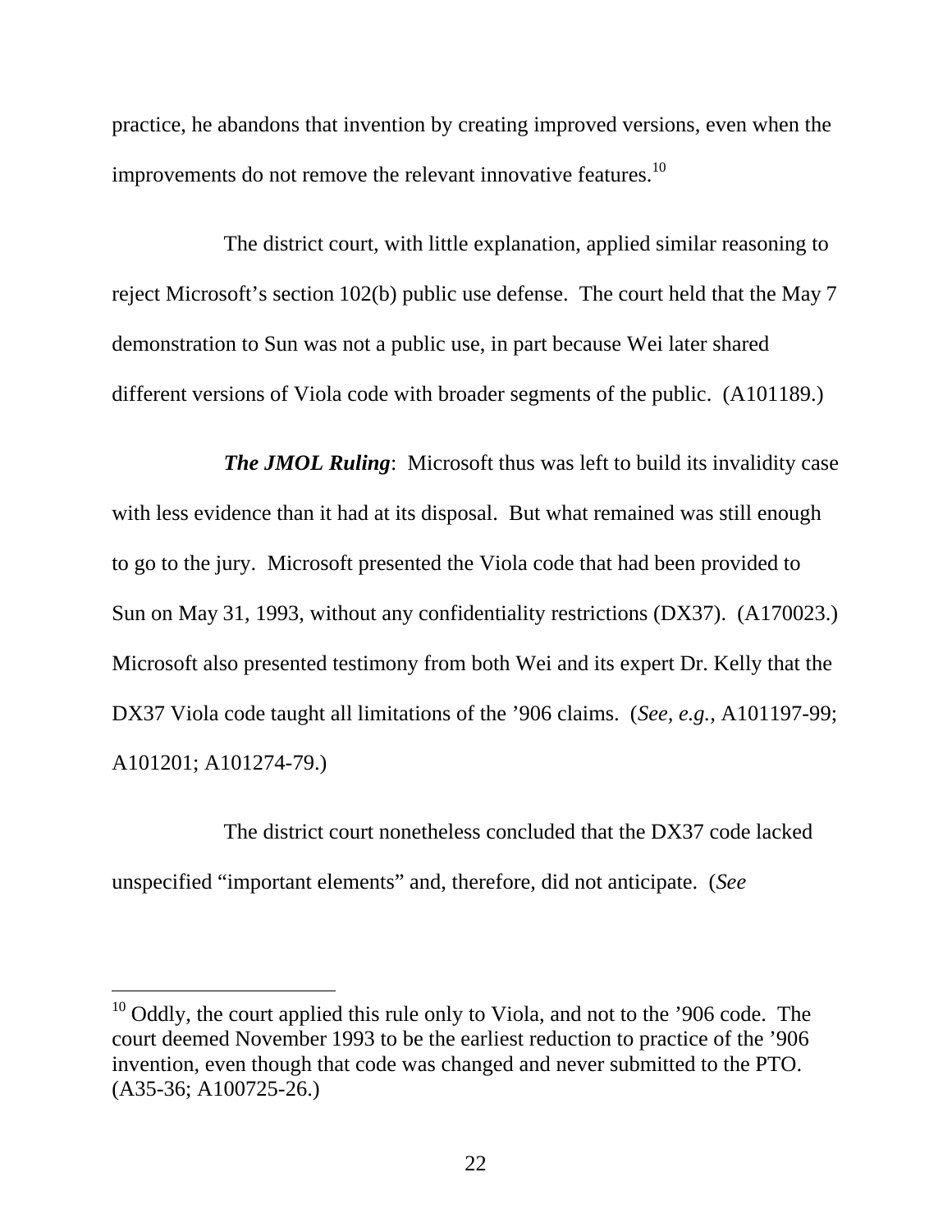practice, he abandons that invention by creating improved versions, even when the improvements do not remove the relevant innovative features.[10]

The district court, with little explanation, applied similar reasoning to reject Microsoft's section 102(b) public use defense. The court held that the May 7 demonstration to Sun was not a public use, in part because Wei later shared different versions of Viola code with broader segments of the public. (A101189.)

***The JMOL Ruling***: Microsoft thus was left to build its invalidity case with less evidence than it had at its disposal. But what remained was still enough to go to the jury. Microsoft presented the Viola code that had been provided to Sun on May 31, 1993, without any confidentiality restrictions (DX37). (A170023.) Microsoft also presented testimony from both Wei and its expert Dr. Kelly that the DX37 Viola code taught all limitations of the '906 claims. (*See, e.g.,* A101197-99; A101201; A101274-79.)

The district court nonetheless concluded that the DX37 code lacked unspecified "important elements" and, therefore, did not anticipate. (*See*

---

[10] Oddly, the court applied this rule only to Viola, and not to the '906 code. The court deemed November 1993 to be the earliest reduction to practice of the '906 invention, even though that code was changed and never submitted to the PTO. (A35-36; A100725-26.)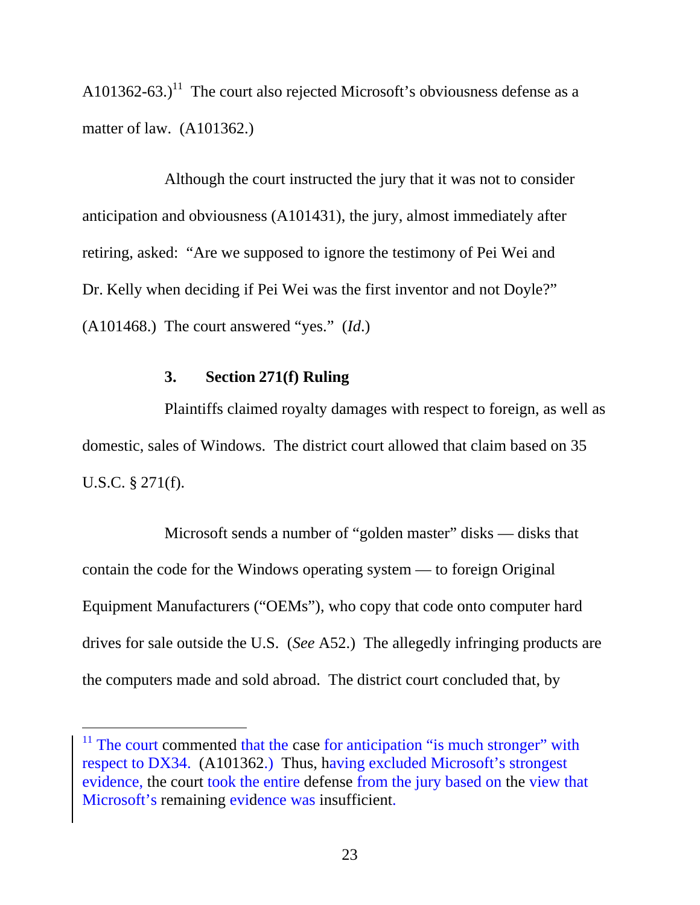A101362-63.)[11] The court also rejected Microsoft's obviousness defense as a matter of law. (A101362.)

Although the court instructed the jury that it was not to consider anticipation and obviousness (A101431), the jury, almost immediately after retiring, asked: "Are we supposed to ignore the testimony of Pei Wei and Dr. Kelly when deciding if Pei Wei was the first inventor and not Doyle?" (A101468.) The court answered "yes." (*Id*.)

### 3. Section 271(f) Ruling

Plaintiffs claimed royalty damages with respect to foreign, as well as domestic, sales of Windows. The district court allowed that claim based on 35 U.S.C. § 271(f).

Microsoft sends a number of "golden master" disks — disks that contain the code for the Windows operating system — to foreign Original Equipment Manufacturers ("OEMs"), who copy that code onto computer hard drives for sale outside the U.S. (*See* A52.) The allegedly infringing products are the computers made and sold abroad. The district court concluded that, by

---

[11] The court commented that the case for anticipation "is much stronger" with respect to DX34. (A101362.) Thus, having excluded Microsoft's strongest evidence, the court took the entire defense from the jury based on the view that Microsoft's remaining evidence was insufficient.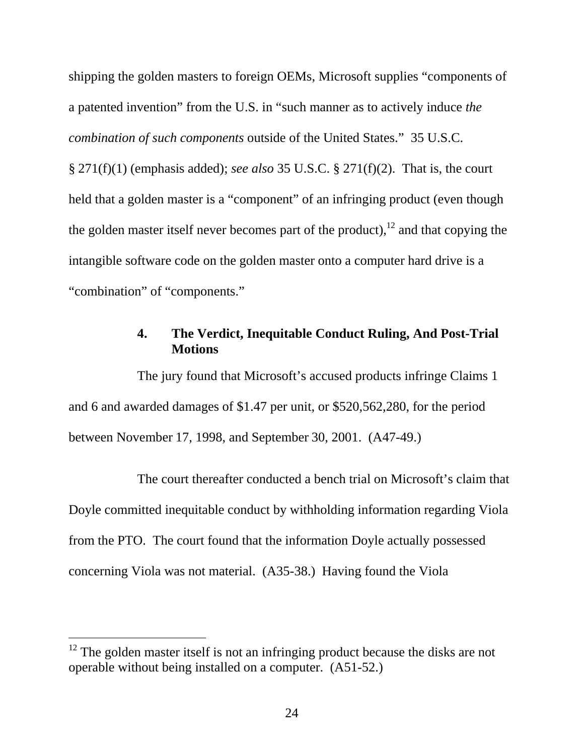shipping the golden masters to foreign OEMs, Microsoft supplies "components of a patented invention" from the U.S. in "such manner as to actively induce *the combination of such components* outside of the United States." 35 U.S.C. § 271(f)(1) (emphasis added); *see also* 35 U.S.C. § 271(f)(2). That is, the court held that a golden master is a "component" of an infringing product (even though the golden master itself never becomes part of the product),[12] and that copying the intangible software code on the golden master onto a computer hard drive is a "combination" of "components."

#### 4. The Verdict, Inequitable Conduct Ruling, And Post-Trial Motions

The jury found that Microsoft's accused products infringe Claims 1 and 6 and awarded damages of $1.47 per unit, or $520,562,280, for the period between November 17, 1998, and September 30, 2001. (A47-49.)

The court thereafter conducted a bench trial on Microsoft's claim that Doyle committed inequitable conduct by withholding information regarding Viola from the PTO. The court found that the information Doyle actually possessed concerning Viola was not material. (A35-38.) Having found the Viola

---

[12] The golden master itself is not an infringing product because the disks are not operable without being installed on a computer. (A51-52.)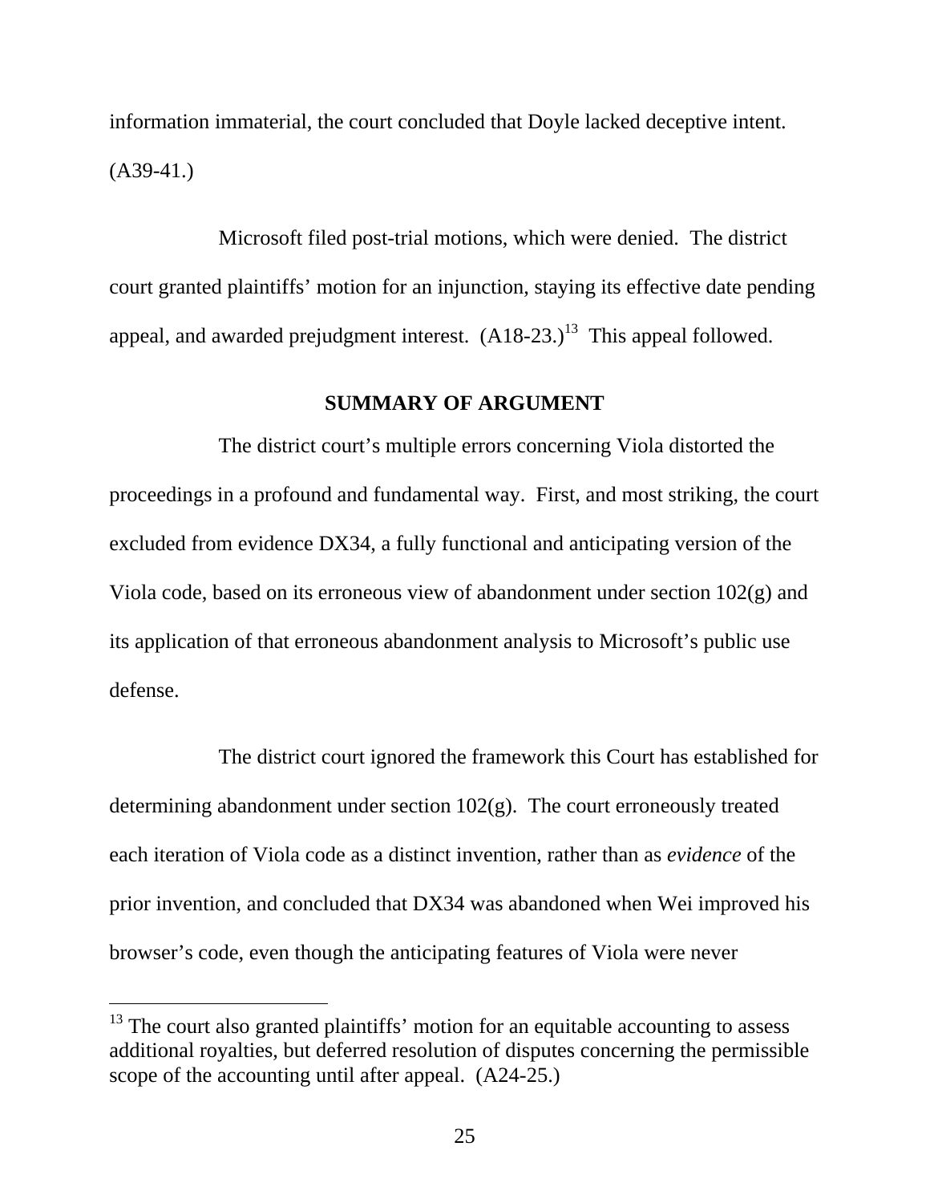information immaterial, the court concluded that Doyle lacked deceptive intent. (A39-41.)

Microsoft filed post-trial motions, which were denied. The district court granted plaintiffs' motion for an injunction, staying its effective date pending appeal, and awarded prejudgment interest. (A18-23.)[13] This appeal followed.

## SUMMARY OF ARGUMENT

The district court's multiple errors concerning Viola distorted the proceedings in a profound and fundamental way. First, and most striking, the court excluded from evidence DX34, a fully functional and anticipating version of the Viola code, based on its erroneous view of abandonment under section 102(g) and its application of that erroneous abandonment analysis to Microsoft's public use defense.

The district court ignored the framework this Court has established for determining abandonment under section 102(g). The court erroneously treated each iteration of Viola code as a distinct invention, rather than as *evidence* of the prior invention, and concluded that DX34 was abandoned when Wei improved his browser's code, even though the anticipating features of Viola were never

[13] The court also granted plaintiffs' motion for an equitable accounting to assess additional royalties, but deferred resolution of disputes concerning the permissible scope of the accounting until after appeal. (A24-25.)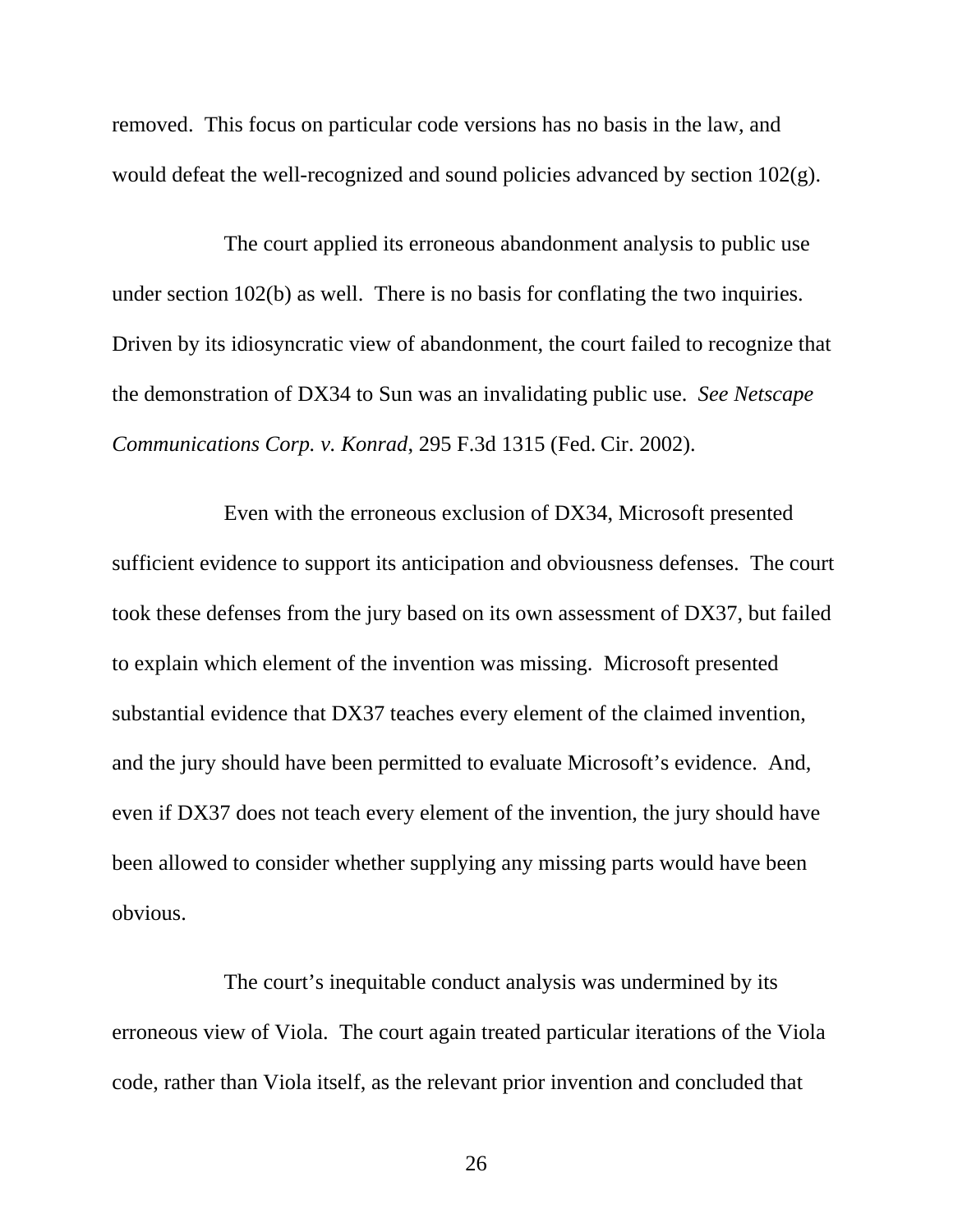removed. This focus on particular code versions has no basis in the law, and would defeat the well-recognized and sound policies advanced by section 102(g).

The court applied its erroneous abandonment analysis to public use under section 102(b) as well. There is no basis for conflating the two inquiries. Driven by its idiosyncratic view of abandonment, the court failed to recognize that the demonstration of DX34 to Sun was an invalidating public use. *See Netscape Communications Corp. v. Konrad*, 295 F.3d 1315 (Fed. Cir. 2002).

Even with the erroneous exclusion of DX34, Microsoft presented sufficient evidence to support its anticipation and obviousness defenses. The court took these defenses from the jury based on its own assessment of DX37, but failed to explain which element of the invention was missing. Microsoft presented substantial evidence that DX37 teaches every element of the claimed invention, and the jury should have been permitted to evaluate Microsoft's evidence. And, even if DX37 does not teach every element of the invention, the jury should have been allowed to consider whether supplying any missing parts would have been obvious.

The court's inequitable conduct analysis was undermined by its erroneous view of Viola. The court again treated particular iterations of the Viola code, rather than Viola itself, as the relevant prior invention and concluded that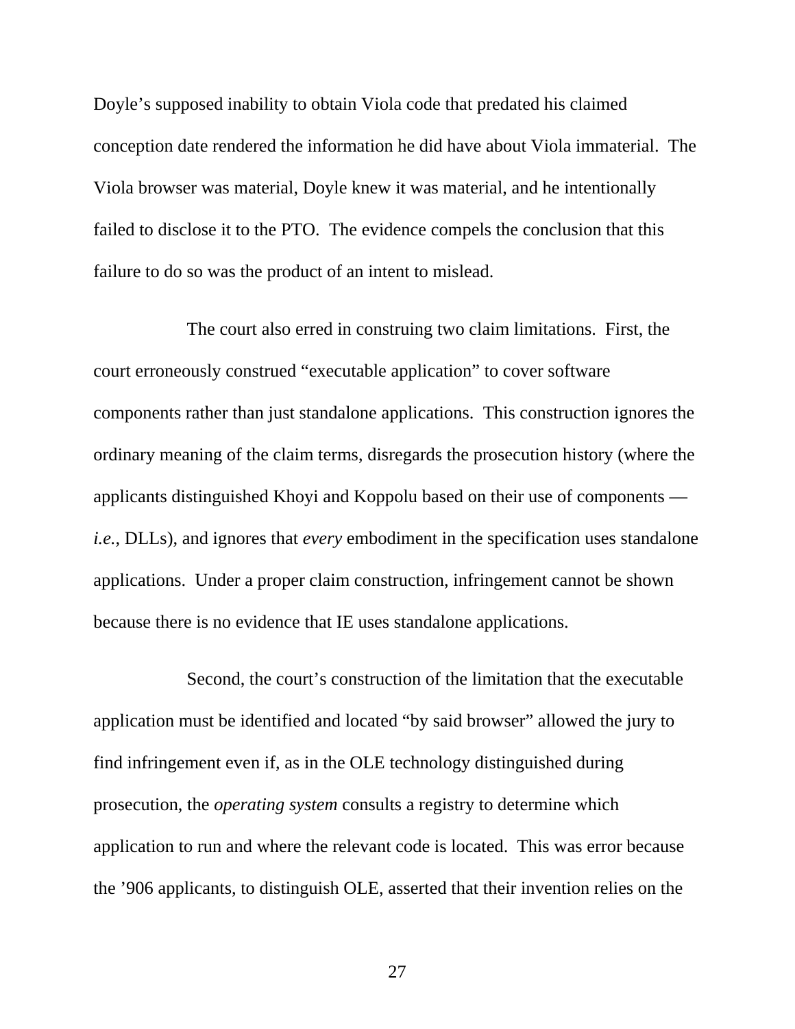Doyle's supposed inability to obtain Viola code that predated his claimed conception date rendered the information he did have about Viola immaterial. The Viola browser was material, Doyle knew it was material, and he intentionally failed to disclose it to the PTO. The evidence compels the conclusion that this failure to do so was the product of an intent to mislead.

The court also erred in construing two claim limitations. First, the court erroneously construed "executable application" to cover software components rather than just standalone applications. This construction ignores the ordinary meaning of the claim terms, disregards the prosecution history (where the applicants distinguished Khoyi and Koppolu based on their use of components — *i.e.*, DLLs), and ignores that *every* embodiment in the specification uses standalone applications. Under a proper claim construction, infringement cannot be shown because there is no evidence that IE uses standalone applications.

Second, the court's construction of the limitation that the executable application must be identified and located "by said browser" allowed the jury to find infringement even if, as in the OLE technology distinguished during prosecution, the *operating system* consults a registry to determine which application to run and where the relevant code is located. This was error because the '906 applicants, to distinguish OLE, asserted that their invention relies on the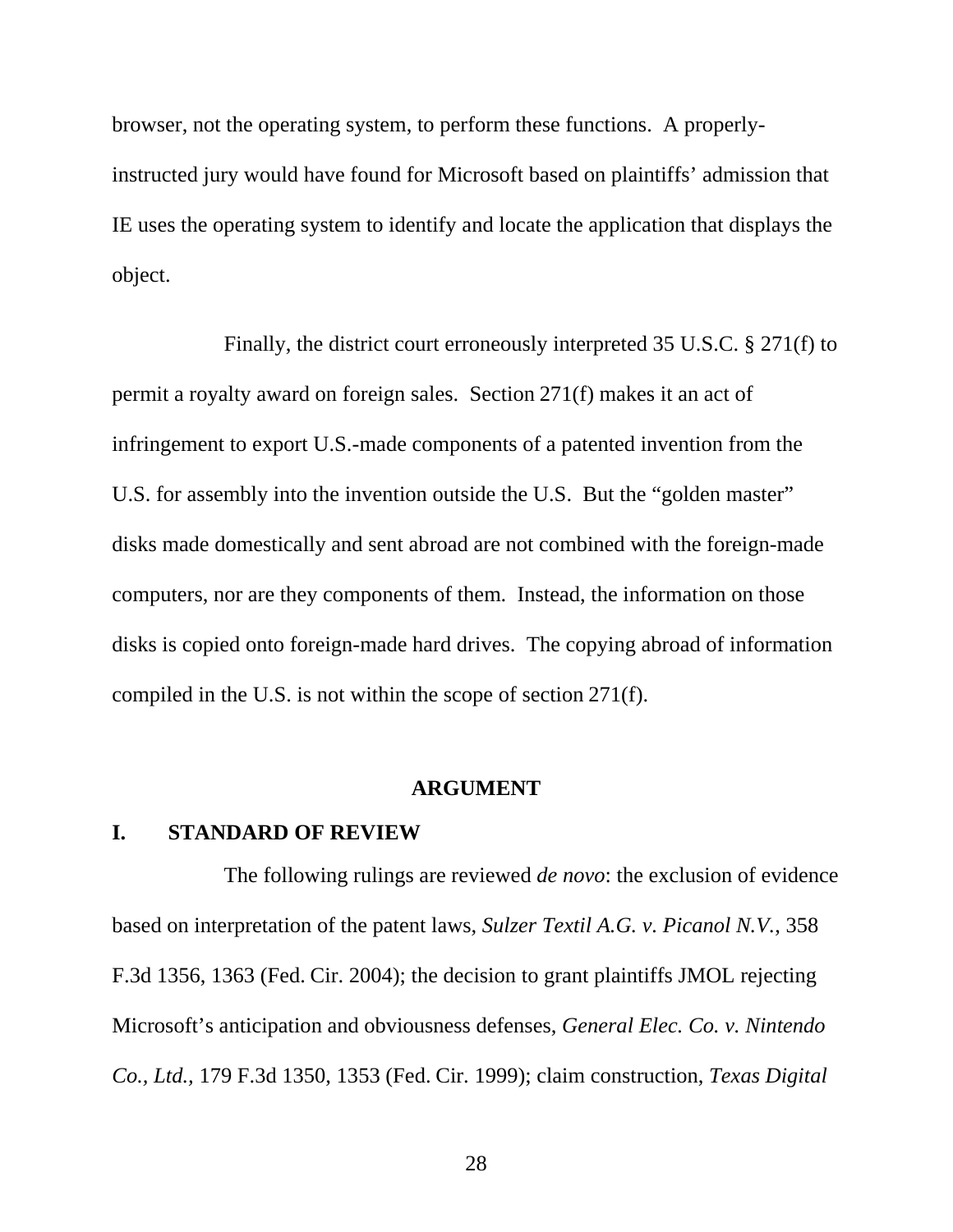browser, not the operating system, to perform these functions. A properly-instructed jury would have found for Microsoft based on plaintiffs' admission that IE uses the operating system to identify and locate the application that displays the object.

Finally, the district court erroneously interpreted 35 U.S.C. § 271(f) to permit a royalty award on foreign sales. Section 271(f) makes it an act of infringement to export U.S.-made components of a patented invention from the U.S. for assembly into the invention outside the U.S. But the "golden master" disks made domestically and sent abroad are not combined with the foreign-made computers, nor are they components of them. Instead, the information on those disks is copied onto foreign-made hard drives. The copying abroad of information compiled in the U.S. is not within the scope of section 271(f).

## ARGUMENT

### I. STANDARD OF REVIEW

The following rulings are reviewed *de novo*: the exclusion of evidence based on interpretation of the patent laws, *Sulzer Textil A.G. v. Picanol N.V.*, 358 F.3d 1356, 1363 (Fed. Cir. 2004); the decision to grant plaintiffs JMOL rejecting Microsoft's anticipation and obviousness defenses, *General Elec. Co. v. Nintendo Co., Ltd.*, 179 F.3d 1350, 1353 (Fed. Cir. 1999); claim construction, *Texas Digital*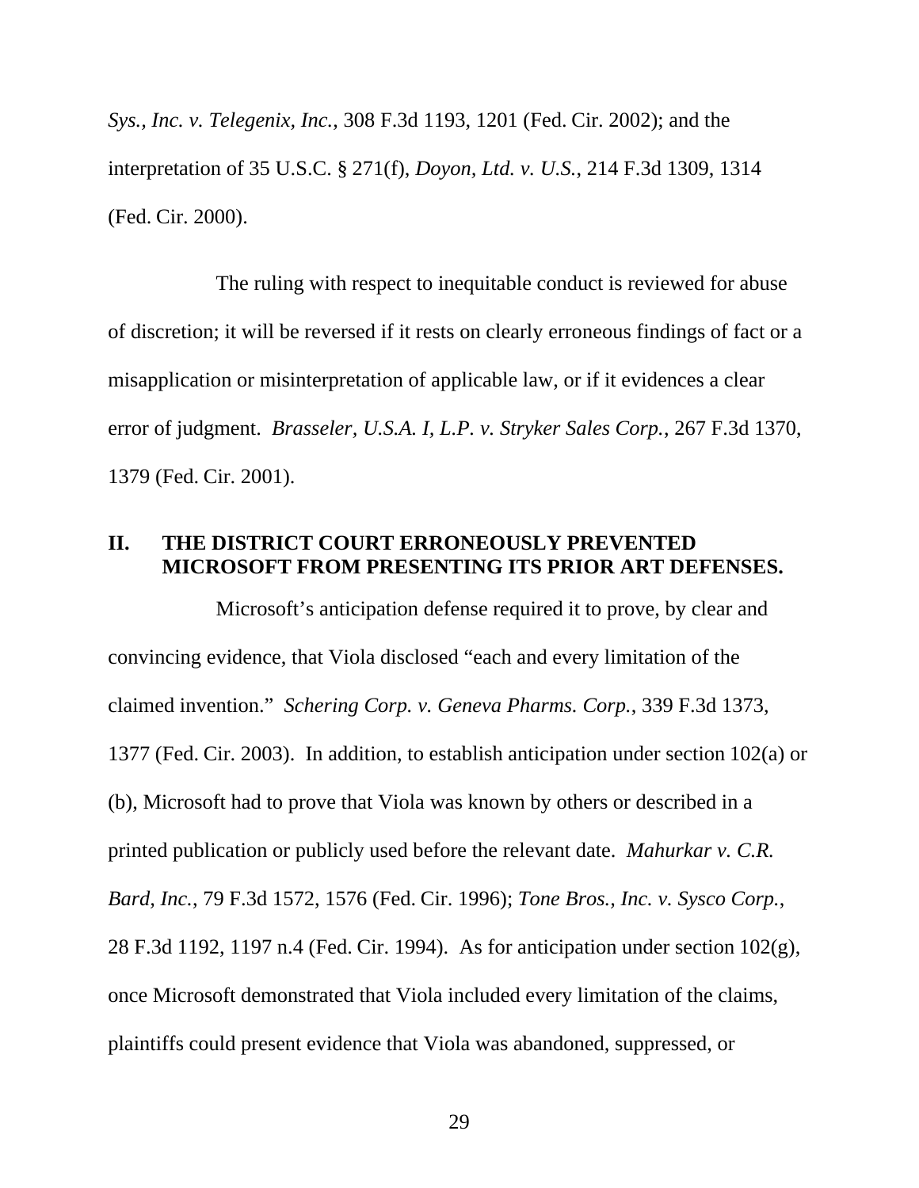*Sys., Inc. v. Telegenix, Inc.*, 308 F.3d 1193, 1201 (Fed. Cir. 2002); and the interpretation of 35 U.S.C. § 271(f), *Doyon, Ltd. v. U.S.*, 214 F.3d 1309, 1314 (Fed. Cir. 2000).

The ruling with respect to inequitable conduct is reviewed for abuse of discretion; it will be reversed if it rests on clearly erroneous findings of fact or a misapplication or misinterpretation of applicable law, or if it evidences a clear error of judgment. *Brasseler, U.S.A. I, L.P. v. Stryker Sales Corp.*, 267 F.3d 1370, 1379 (Fed. Cir. 2001).

## II. THE DISTRICT COURT ERRONEOUSLY PREVENTED MICROSOFT FROM PRESENTING ITS PRIOR ART DEFENSES.

Microsoft's anticipation defense required it to prove, by clear and convincing evidence, that Viola disclosed "each and every limitation of the claimed invention." *Schering Corp. v. Geneva Pharms. Corp.*, 339 F.3d 1373, 1377 (Fed. Cir. 2003). In addition, to establish anticipation under section 102(a) or (b), Microsoft had to prove that Viola was known by others or described in a printed publication or publicly used before the relevant date. *Mahurkar v. C.R. Bard, Inc.*, 79 F.3d 1572, 1576 (Fed. Cir. 1996); *Tone Bros., Inc. v. Sysco Corp.*, 28 F.3d 1192, 1197 n.4 (Fed. Cir. 1994). As for anticipation under section 102(g), once Microsoft demonstrated that Viola included every limitation of the claims, plaintiffs could present evidence that Viola was abandoned, suppressed, or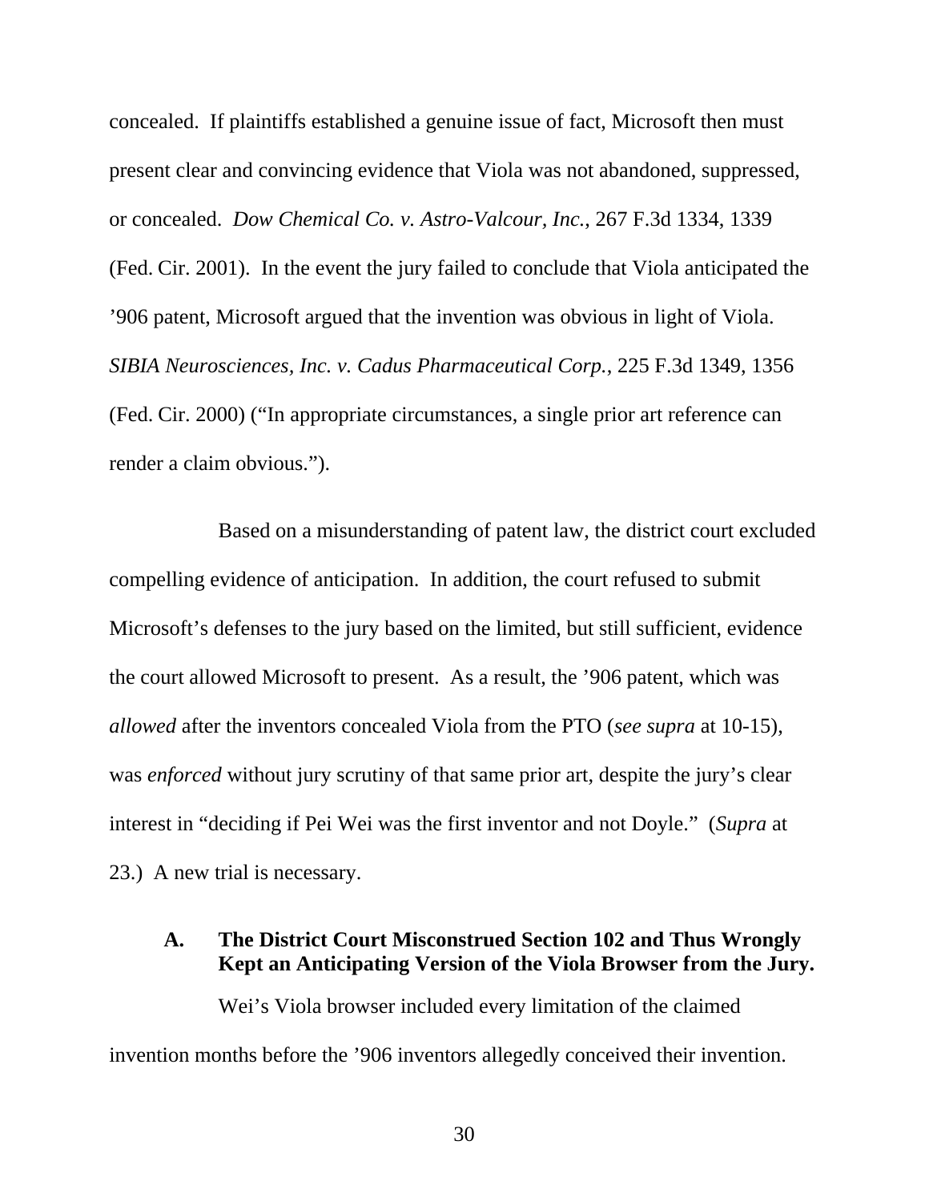concealed. If plaintiffs established a genuine issue of fact, Microsoft then must present clear and convincing evidence that Viola was not abandoned, suppressed, or concealed. *Dow Chemical Co. v. Astro-Valcour, Inc.*, 267 F.3d 1334, 1339 (Fed. Cir. 2001). In the event the jury failed to conclude that Viola anticipated the ’906 patent, Microsoft argued that the invention was obvious in light of Viola. *SIBIA Neurosciences, Inc. v. Cadus Pharmaceutical Corp.*, 225 F.3d 1349, 1356 (Fed. Cir. 2000) (“In appropriate circumstances, a single prior art reference can render a claim obvious.”).

Based on a misunderstanding of patent law, the district court excluded compelling evidence of anticipation. In addition, the court refused to submit Microsoft’s defenses to the jury based on the limited, but still sufficient, evidence the court allowed Microsoft to present. As a result, the ’906 patent, which was *allowed* after the inventors concealed Viola from the PTO (*see supra* at 10-15), was *enforced* without jury scrutiny of that same prior art, despite the jury’s clear interest in “deciding if Pei Wei was the first inventor and not Doyle.” (*Supra* at 23.) A new trial is necessary.

### A. The District Court Misconstrued Section 102 and Thus Wrongly Kept an Anticipating Version of the Viola Browser from the Jury.

Wei’s Viola browser included every limitation of the claimed invention months before the ’906 inventors allegedly conceived their invention.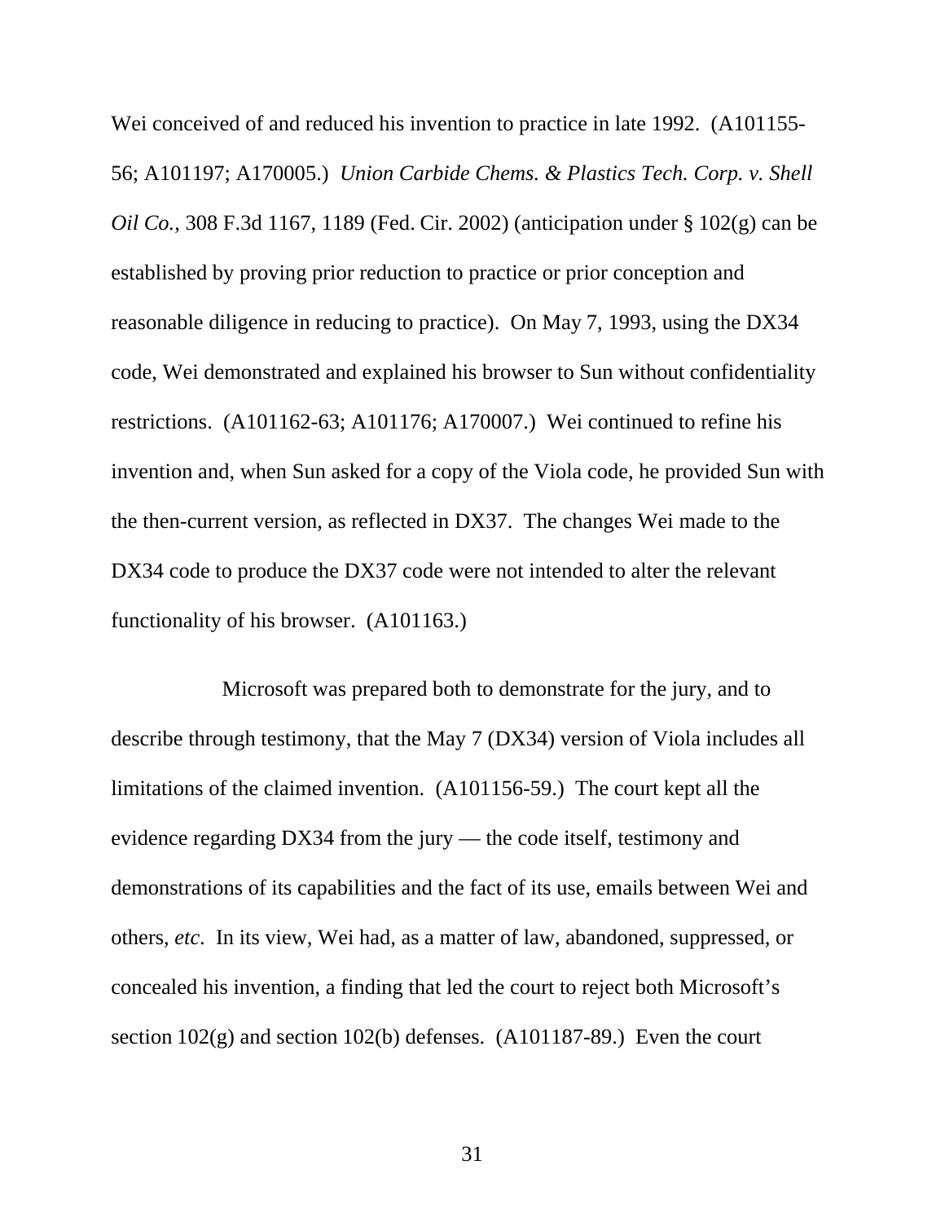Wei conceived of and reduced his invention to practice in late 1992. (A101155-56; A101197; A170005.) *Union Carbide Chems. & Plastics Tech. Corp. v. Shell Oil Co.*, 308 F.3d 1167, 1189 (Fed. Cir. 2002) (anticipation under § 102(g) can be established by proving prior reduction to practice or prior conception and reasonable diligence in reducing to practice). On May 7, 1993, using the DX34 code, Wei demonstrated and explained his browser to Sun without confidentiality restrictions. (A101162-63; A101176; A170007.) Wei continued to refine his invention and, when Sun asked for a copy of the Viola code, he provided Sun with the then-current version, as reflected in DX37. The changes Wei made to the DX34 code to produce the DX37 code were not intended to alter the relevant functionality of his browser. (A101163.)

Microsoft was prepared both to demonstrate for the jury, and to describe through testimony, that the May 7 (DX34) version of Viola includes all limitations of the claimed invention. (A101156-59.) The court kept all the evidence regarding DX34 from the jury — the code itself, testimony and demonstrations of its capabilities and the fact of its use, emails between Wei and others, *etc*. In its view, Wei had, as a matter of law, abandoned, suppressed, or concealed his invention, a finding that led the court to reject both Microsoft's section 102(g) and section 102(b) defenses. (A101187-89.) Even the court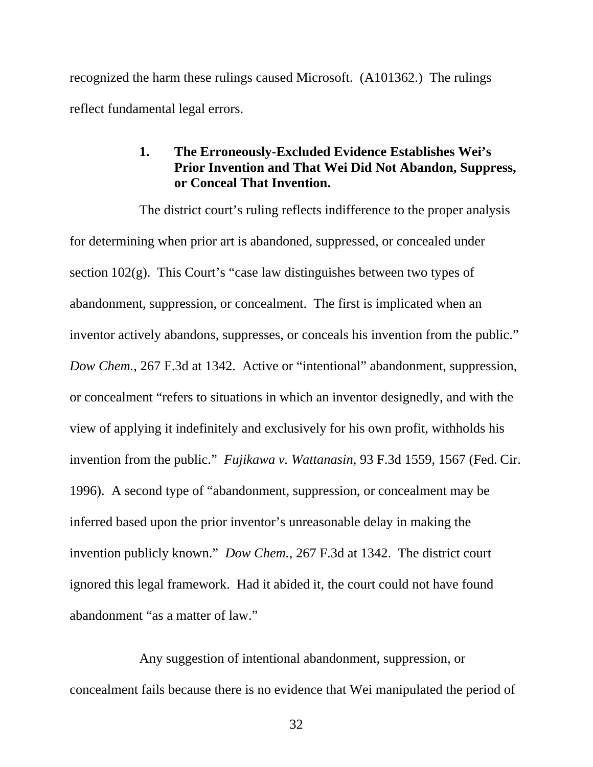recognized the harm these rulings caused Microsoft. (A101362.) The rulings reflect fundamental legal errors.

### 1. The Erroneously-Excluded Evidence Establishes Wei's Prior Invention and That Wei Did Not Abandon, Suppress, or Conceal That Invention.

The district court's ruling reflects indifference to the proper analysis for determining when prior art is abandoned, suppressed, or concealed under section 102(g). This Court's "case law distinguishes between two types of abandonment, suppression, or concealment. The first is implicated when an inventor actively abandons, suppresses, or conceals his invention from the public." *Dow Chem.*, 267 F.3d at 1342. Active or "intentional" abandonment, suppression, or concealment "refers to situations in which an inventor designedly, and with the view of applying it indefinitely and exclusively for his own profit, withholds his invention from the public." *Fujikawa v. Wattanasin*, 93 F.3d 1559, 1567 (Fed. Cir. 1996). A second type of "abandonment, suppression, or concealment may be inferred based upon the prior inventor's unreasonable delay in making the invention publicly known." *Dow Chem.*, 267 F.3d at 1342. The district court ignored this legal framework. Had it abided it, the court could not have found abandonment "as a matter of law."

Any suggestion of intentional abandonment, suppression, or concealment fails because there is no evidence that Wei manipulated the period of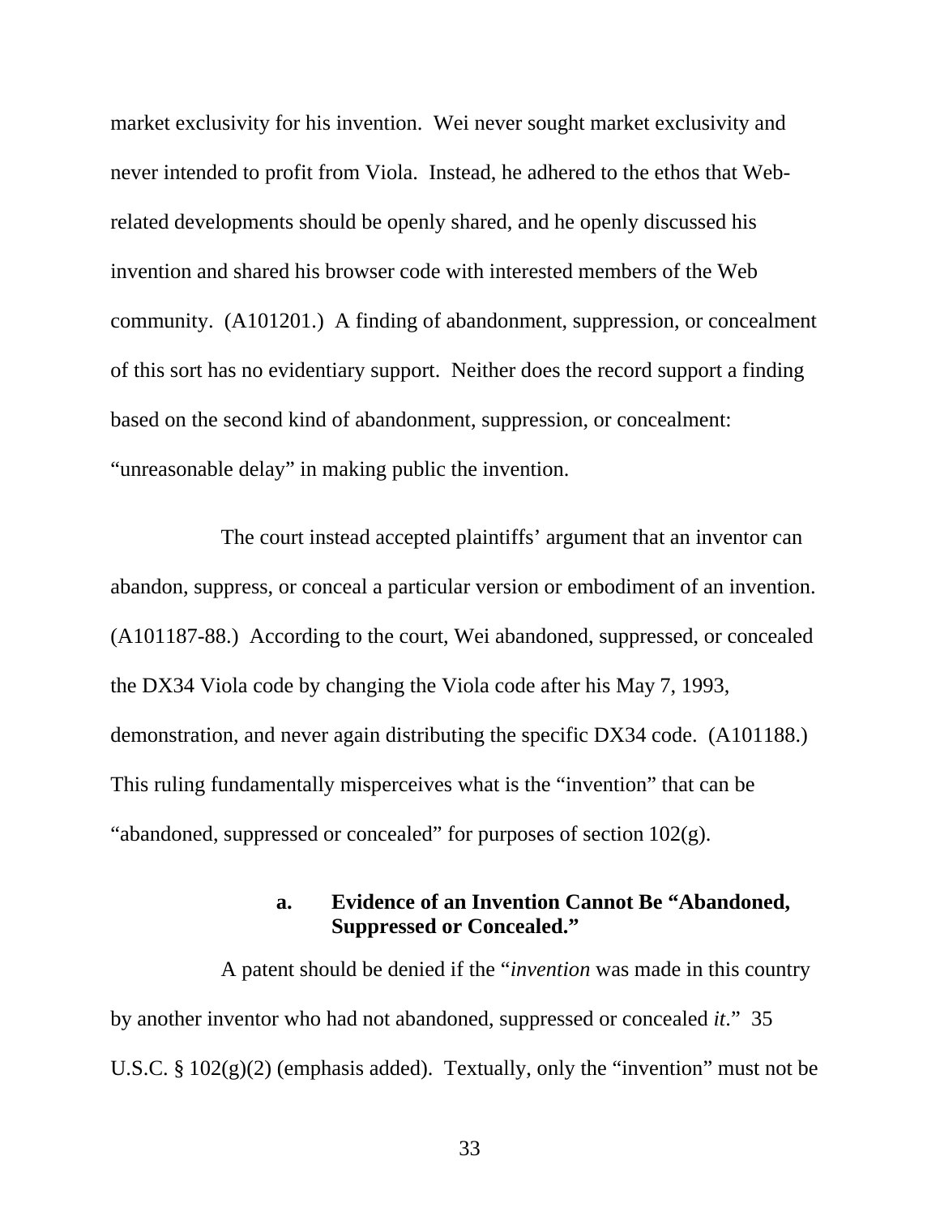market exclusivity for his invention. Wei never sought market exclusivity and never intended to profit from Viola. Instead, he adhered to the ethos that Web-related developments should be openly shared, and he openly discussed his invention and shared his browser code with interested members of the Web community. (A101201.) A finding of abandonment, suppression, or concealment of this sort has no evidentiary support. Neither does the record support a finding based on the second kind of abandonment, suppression, or concealment: "unreasonable delay" in making public the invention.

The court instead accepted plaintiffs' argument that an inventor can abandon, suppress, or conceal a particular version or embodiment of an invention. (A101187-88.) According to the court, Wei abandoned, suppressed, or concealed the DX34 Viola code by changing the Viola code after his May 7, 1993, demonstration, and never again distributing the specific DX34 code. (A101188.) This ruling fundamentally misperceives what is the "invention" that can be "abandoned, suppressed or concealed" for purposes of section 102(g).

#### a. Evidence of an Invention Cannot Be "Abandoned, Suppressed or Concealed."

A patent should be denied if the "*invention* was made in this country by another inventor who had not abandoned, suppressed or concealed *it*." 35 U.S.C. § 102(g)(2) (emphasis added). Textually, only the "invention" must not be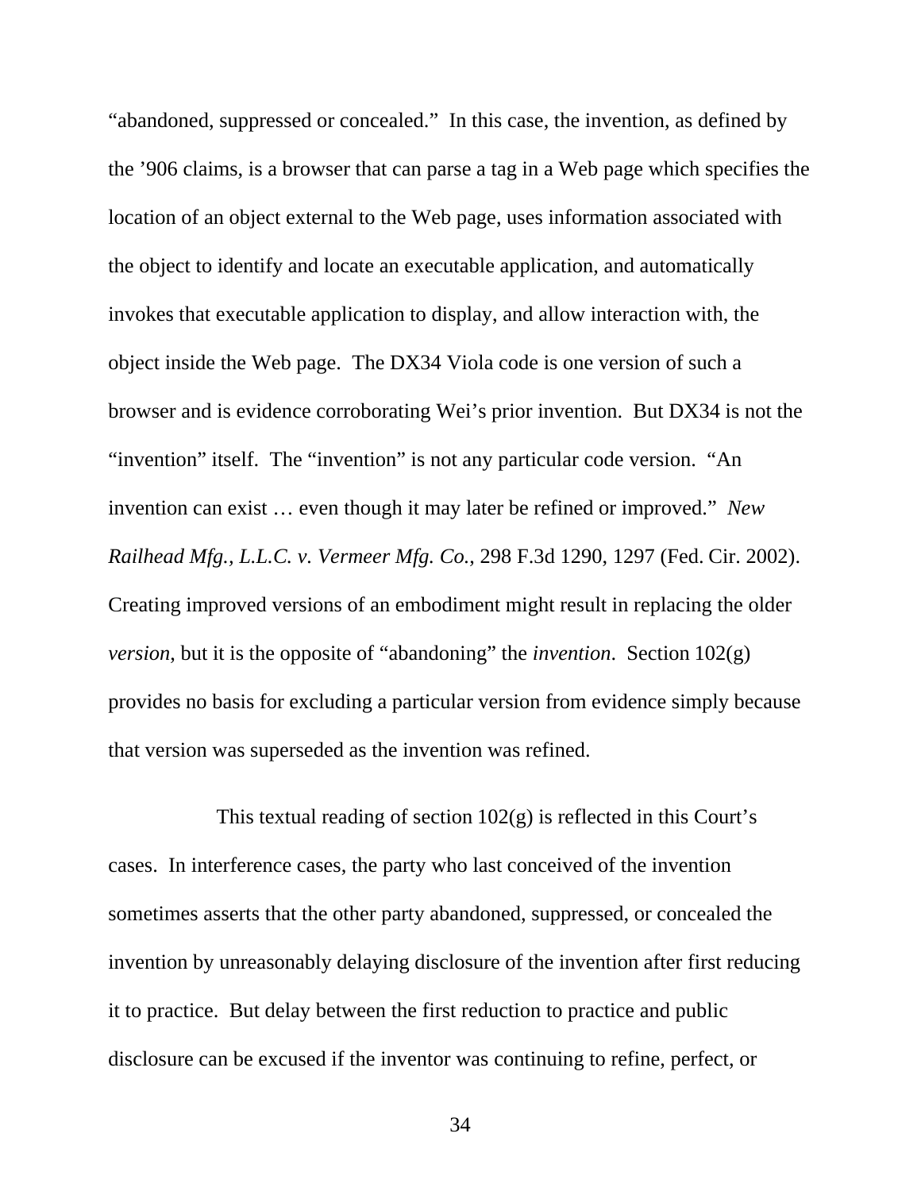"abandoned, suppressed or concealed." In this case, the invention, as defined by the '906 claims, is a browser that can parse a tag in a Web page which specifies the location of an object external to the Web page, uses information associated with the object to identify and locate an executable application, and automatically invokes that executable application to display, and allow interaction with, the object inside the Web page. The DX34 Viola code is one version of such a browser and is evidence corroborating Wei's prior invention. But DX34 is not the "invention" itself. The "invention" is not any particular code version. "An invention can exist … even though it may later be refined or improved." *New Railhead Mfg., L.L.C. v. Vermeer Mfg. Co.*, 298 F.3d 1290, 1297 (Fed. Cir. 2002). Creating improved versions of an embodiment might result in replacing the older *version,* but it is the opposite of "abandoning" the *invention*. Section 102(g) provides no basis for excluding a particular version from evidence simply because that version was superseded as the invention was refined.

This textual reading of section 102(g) is reflected in this Court's cases. In interference cases, the party who last conceived of the invention sometimes asserts that the other party abandoned, suppressed, or concealed the invention by unreasonably delaying disclosure of the invention after first reducing it to practice. But delay between the first reduction to practice and public disclosure can be excused if the inventor was continuing to refine, perfect, or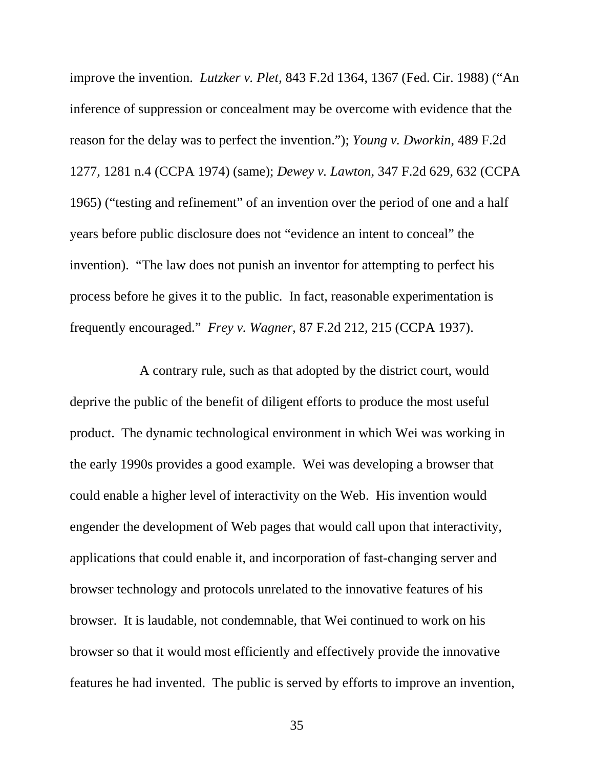improve the invention. *Lutzker v. Plet*, 843 F.2d 1364, 1367 (Fed. Cir. 1988) ("An inference of suppression or concealment may be overcome with evidence that the reason for the delay was to perfect the invention."); *Young v. Dworkin*, 489 F.2d 1277, 1281 n.4 (CCPA 1974) (same); *Dewey v. Lawton*, 347 F.2d 629, 632 (CCPA 1965) ("testing and refinement" of an invention over the period of one and a half years before public disclosure does not "evidence an intent to conceal" the invention). "The law does not punish an inventor for attempting to perfect his process before he gives it to the public. In fact, reasonable experimentation is frequently encouraged." *Frey v. Wagner*, 87 F.2d 212, 215 (CCPA 1937).

A contrary rule, such as that adopted by the district court, would deprive the public of the benefit of diligent efforts to produce the most useful product. The dynamic technological environment in which Wei was working in the early 1990s provides a good example. Wei was developing a browser that could enable a higher level of interactivity on the Web. His invention would engender the development of Web pages that would call upon that interactivity, applications that could enable it, and incorporation of fast-changing server and browser technology and protocols unrelated to the innovative features of his browser. It is laudable, not condemnable, that Wei continued to work on his browser so that it would most efficiently and effectively provide the innovative features he had invented. The public is served by efforts to improve an invention,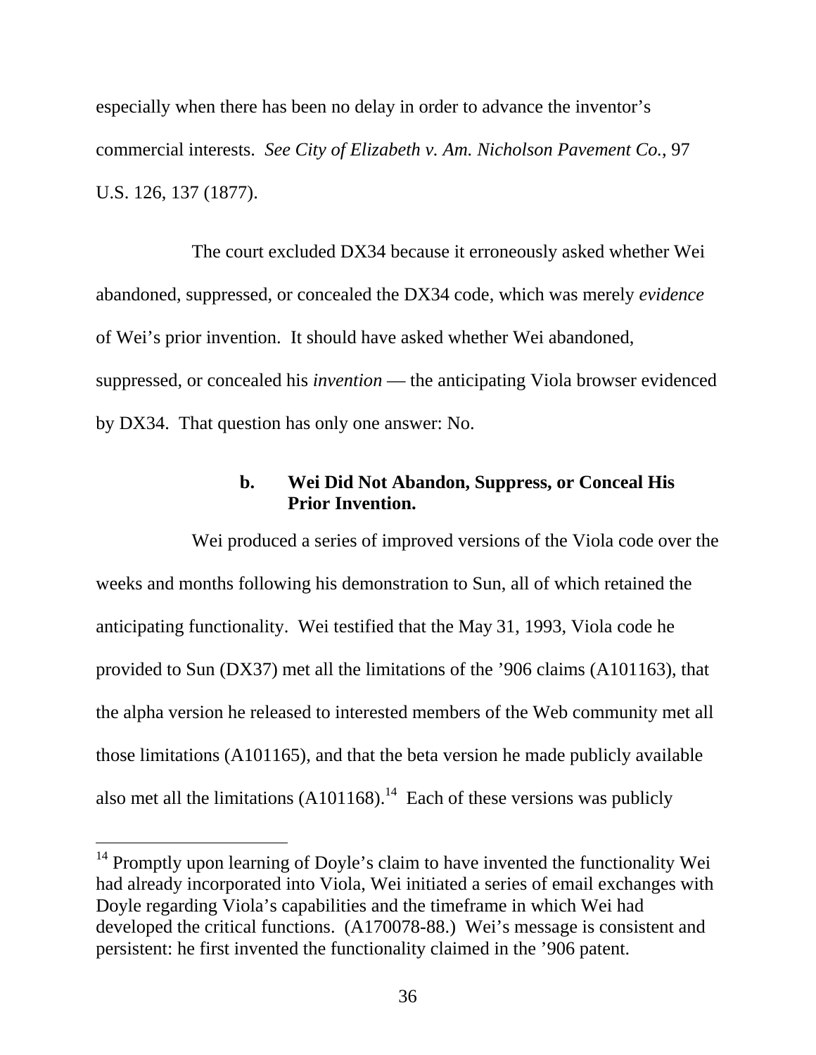especially when there has been no delay in order to advance the inventor's commercial interests. *See City of Elizabeth v. Am. Nicholson Pavement Co.*, 97 U.S. 126, 137 (1877).

The court excluded DX34 because it erroneously asked whether Wei abandoned, suppressed, or concealed the DX34 code, which was merely *evidence* of Wei's prior invention. It should have asked whether Wei abandoned, suppressed, or concealed his *invention* — the anticipating Viola browser evidenced by DX34. That question has only one answer: No.

#### b. Wei Did Not Abandon, Suppress, or Conceal His Prior Invention.

Wei produced a series of improved versions of the Viola code over the weeks and months following his demonstration to Sun, all of which retained the anticipating functionality. Wei testified that the May 31, 1993, Viola code he provided to Sun (DX37) met all the limitations of the '906 claims (A101163), that the alpha version he released to interested members of the Web community met all those limitations (A101165), and that the beta version he made publicly available also met all the limitations (A101168).[14] Each of these versions was publicly

[14] Promptly upon learning of Doyle's claim to have invented the functionality Wei had already incorporated into Viola, Wei initiated a series of email exchanges with Doyle regarding Viola's capabilities and the timeframe in which Wei had developed the critical functions. (A170078-88.) Wei's message is consistent and persistent: he first invented the functionality claimed in the '906 patent.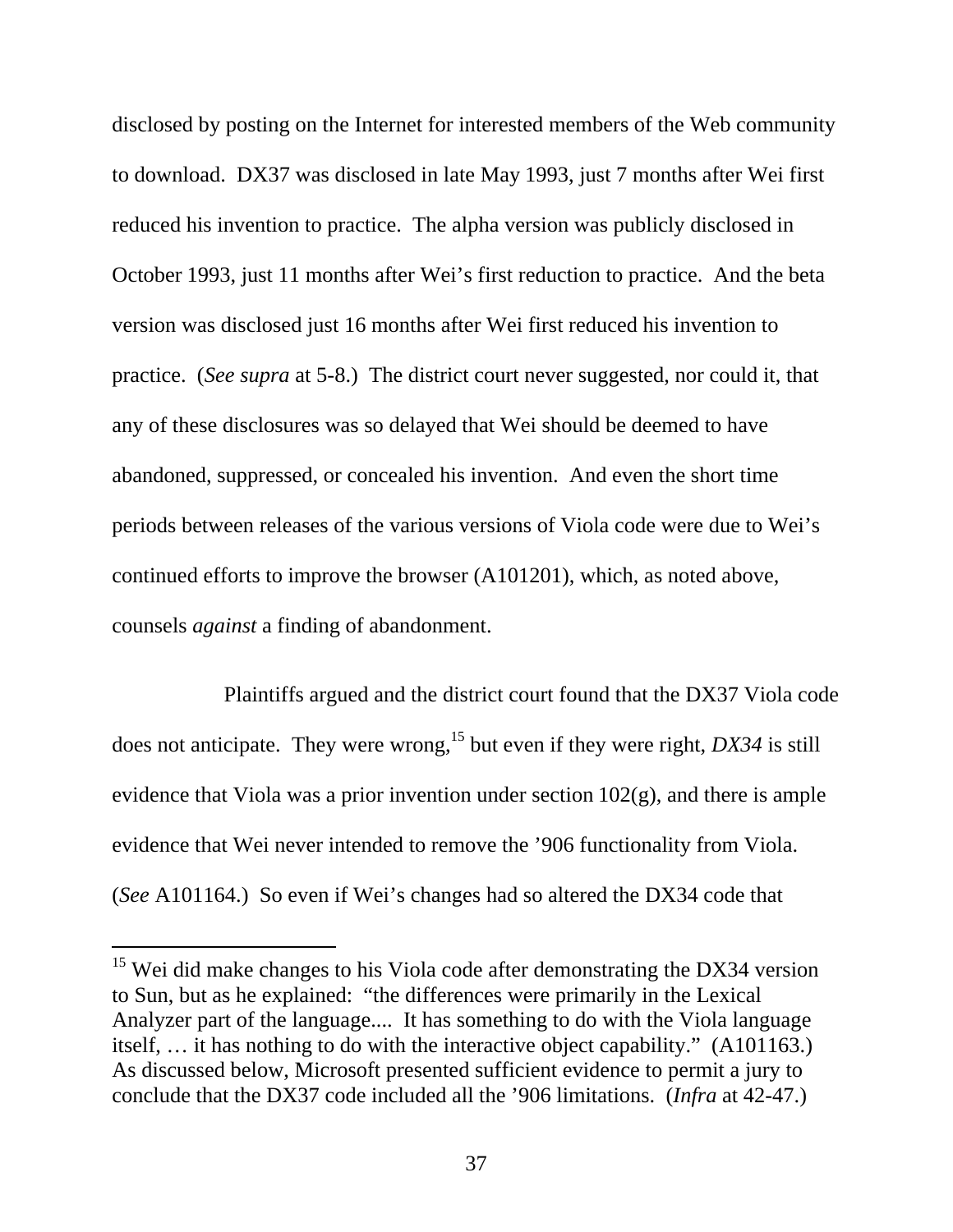disclosed by posting on the Internet for interested members of the Web community to download. DX37 was disclosed in late May 1993, just 7 months after Wei first reduced his invention to practice. The alpha version was publicly disclosed in October 1993, just 11 months after Wei's first reduction to practice. And the beta version was disclosed just 16 months after Wei first reduced his invention to practice. (*See supra* at 5-8.) The district court never suggested, nor could it, that any of these disclosures was so delayed that Wei should be deemed to have abandoned, suppressed, or concealed his invention. And even the short time periods between releases of the various versions of Viola code were due to Wei's continued efforts to improve the browser (A101201), which, as noted above, counsels *against* a finding of abandonment.

Plaintiffs argued and the district court found that the DX37 Viola code does not anticipate. They were wrong,[15] but even if they were right, *DX34* is still evidence that Viola was a prior invention under section 102(g), and there is ample evidence that Wei never intended to remove the '906 functionality from Viola. (*See* A101164.) So even if Wei's changes had so altered the DX34 code that

---

[15] Wei did make changes to his Viola code after demonstrating the DX34 version to Sun, but as he explained: "the differences were primarily in the Lexical Analyzer part of the language.... It has something to do with the Viola language itself, … it has nothing to do with the interactive object capability." (A101163.) As discussed below, Microsoft presented sufficient evidence to permit a jury to conclude that the DX37 code included all the '906 limitations. (*Infra* at 42-47.)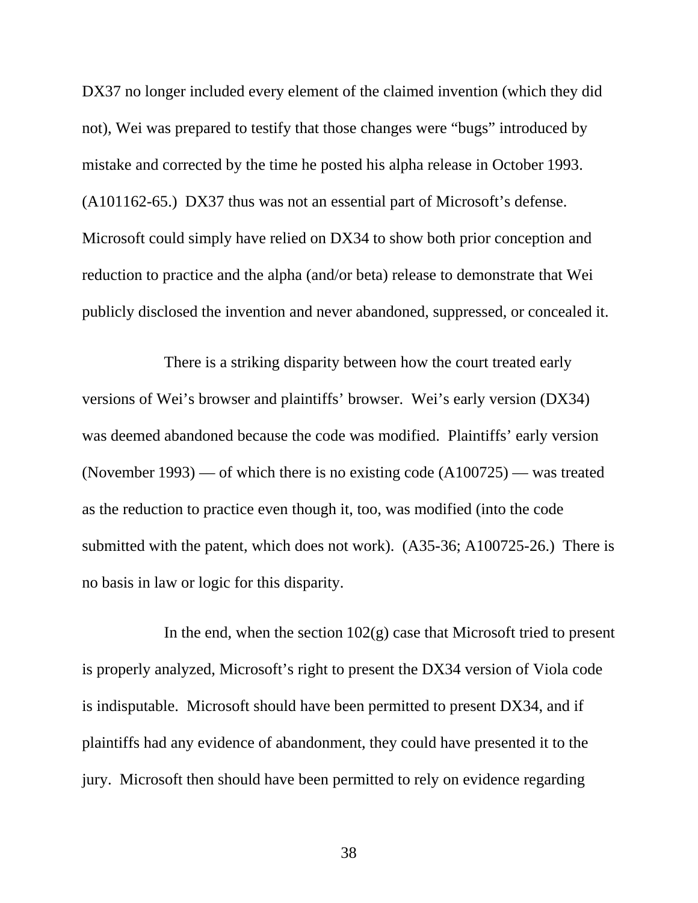DX37 no longer included every element of the claimed invention (which they did not), Wei was prepared to testify that those changes were "bugs" introduced by mistake and corrected by the time he posted his alpha release in October 1993. (A101162-65.) DX37 thus was not an essential part of Microsoft's defense. Microsoft could simply have relied on DX34 to show both prior conception and reduction to practice and the alpha (and/or beta) release to demonstrate that Wei publicly disclosed the invention and never abandoned, suppressed, or concealed it.

There is a striking disparity between how the court treated early versions of Wei's browser and plaintiffs' browser. Wei's early version (DX34) was deemed abandoned because the code was modified. Plaintiffs' early version (November 1993) — of which there is no existing code (A100725) — was treated as the reduction to practice even though it, too, was modified (into the code submitted with the patent, which does not work). (A35-36; A100725-26.) There is no basis in law or logic for this disparity.

In the end, when the section 102(g) case that Microsoft tried to present is properly analyzed, Microsoft's right to present the DX34 version of Viola code is indisputable. Microsoft should have been permitted to present DX34, and if plaintiffs had any evidence of abandonment, they could have presented it to the jury. Microsoft then should have been permitted to rely on evidence regarding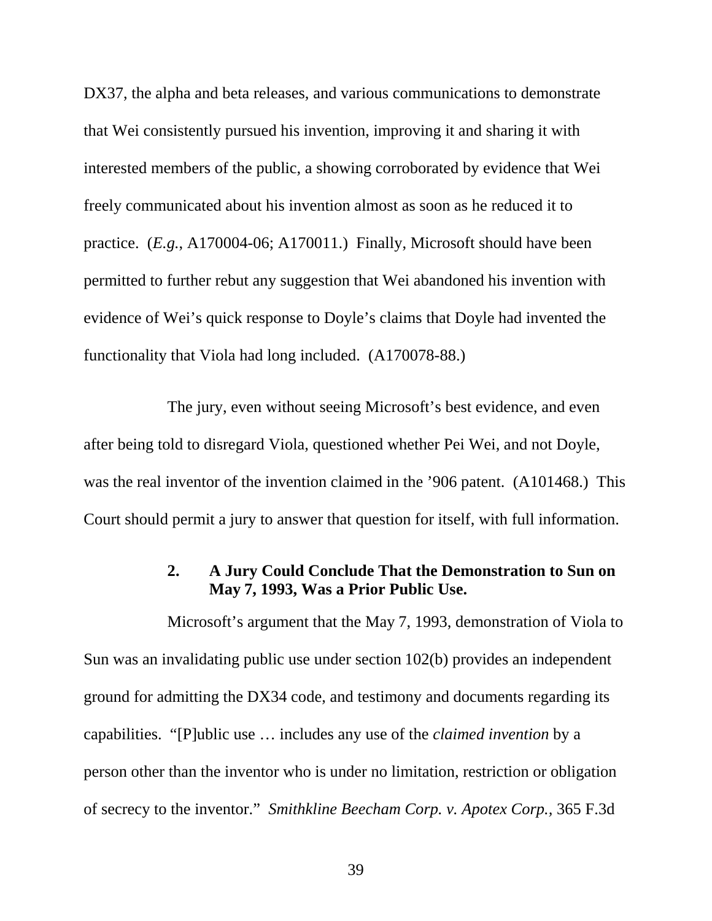DX37, the alpha and beta releases, and various communications to demonstrate that Wei consistently pursued his invention, improving it and sharing it with interested members of the public, a showing corroborated by evidence that Wei freely communicated about his invention almost as soon as he reduced it to practice. (*E.g.*, A170004-06; A170011.) Finally, Microsoft should have been permitted to further rebut any suggestion that Wei abandoned his invention with evidence of Wei's quick response to Doyle's claims that Doyle had invented the functionality that Viola had long included. (A170078-88.)

The jury, even without seeing Microsoft's best evidence, and even after being told to disregard Viola, questioned whether Pei Wei, and not Doyle, was the real inventor of the invention claimed in the '906 patent. (A101468.) This Court should permit a jury to answer that question for itself, with full information.

### 2. A Jury Could Conclude That the Demonstration to Sun on May 7, 1993, Was a Prior Public Use.

Microsoft's argument that the May 7, 1993, demonstration of Viola to Sun was an invalidating public use under section 102(b) provides an independent ground for admitting the DX34 code, and testimony and documents regarding its capabilities. "[P]ublic use … includes any use of the *claimed invention* by a person other than the inventor who is under no limitation, restriction or obligation of secrecy to the inventor." *Smithkline Beecham Corp. v. Apotex Corp.*, 365 F.3d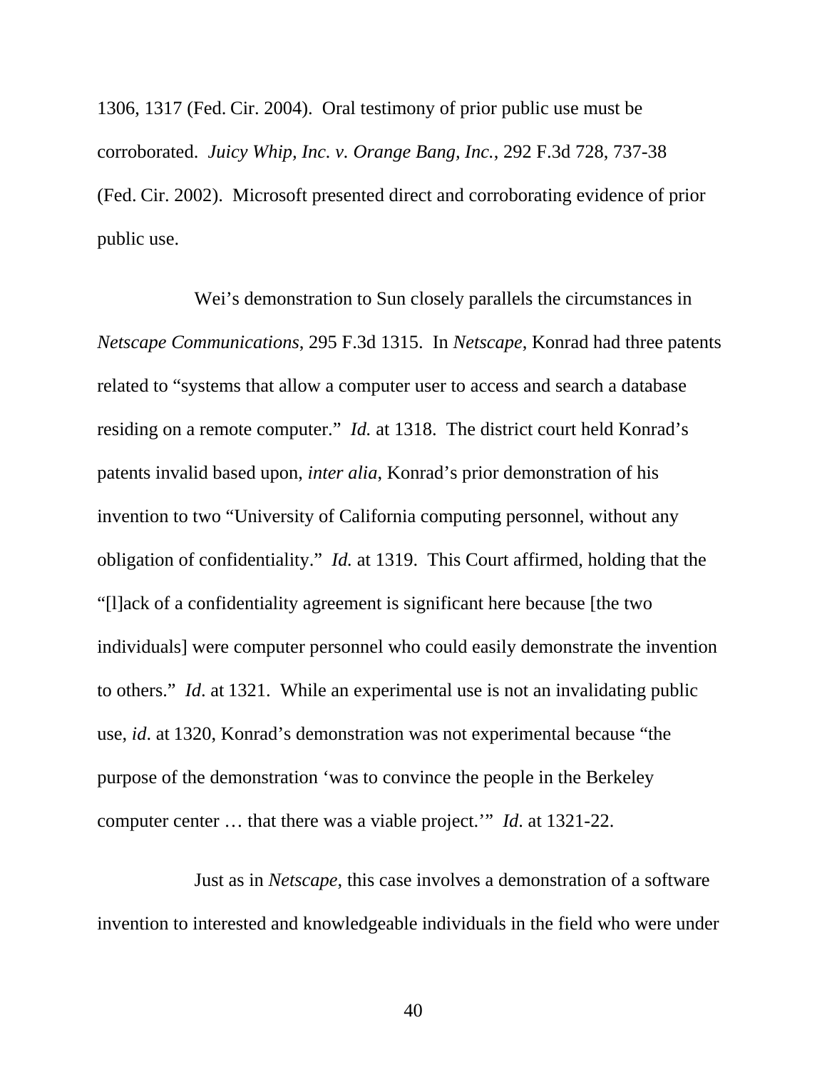1306, 1317 (Fed. Cir. 2004). Oral testimony of prior public use must be corroborated. *Juicy Whip, Inc. v. Orange Bang, Inc.*, 292 F.3d 728, 737-38 (Fed. Cir. 2002). Microsoft presented direct and corroborating evidence of prior public use.

Wei's demonstration to Sun closely parallels the circumstances in *Netscape Communications*, 295 F.3d 1315. In *Netscape*, Konrad had three patents related to "systems that allow a computer user to access and search a database residing on a remote computer." *Id.* at 1318. The district court held Konrad's patents invalid based upon, *inter alia*, Konrad's prior demonstration of his invention to two "University of California computing personnel, without any obligation of confidentiality." *Id.* at 1319. This Court affirmed, holding that the "[l]ack of a confidentiality agreement is significant here because [the two individuals] were computer personnel who could easily demonstrate the invention to others." *Id*. at 1321. While an experimental use is not an invalidating public use, *id*. at 1320, Konrad's demonstration was not experimental because "the purpose of the demonstration 'was to convince the people in the Berkeley computer center … that there was a viable project.'" *Id*. at 1321-22.

Just as in *Netscape*, this case involves a demonstration of a software invention to interested and knowledgeable individuals in the field who were under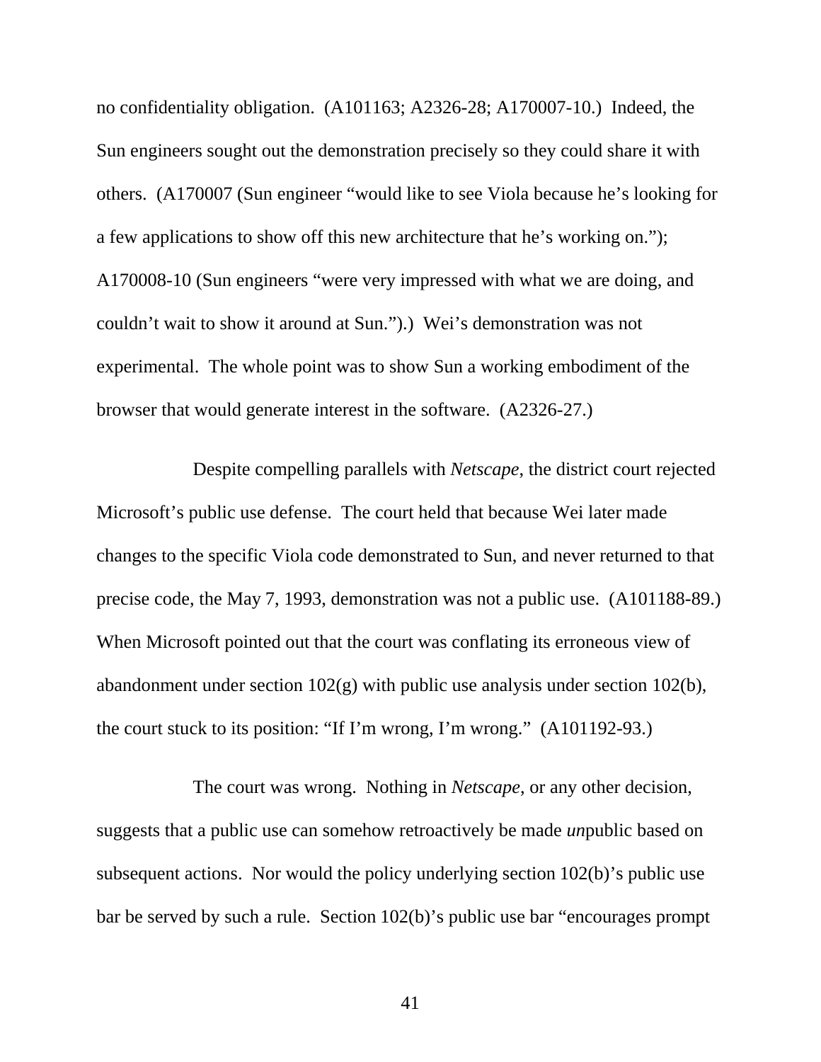no confidentiality obligation. (A101163; A2326-28; A170007-10.) Indeed, the Sun engineers sought out the demonstration precisely so they could share it with others. (A170007 (Sun engineer "would like to see Viola because he's looking for a few applications to show off this new architecture that he's working on."); A170008-10 (Sun engineers "were very impressed with what we are doing, and couldn't wait to show it around at Sun.").) Wei's demonstration was not experimental. The whole point was to show Sun a working embodiment of the browser that would generate interest in the software. (A2326-27.)

Despite compelling parallels with *Netscape*, the district court rejected Microsoft's public use defense. The court held that because Wei later made changes to the specific Viola code demonstrated to Sun, and never returned to that precise code, the May 7, 1993, demonstration was not a public use. (A101188-89.) When Microsoft pointed out that the court was conflating its erroneous view of abandonment under section 102(g) with public use analysis under section 102(b), the court stuck to its position: "If I'm wrong, I'm wrong." (A101192-93.)

The court was wrong. Nothing in *Netscape*, or any other decision, suggests that a public use can somehow retroactively be made *un*public based on subsequent actions. Nor would the policy underlying section 102(b)'s public use bar be served by such a rule. Section 102(b)'s public use bar "encourages prompt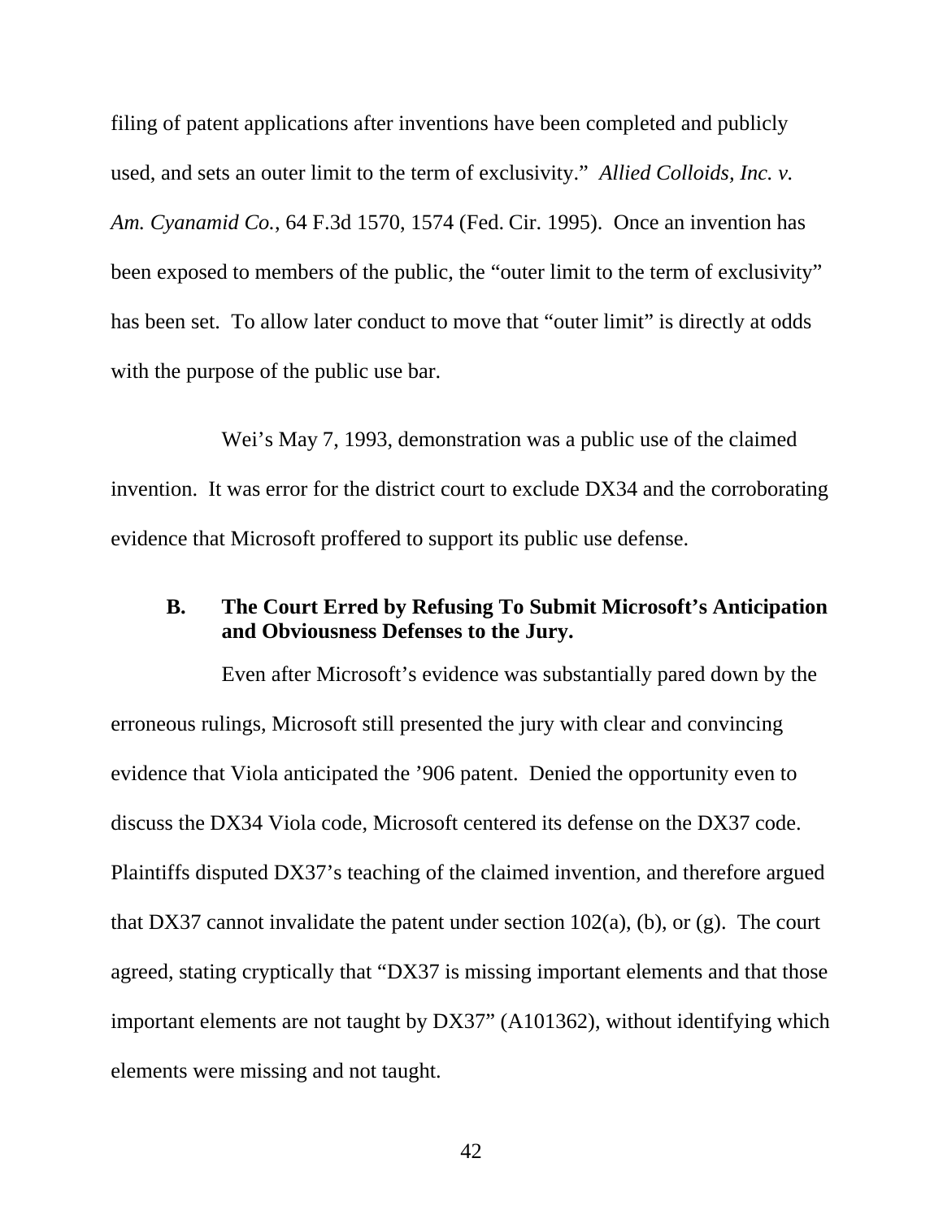filing of patent applications after inventions have been completed and publicly used, and sets an outer limit to the term of exclusivity." *Allied Colloids, Inc. v. Am. Cyanamid Co.*, 64 F.3d 1570, 1574 (Fed. Cir. 1995). Once an invention has been exposed to members of the public, the "outer limit to the term of exclusivity" has been set. To allow later conduct to move that "outer limit" is directly at odds with the purpose of the public use bar.

Wei's May 7, 1993, demonstration was a public use of the claimed invention. It was error for the district court to exclude DX34 and the corroborating evidence that Microsoft proffered to support its public use defense.

### B. The Court Erred by Refusing To Submit Microsoft's Anticipation and Obviousness Defenses to the Jury.

Even after Microsoft's evidence was substantially pared down by the erroneous rulings, Microsoft still presented the jury with clear and convincing evidence that Viola anticipated the '906 patent. Denied the opportunity even to discuss the DX34 Viola code, Microsoft centered its defense on the DX37 code. Plaintiffs disputed DX37's teaching of the claimed invention, and therefore argued that DX37 cannot invalidate the patent under section 102(a), (b), or (g). The court agreed, stating cryptically that "DX37 is missing important elements and that those important elements are not taught by DX37" (A101362), without identifying which elements were missing and not taught.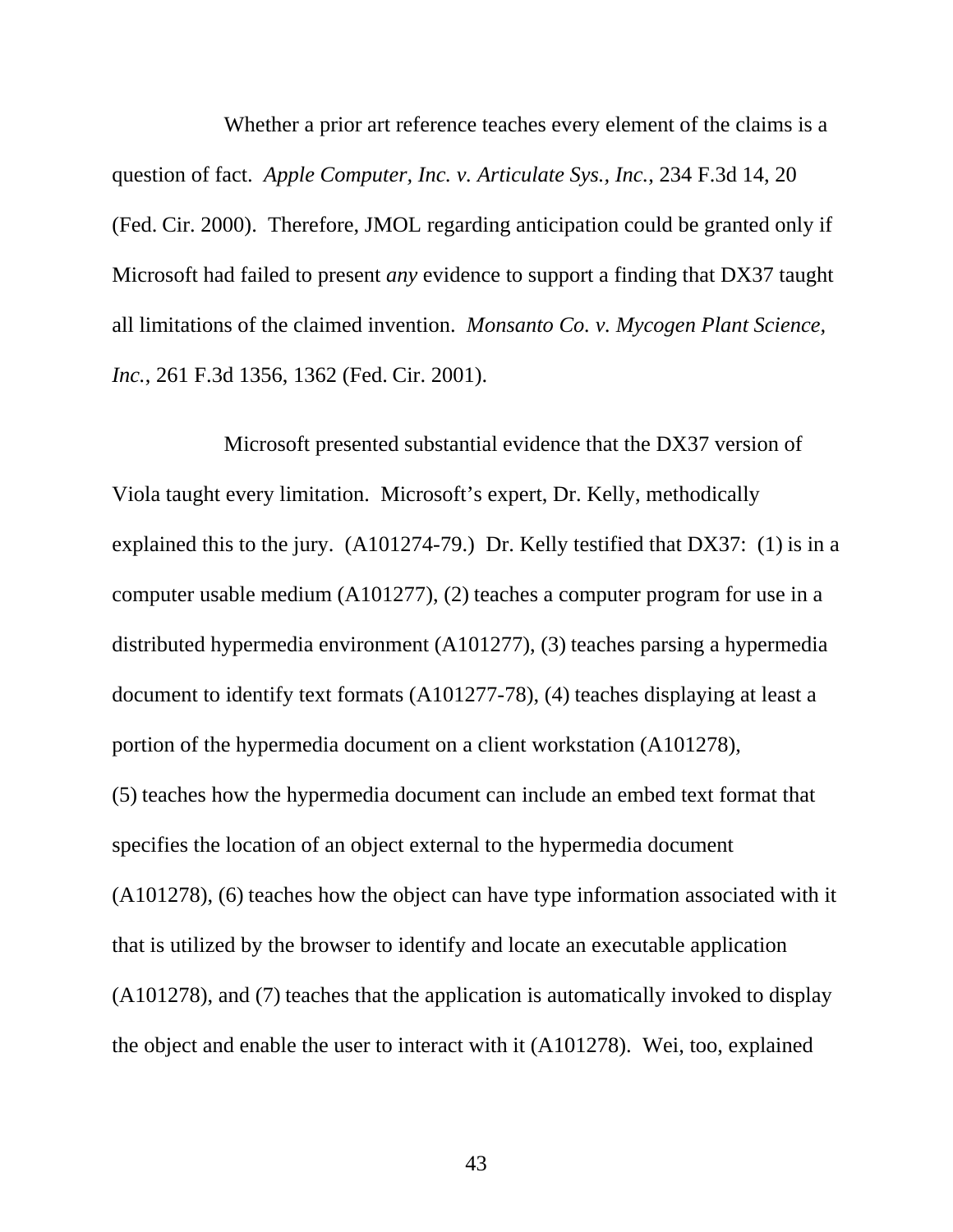Whether a prior art reference teaches every element of the claims is a question of fact. *Apple Computer, Inc. v. Articulate Sys., Inc.*, 234 F.3d 14, 20 (Fed. Cir. 2000). Therefore, JMOL regarding anticipation could be granted only if Microsoft had failed to present *any* evidence to support a finding that DX37 taught all limitations of the claimed invention. *Monsanto Co. v. Mycogen Plant Science, Inc.*, 261 F.3d 1356, 1362 (Fed. Cir. 2001).

Microsoft presented substantial evidence that the DX37 version of Viola taught every limitation. Microsoft's expert, Dr. Kelly, methodically explained this to the jury. (A101274-79.) Dr. Kelly testified that DX37: (1) is in a computer usable medium (A101277), (2) teaches a computer program for use in a distributed hypermedia environment (A101277), (3) teaches parsing a hypermedia document to identify text formats (A101277-78), (4) teaches displaying at least a portion of the hypermedia document on a client workstation (A101278), (5) teaches how the hypermedia document can include an embed text format that specifies the location of an object external to the hypermedia document (A101278), (6) teaches how the object can have type information associated with it that is utilized by the browser to identify and locate an executable application (A101278), and (7) teaches that the application is automatically invoked to display the object and enable the user to interact with it (A101278). Wei, too, explained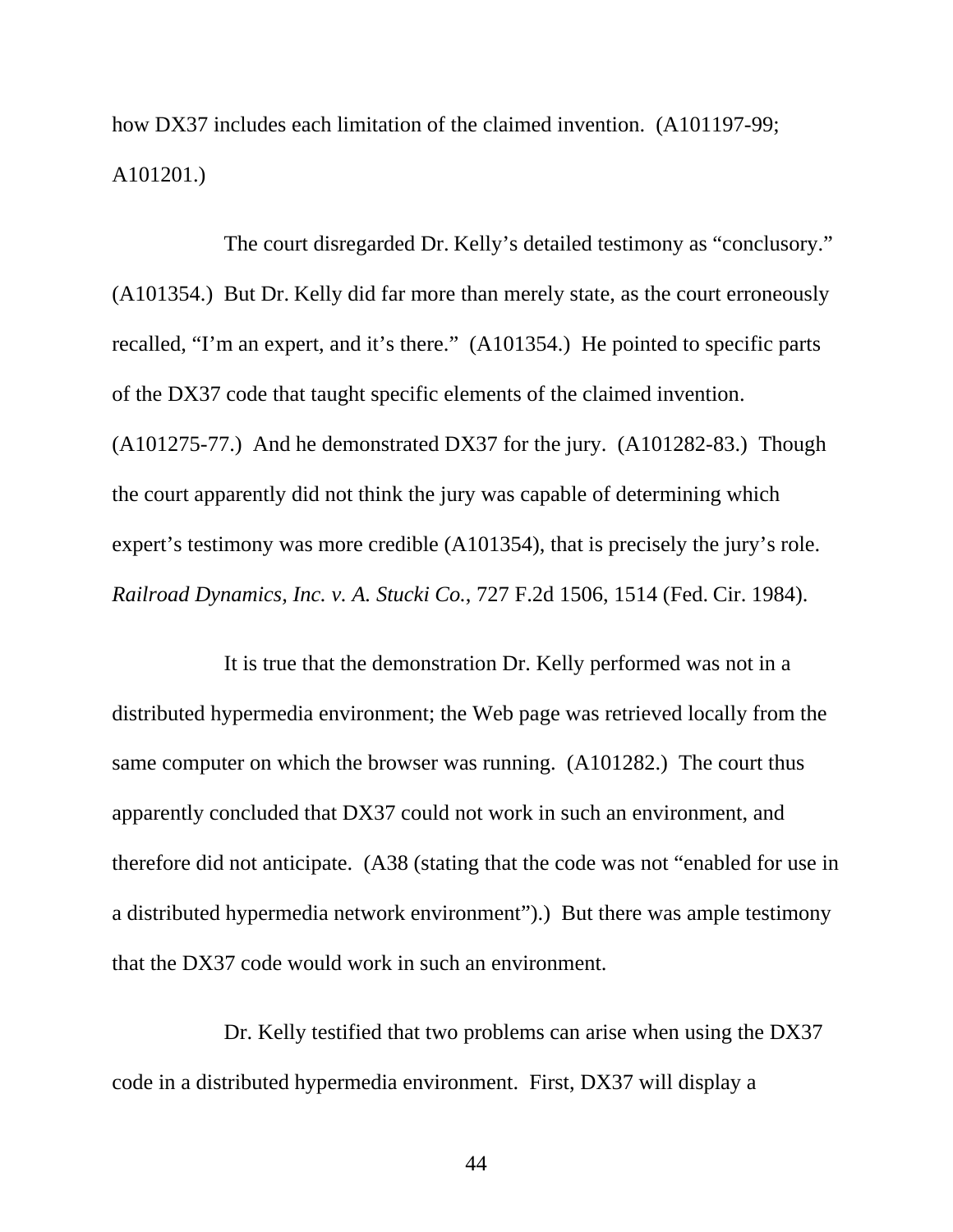how DX37 includes each limitation of the claimed invention. (A101197-99; A101201.)

The court disregarded Dr. Kelly's detailed testimony as "conclusory." (A101354.) But Dr. Kelly did far more than merely state, as the court erroneously recalled, "I'm an expert, and it's there." (A101354.) He pointed to specific parts of the DX37 code that taught specific elements of the claimed invention. (A101275-77.) And he demonstrated DX37 for the jury. (A101282-83.) Though the court apparently did not think the jury was capable of determining which expert's testimony was more credible (A101354), that is precisely the jury's role. *Railroad Dynamics, Inc. v. A. Stucki Co.*, 727 F.2d 1506, 1514 (Fed. Cir. 1984).

It is true that the demonstration Dr. Kelly performed was not in a distributed hypermedia environment; the Web page was retrieved locally from the same computer on which the browser was running. (A101282.) The court thus apparently concluded that DX37 could not work in such an environment, and therefore did not anticipate. (A38 (stating that the code was not "enabled for use in a distributed hypermedia network environment").) But there was ample testimony that the DX37 code would work in such an environment.

Dr. Kelly testified that two problems can arise when using the DX37 code in a distributed hypermedia environment. First, DX37 will display a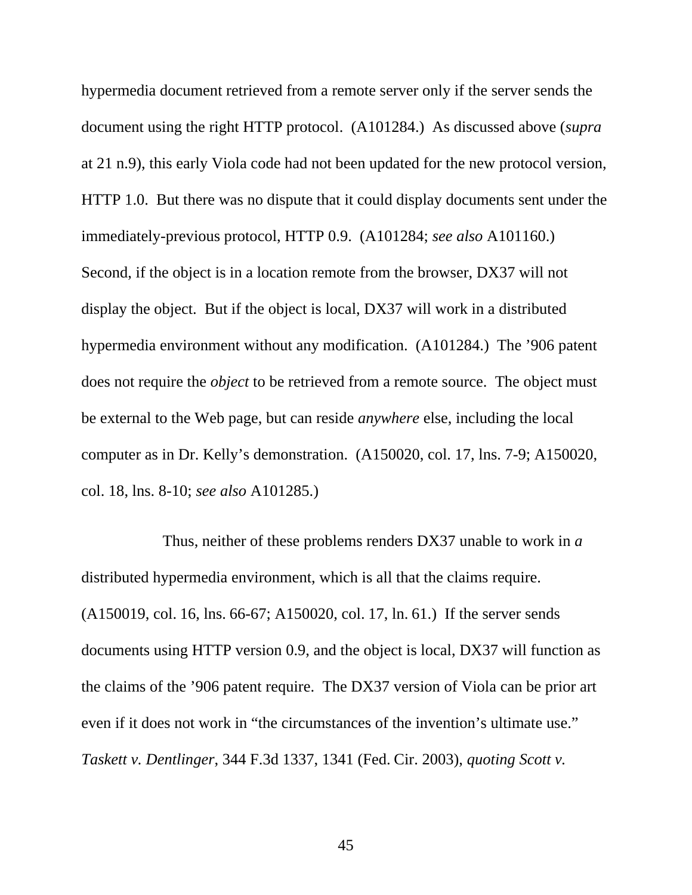hypermedia document retrieved from a remote server only if the server sends the document using the right HTTP protocol. (A101284.) As discussed above (*supra* at 21 n.9), this early Viola code had not been updated for the new protocol version, HTTP 1.0. But there was no dispute that it could display documents sent under the immediately-previous protocol, HTTP 0.9. (A101284; *see also* A101160.) Second, if the object is in a location remote from the browser, DX37 will not display the object. But if the object is local, DX37 will work in a distributed hypermedia environment without any modification. (A101284.) The '906 patent does not require the *object* to be retrieved from a remote source. The object must be external to the Web page, but can reside *anywhere* else, including the local computer as in Dr. Kelly's demonstration. (A150020, col. 17, lns. 7-9; A150020, col. 18, lns. 8-10; *see also* A101285.)

Thus, neither of these problems renders DX37 unable to work in *a* distributed hypermedia environment, which is all that the claims require. (A150019, col. 16, lns. 66-67; A150020, col. 17, ln. 61.) If the server sends documents using HTTP version 0.9, and the object is local, DX37 will function as the claims of the '906 patent require. The DX37 version of Viola can be prior art even if it does not work in "the circumstances of the invention's ultimate use." *Taskett v. Dentlinger*, 344 F.3d 1337, 1341 (Fed. Cir. 2003), *quoting Scott v.*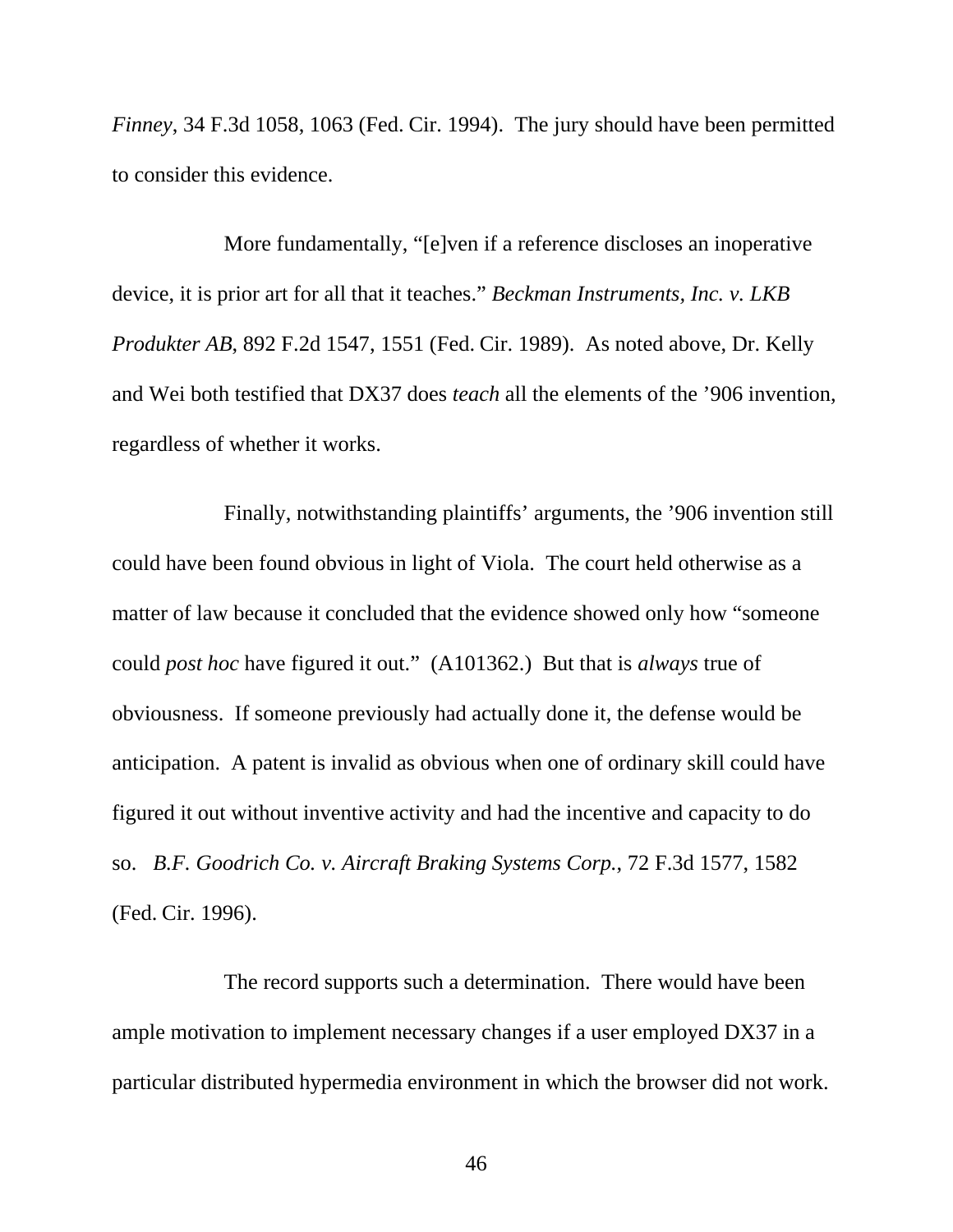*Finney*, 34 F.3d 1058, 1063 (Fed. Cir. 1994). The jury should have been permitted to consider this evidence.

More fundamentally, "[e]ven if a reference discloses an inoperative device, it is prior art for all that it teaches." *Beckman Instruments, Inc. v. LKB Produkter AB*, 892 F.2d 1547, 1551 (Fed. Cir. 1989). As noted above, Dr. Kelly and Wei both testified that DX37 does *teach* all the elements of the '906 invention, regardless of whether it works.

Finally, notwithstanding plaintiffs' arguments, the '906 invention still could have been found obvious in light of Viola. The court held otherwise as a matter of law because it concluded that the evidence showed only how "someone could *post hoc* have figured it out." (A101362.) But that is *always* true of obviousness. If someone previously had actually done it, the defense would be anticipation. A patent is invalid as obvious when one of ordinary skill could have figured it out without inventive activity and had the incentive and capacity to do so. *B.F. Goodrich Co. v. Aircraft Braking Systems Corp.*, 72 F.3d 1577, 1582 (Fed. Cir. 1996).

The record supports such a determination. There would have been ample motivation to implement necessary changes if a user employed DX37 in a particular distributed hypermedia environment in which the browser did not work.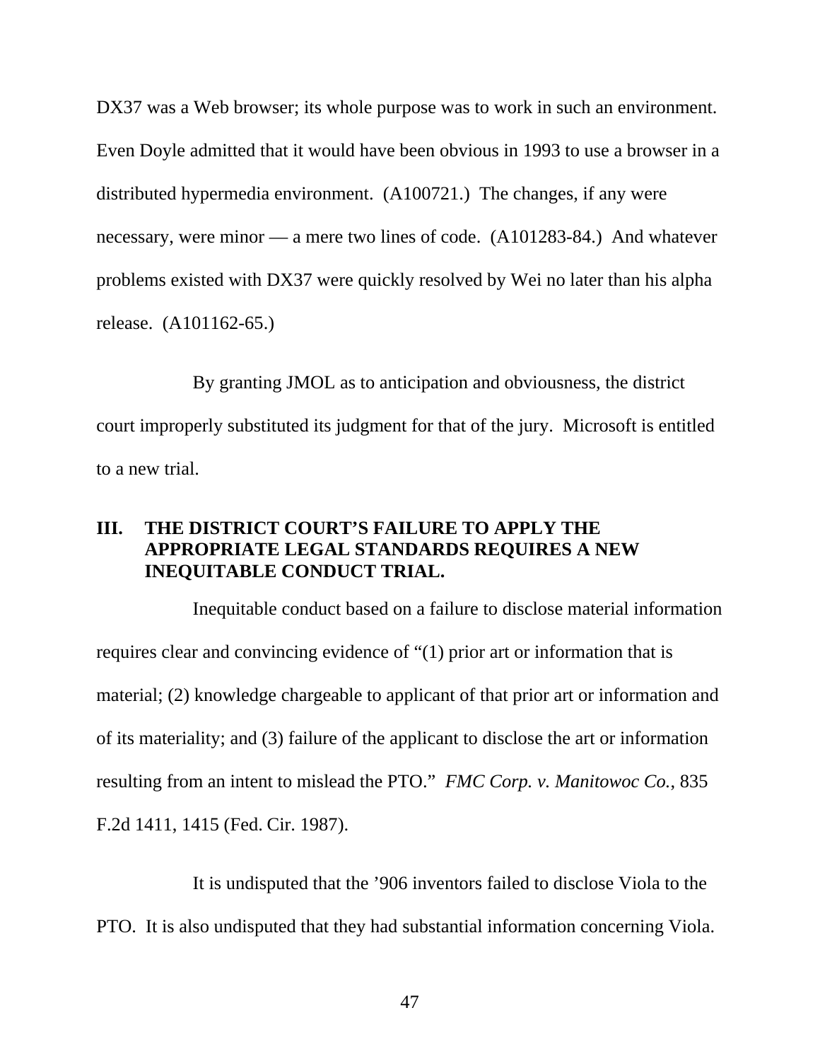DX37 was a Web browser; its whole purpose was to work in such an environment. Even Doyle admitted that it would have been obvious in 1993 to use a browser in a distributed hypermedia environment. (A100721.) The changes, if any were necessary, were minor — a mere two lines of code. (A101283-84.) And whatever problems existed with DX37 were quickly resolved by Wei no later than his alpha release. (A101162-65.)

By granting JMOL as to anticipation and obviousness, the district court improperly substituted its judgment for that of the jury. Microsoft is entitled to a new trial.

## III. THE DISTRICT COURT'S FAILURE TO APPLY THE APPROPRIATE LEGAL STANDARDS REQUIRES A NEW INEQUITABLE CONDUCT TRIAL.

Inequitable conduct based on a failure to disclose material information requires clear and convincing evidence of "(1) prior art or information that is material; (2) knowledge chargeable to applicant of that prior art or information and of its materiality; and (3) failure of the applicant to disclose the art or information resulting from an intent to mislead the PTO." *FMC Corp. v. Manitowoc Co.*, 835 F.2d 1411, 1415 (Fed. Cir. 1987).

It is undisputed that the '906 inventors failed to disclose Viola to the PTO. It is also undisputed that they had substantial information concerning Viola.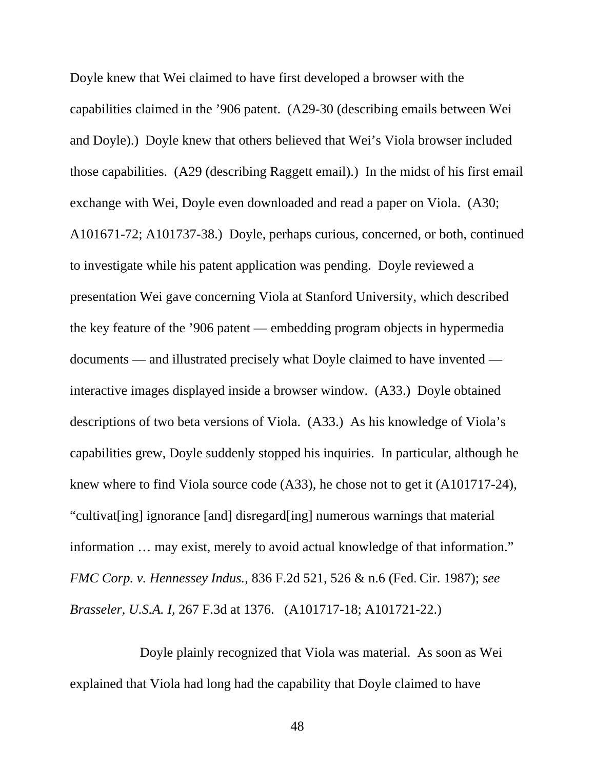Doyle knew that Wei claimed to have first developed a browser with the capabilities claimed in the ’906 patent. (A29-30 (describing emails between Wei and Doyle).) Doyle knew that others believed that Wei’s Viola browser included those capabilities. (A29 (describing Raggett email).) In the midst of his first email exchange with Wei, Doyle even downloaded and read a paper on Viola. (A30; A101671-72; A101737-38.) Doyle, perhaps curious, concerned, or both, continued to investigate while his patent application was pending. Doyle reviewed a presentation Wei gave concerning Viola at Stanford University, which described the key feature of the ’906 patent — embedding program objects in hypermedia documents — and illustrated precisely what Doyle claimed to have invented — interactive images displayed inside a browser window. (A33.) Doyle obtained descriptions of two beta versions of Viola. (A33.) As his knowledge of Viola’s capabilities grew, Doyle suddenly stopped his inquiries. In particular, although he knew where to find Viola source code (A33), he chose not to get it (A101717-24), “cultivat[ing] ignorance [and] disregard[ing] numerous warnings that material information … may exist, merely to avoid actual knowledge of that information.” *FMC Corp. v. Hennessey Indus.*, 836 F.2d 521, 526 & n.6 (Fed. Cir. 1987); *see Brasseler, U.S.A. I*, 267 F.3d at 1376. (A101717-18; A101721-22.)

Doyle plainly recognized that Viola was material. As soon as Wei explained that Viola had long had the capability that Doyle claimed to have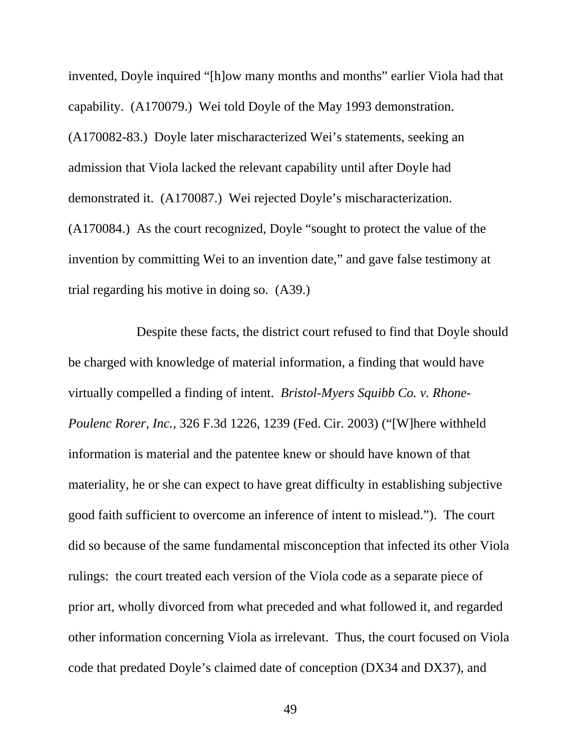invented, Doyle inquired "[h]ow many months and months" earlier Viola had that capability. (A170079.) Wei told Doyle of the May 1993 demonstration. (A170082-83.) Doyle later mischaracterized Wei's statements, seeking an admission that Viola lacked the relevant capability until after Doyle had demonstrated it. (A170087.) Wei rejected Doyle's mischaracterization. (A170084.) As the court recognized, Doyle "sought to protect the value of the invention by committing Wei to an invention date," and gave false testimony at trial regarding his motive in doing so. (A39.)

Despite these facts, the district court refused to find that Doyle should be charged with knowledge of material information, a finding that would have virtually compelled a finding of intent. *Bristol-Myers Squibb Co. v. Rhone-Poulenc Rorer, Inc.*, 326 F.3d 1226, 1239 (Fed. Cir. 2003) ("[W]here withheld information is material and the patentee knew or should have known of that materiality, he or she can expect to have great difficulty in establishing subjective good faith sufficient to overcome an inference of intent to mislead."). The court did so because of the same fundamental misconception that infected its other Viola rulings: the court treated each version of the Viola code as a separate piece of prior art, wholly divorced from what preceded and what followed it, and regarded other information concerning Viola as irrelevant. Thus, the court focused on Viola code that predated Doyle's claimed date of conception (DX34 and DX37), and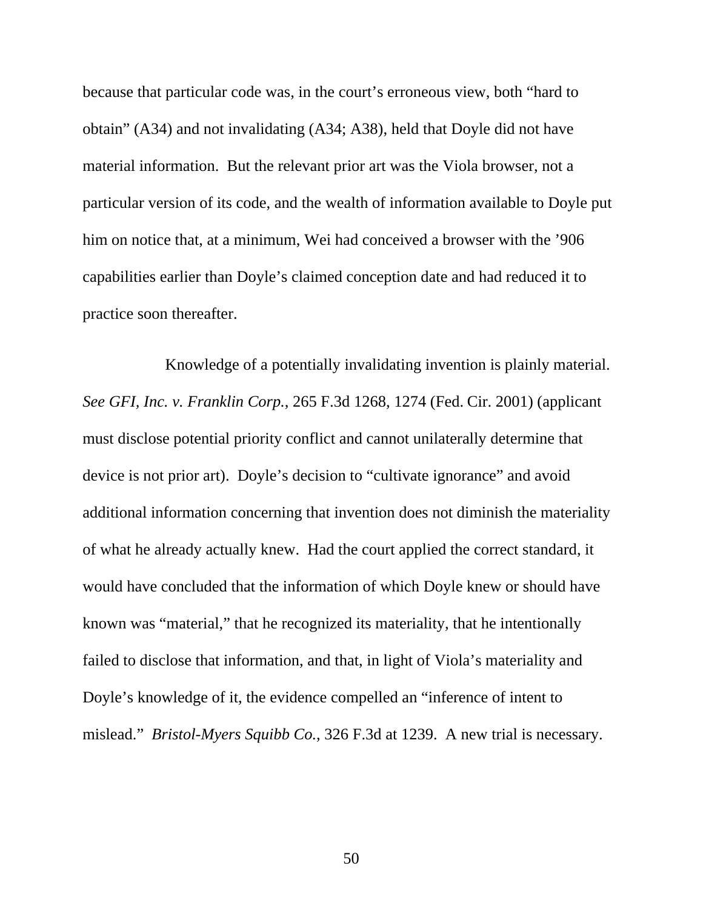because that particular code was, in the court's erroneous view, both "hard to obtain" (A34) and not invalidating (A34; A38), held that Doyle did not have material information. But the relevant prior art was the Viola browser, not a particular version of its code, and the wealth of information available to Doyle put him on notice that, at a minimum, Wei had conceived a browser with the '906 capabilities earlier than Doyle's claimed conception date and had reduced it to practice soon thereafter.

Knowledge of a potentially invalidating invention is plainly material. *See GFI, Inc. v. Franklin Corp.*, 265 F.3d 1268, 1274 (Fed. Cir. 2001) (applicant must disclose potential priority conflict and cannot unilaterally determine that device is not prior art). Doyle's decision to "cultivate ignorance" and avoid additional information concerning that invention does not diminish the materiality of what he already actually knew. Had the court applied the correct standard, it would have concluded that the information of which Doyle knew or should have known was "material," that he recognized its materiality, that he intentionally failed to disclose that information, and that, in light of Viola's materiality and Doyle's knowledge of it, the evidence compelled an "inference of intent to mislead." *Bristol-Myers Squibb Co.*, 326 F.3d at 1239. A new trial is necessary.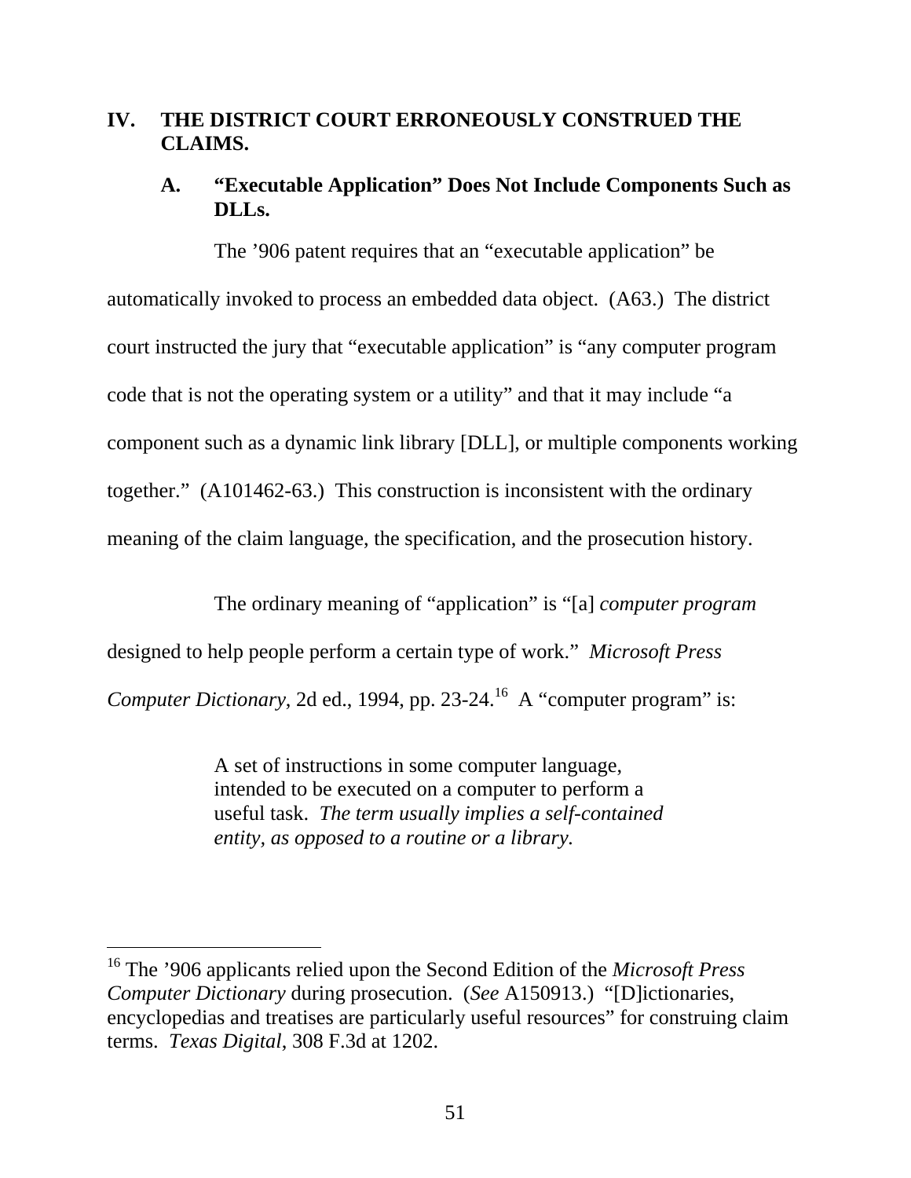## IV. THE DISTRICT COURT ERRONEOUSLY CONSTRUED THE CLAIMS.

### A. "Executable Application" Does Not Include Components Such as DLLs.

The '906 patent requires that an "executable application" be automatically invoked to process an embedded data object. (A63.) The district court instructed the jury that "executable application" is "any computer program code that is not the operating system or a utility" and that it may include "a component such as a dynamic link library [DLL], or multiple components working together." (A101462-63.) This construction is inconsistent with the ordinary meaning of the claim language, the specification, and the prosecution history.

The ordinary meaning of "application" is "[a] *computer program* designed to help people perform a certain type of work." *Microsoft Press Computer Dictionary*, 2d ed., 1994, pp. 23-24.[16] A "computer program" is:

> A set of instructions in some computer language, intended to be executed on a computer to perform a useful task. *The term usually implies a self-contained entity, as opposed to a routine or a library.*

---

[16] The '906 applicants relied upon the Second Edition of the *Microsoft Press Computer Dictionary* during prosecution. (*See* A150913.) "[D]ictionaries, encyclopedias and treatises are particularly useful resources" for construing claim terms. *Texas Digital*, 308 F.3d at 1202.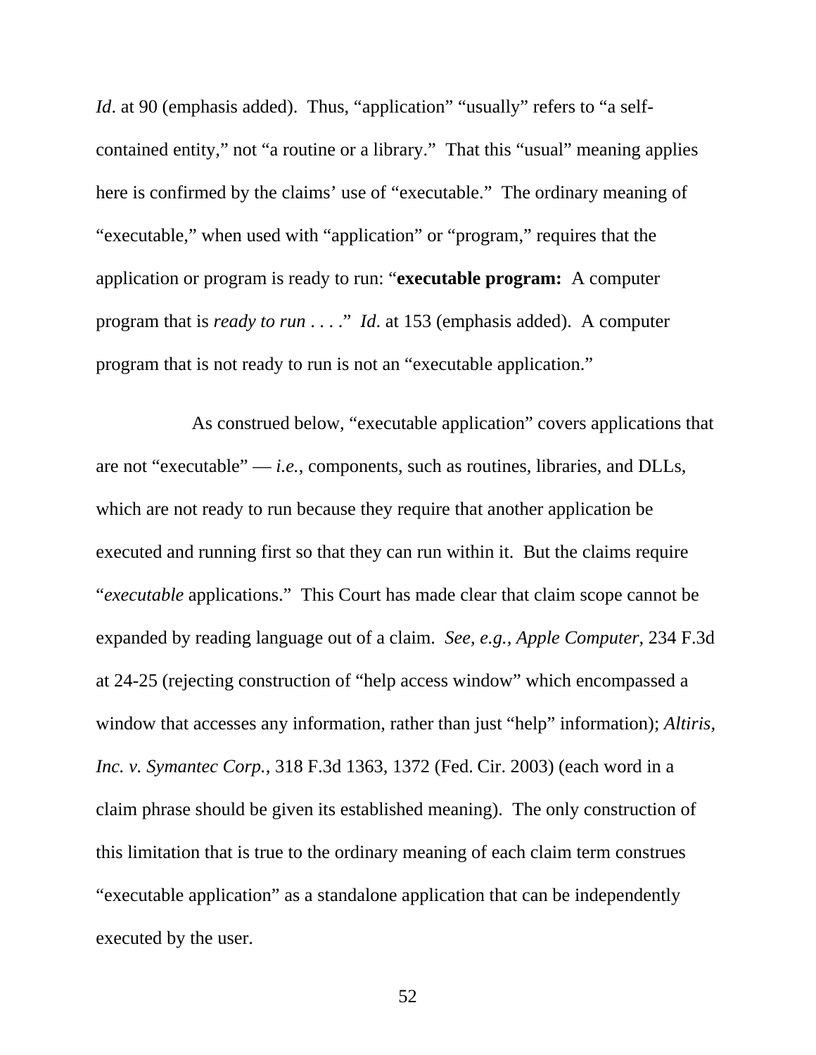*Id*. at 90 (emphasis added). Thus, "application" "usually" refers to "a self-contained entity," not "a routine or a library." That this "usual" meaning applies here is confirmed by the claims' use of "executable." The ordinary meaning of "executable," when used with "application" or "program," requires that the application or program is ready to run: "**executable program:** A computer program that is *ready to run* . . . ." *Id*. at 153 (emphasis added). A computer program that is not ready to run is not an "executable application."

As construed below, "executable application" covers applications that are not "executable" — *i.e.*, components, such as routines, libraries, and DLLs, which are not ready to run because they require that another application be executed and running first so that they can run within it. But the claims require "*executable* applications." This Court has made clear that claim scope cannot be expanded by reading language out of a claim. *See, e.g., Apple Computer*, 234 F.3d at 24-25 (rejecting construction of "help access window" which encompassed a window that accesses any information, rather than just "help" information); *Altiris, Inc. v. Symantec Corp.*, 318 F.3d 1363, 1372 (Fed. Cir. 2003) (each word in a claim phrase should be given its established meaning). The only construction of this limitation that is true to the ordinary meaning of each claim term construes "executable application" as a standalone application that can be independently executed by the user.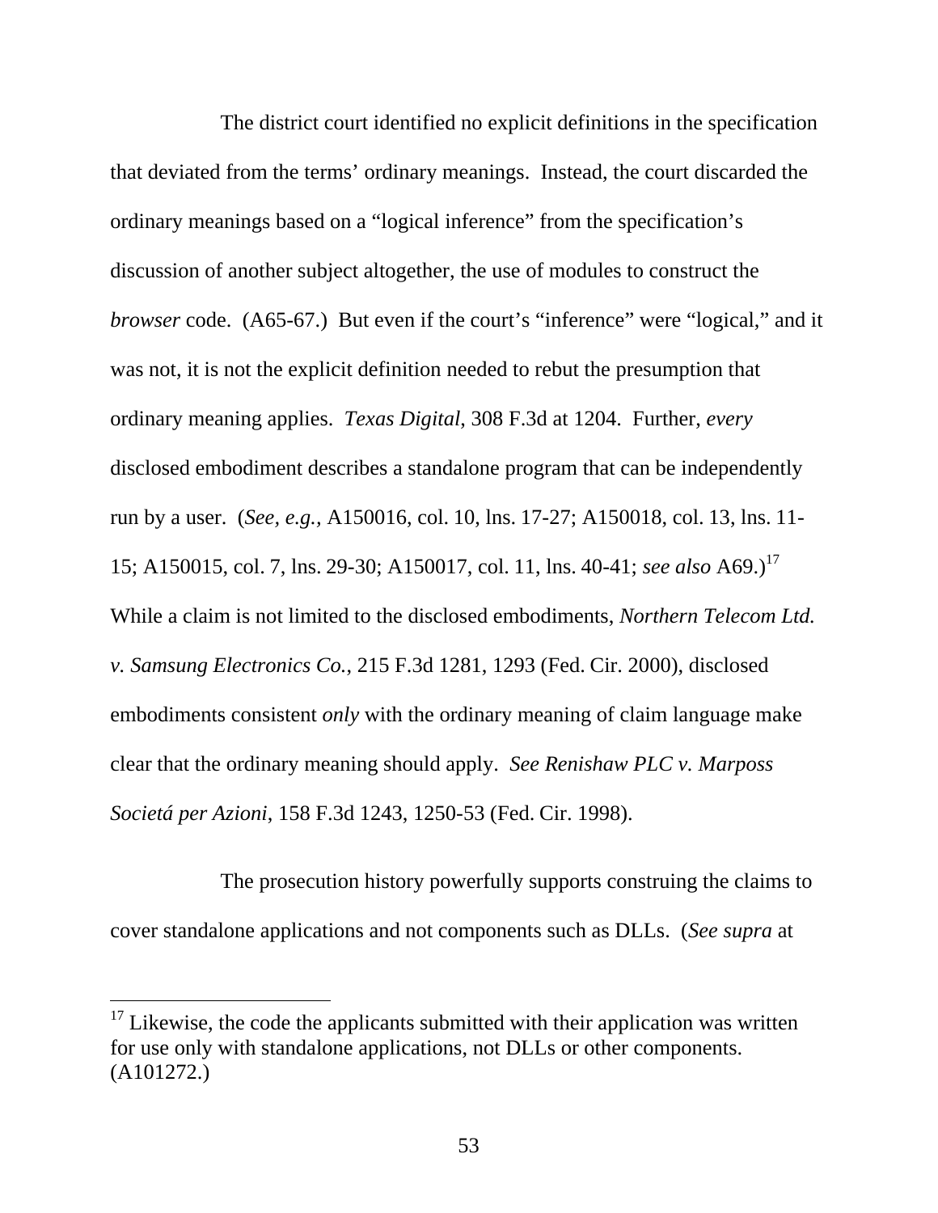The district court identified no explicit definitions in the specification that deviated from the terms' ordinary meanings. Instead, the court discarded the ordinary meanings based on a "logical inference" from the specification's discussion of another subject altogether, the use of modules to construct the *browser* code. (A65-67.) But even if the court's "inference" were "logical," and it was not, it is not the explicit definition needed to rebut the presumption that ordinary meaning applies. *Texas Digital*, 308 F.3d at 1204. Further, *every* disclosed embodiment describes a standalone program that can be independently run by a user. (*See, e.g.*, A150016, col. 10, lns. 17-27; A150018, col. 13, lns. 11-15; A150015, col. 7, lns. 29-30; A150017, col. 11, lns. 40-41; *see also* A69.)[17] While a claim is not limited to the disclosed embodiments, *Northern Telecom Ltd. v. Samsung Electronics Co.*, 215 F.3d 1281, 1293 (Fed. Cir. 2000), disclosed embodiments consistent *only* with the ordinary meaning of claim language make clear that the ordinary meaning should apply. *See Renishaw PLC v. Marposs Societá per Azioni*, 158 F.3d 1243, 1250-53 (Fed. Cir. 1998).

The prosecution history powerfully supports construing the claims to cover standalone applications and not components such as DLLs. (*See supra* at

---

[17] Likewise, the code the applicants submitted with their application was written for use only with standalone applications, not DLLs or other components. (A101272.)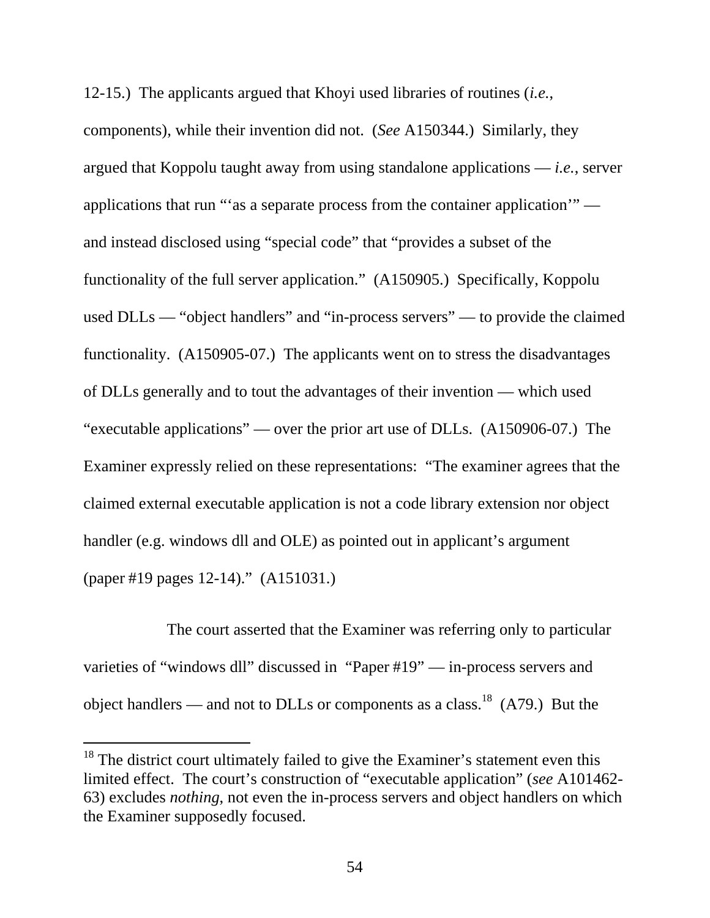12-15.) The applicants argued that Khoyi used libraries of routines (*i.e.*, components), while their invention did not. (*See* A150344.) Similarly, they argued that Koppolu taught away from using standalone applications — *i.e.*, server applications that run "'as a separate process from the container application'" — and instead disclosed using "special code" that "provides a subset of the functionality of the full server application." (A150905.) Specifically, Koppolu used DLLs — "object handlers" and "in-process servers" — to provide the claimed functionality. (A150905-07.) The applicants went on to stress the disadvantages of DLLs generally and to tout the advantages of their invention — which used "executable applications" — over the prior art use of DLLs. (A150906-07.) The Examiner expressly relied on these representations: "The examiner agrees that the claimed external executable application is not a code library extension nor object handler (e.g. windows dll and OLE) as pointed out in applicant's argument (paper #19 pages 12-14)." (A151031.)

The court asserted that the Examiner was referring only to particular varieties of "windows dll" discussed in "Paper #19" — in-process servers and object handlers — and not to DLLs or components as a class.[18] (A79.) But the

[18] The district court ultimately failed to give the Examiner's statement even this limited effect. The court's construction of "executable application" (*see* A101462-63) excludes *nothing*, not even the in-process servers and object handlers on which the Examiner supposedly focused.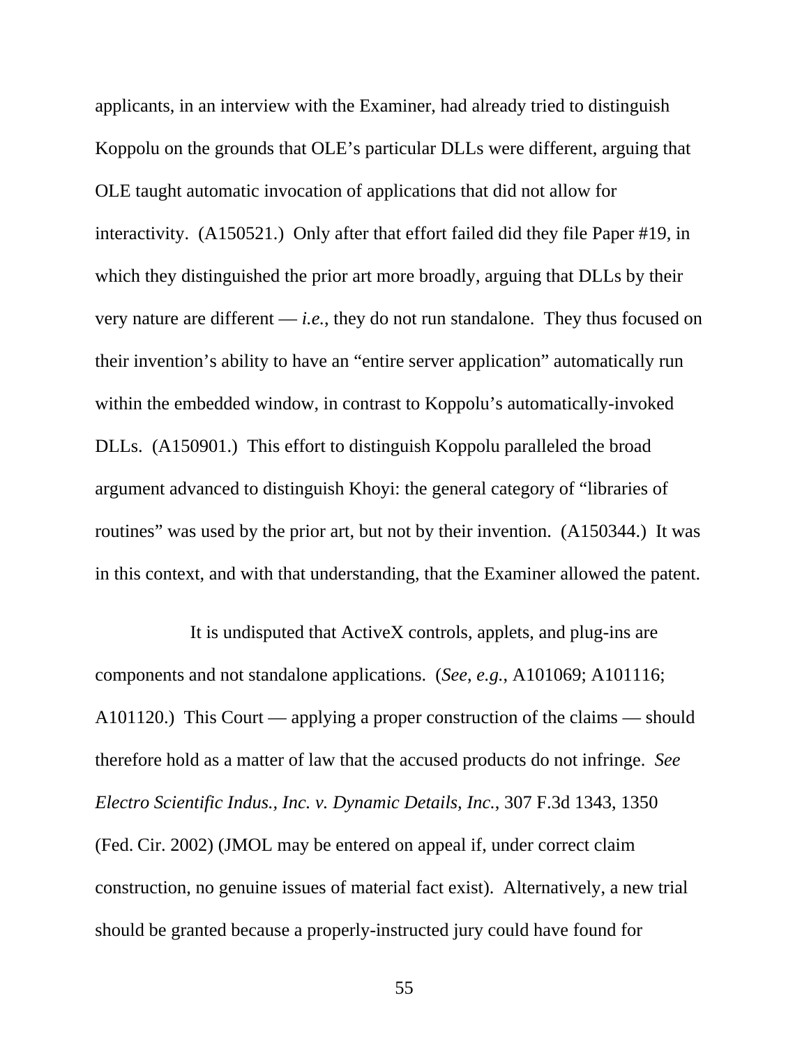applicants, in an interview with the Examiner, had already tried to distinguish Koppolu on the grounds that OLE's particular DLLs were different, arguing that OLE taught automatic invocation of applications that did not allow for interactivity. (A150521.) Only after that effort failed did they file Paper #19, in which they distinguished the prior art more broadly, arguing that DLLs by their very nature are different — *i.e.*, they do not run standalone. They thus focused on their invention's ability to have an "entire server application" automatically run within the embedded window, in contrast to Koppolu's automatically-invoked DLLs. (A150901.) This effort to distinguish Koppolu paralleled the broad argument advanced to distinguish Khoyi: the general category of "libraries of routines" was used by the prior art, but not by their invention. (A150344.) It was in this context, and with that understanding, that the Examiner allowed the patent.

It is undisputed that ActiveX controls, applets, and plug-ins are components and not standalone applications. (*See, e.g.*, A101069; A101116; A101120.) This Court — applying a proper construction of the claims — should therefore hold as a matter of law that the accused products do not infringe. *See Electro Scientific Indus., Inc. v. Dynamic Details, Inc.*, 307 F.3d 1343, 1350 (Fed. Cir. 2002) (JMOL may be entered on appeal if, under correct claim construction, no genuine issues of material fact exist). Alternatively, a new trial should be granted because a properly-instructed jury could have found for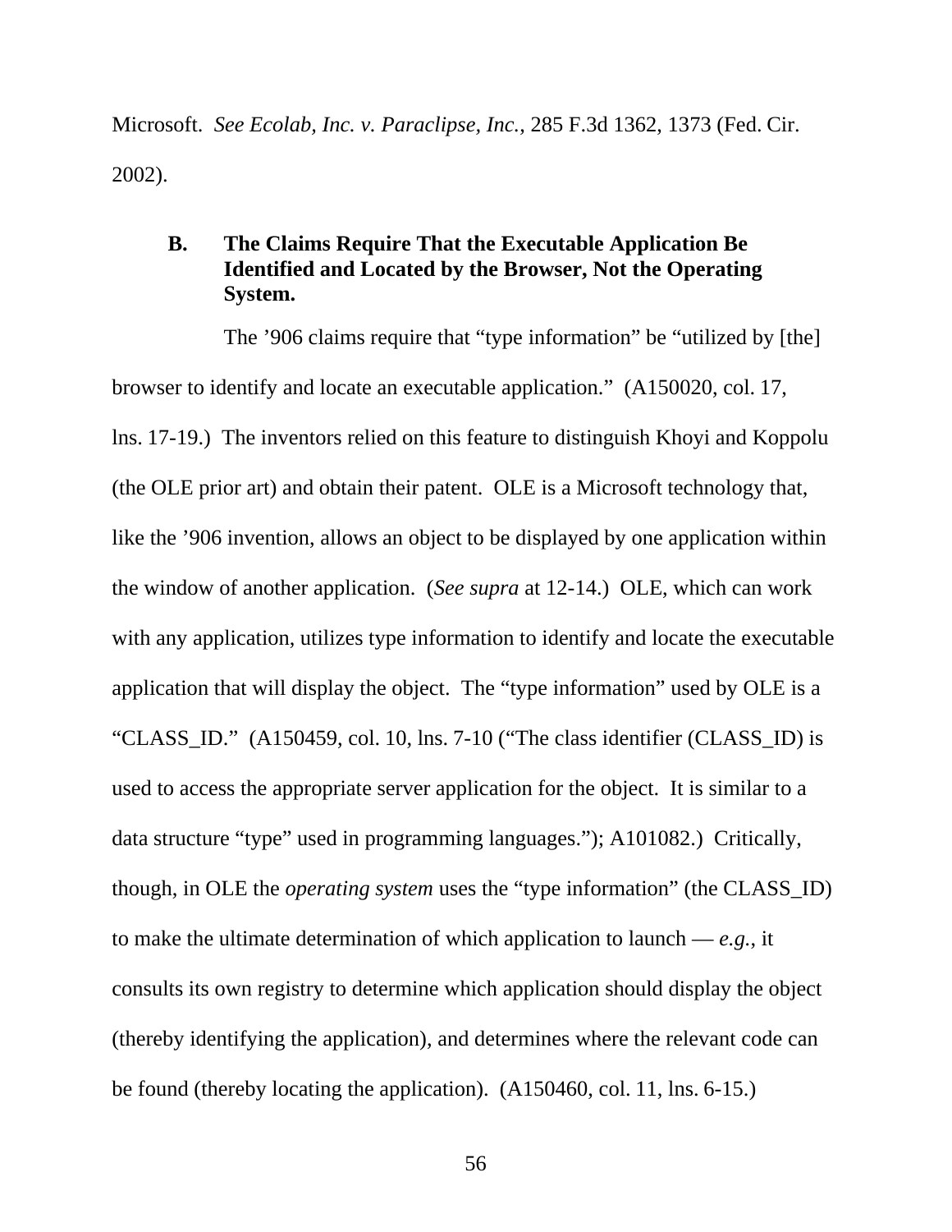Microsoft. *See Ecolab, Inc. v. Paraclipse, Inc.*, 285 F.3d 1362, 1373 (Fed. Cir. 2002).

### B. The Claims Require That the Executable Application Be Identified and Located by the Browser, Not the Operating System.

The ’906 claims require that “type information” be “utilized by [the] browser to identify and locate an executable application.” (A150020, col. 17, lns. 17-19.) The inventors relied on this feature to distinguish Khoyi and Koppolu (the OLE prior art) and obtain their patent. OLE is a Microsoft technology that, like the ’906 invention, allows an object to be displayed by one application within the window of another application. (*See supra* at 12-14.) OLE, which can work with any application, utilizes type information to identify and locate the executable application that will display the object. The “type information” used by OLE is a “CLASS_ID.” (A150459, col. 10, lns. 7-10 (“The class identifier (CLASS_ID) is used to access the appropriate server application for the object. It is similar to a data structure “type” used in programming languages.”); A101082.) Critically, though, in OLE the *operating system* uses the “type information” (the CLASS_ID) to make the ultimate determination of which application to launch — *e.g.*, it consults its own registry to determine which application should display the object (thereby identifying the application), and determines where the relevant code can be found (thereby locating the application). (A150460, col. 11, lns. 6-15.)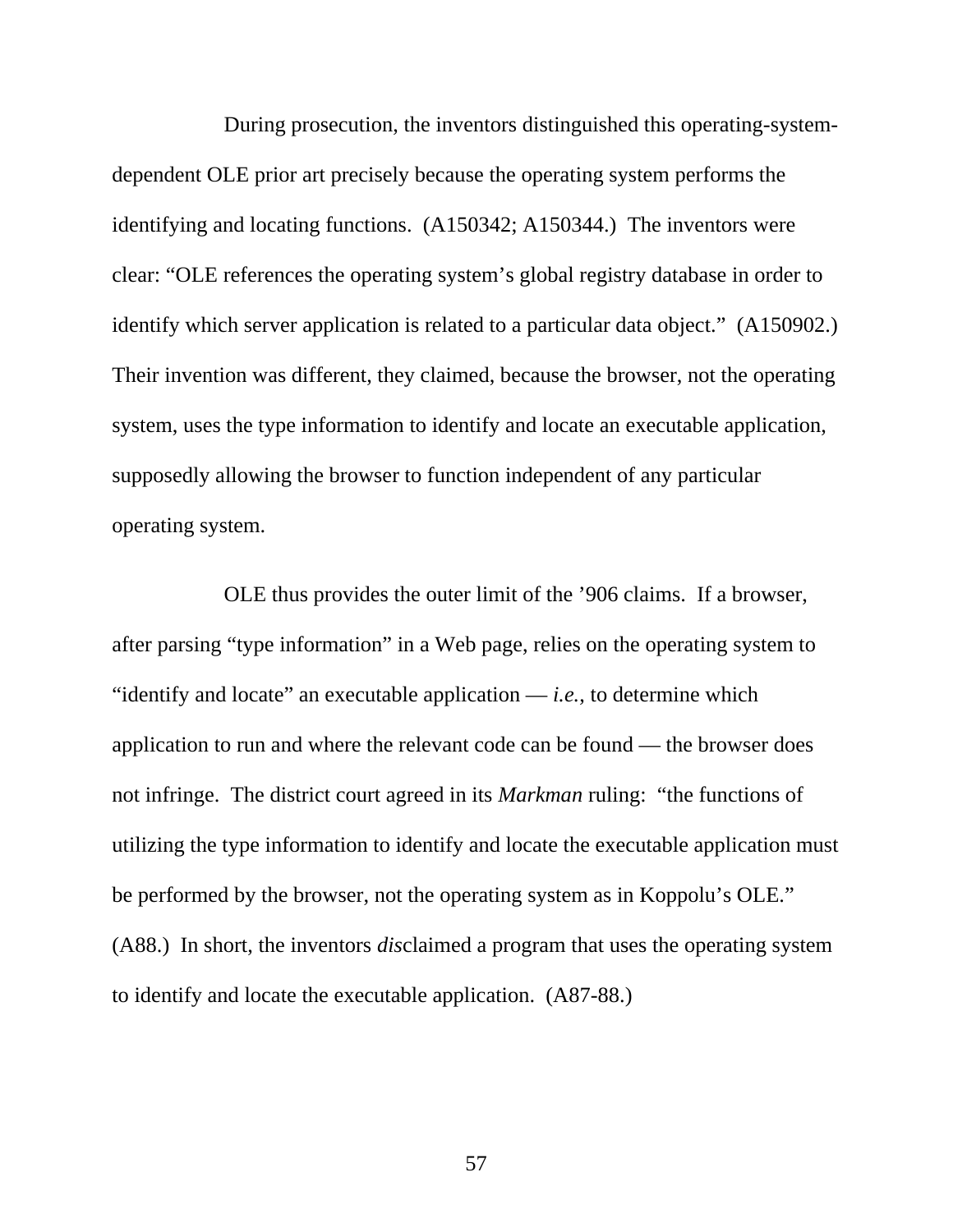During prosecution, the inventors distinguished this operating-system-dependent OLE prior art precisely because the operating system performs the identifying and locating functions. (A150342; A150344.) The inventors were clear: "OLE references the operating system's global registry database in order to identify which server application is related to a particular data object." (A150902.) Their invention was different, they claimed, because the browser, not the operating system, uses the type information to identify and locate an executable application, supposedly allowing the browser to function independent of any particular operating system.

OLE thus provides the outer limit of the '906 claims. If a browser, after parsing "type information" in a Web page, relies on the operating system to "identify and locate" an executable application — *i.e.*, to determine which application to run and where the relevant code can be found — the browser does not infringe. The district court agreed in its *Markman* ruling: "the functions of utilizing the type information to identify and locate the executable application must be performed by the browser, not the operating system as in Koppolu's OLE." (A88.) In short, the inventors *dis*claimed a program that uses the operating system to identify and locate the executable application. (A87-88.)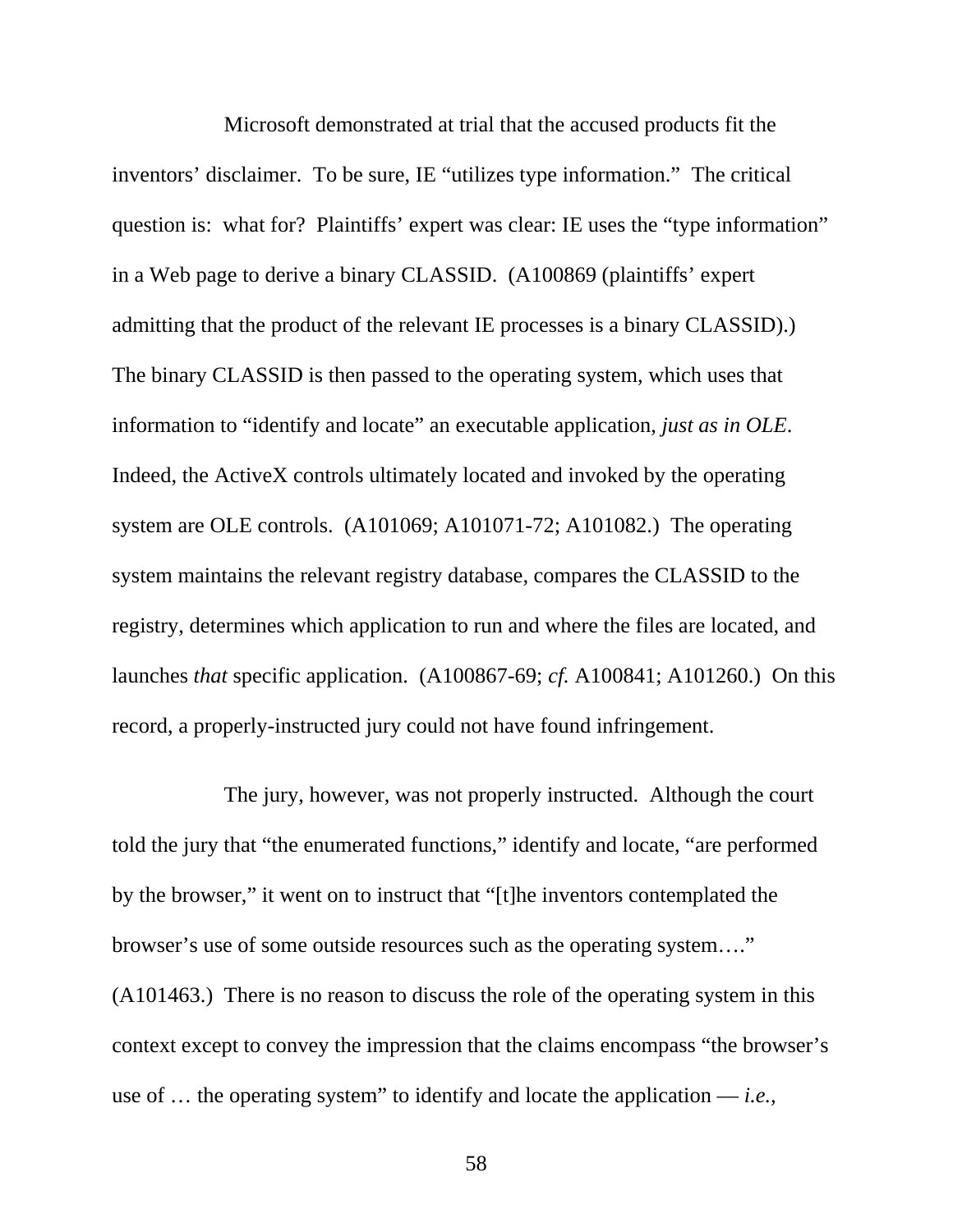Microsoft demonstrated at trial that the accused products fit the inventors' disclaimer. To be sure, IE "utilizes type information." The critical question is: what for? Plaintiffs' expert was clear: IE uses the "type information" in a Web page to derive a binary CLASSID. (A100869 (plaintiffs' expert admitting that the product of the relevant IE processes is a binary CLASSID).) The binary CLASSID is then passed to the operating system, which uses that information to "identify and locate" an executable application, *just as in OLE*. Indeed, the ActiveX controls ultimately located and invoked by the operating system are OLE controls. (A101069; A101071-72; A101082.) The operating system maintains the relevant registry database, compares the CLASSID to the registry, determines which application to run and where the files are located, and launches *that* specific application. (A100867-69; *cf.* A100841; A101260.) On this record, a properly-instructed jury could not have found infringement.

The jury, however, was not properly instructed. Although the court told the jury that "the enumerated functions," identify and locate, "are performed by the browser," it went on to instruct that "[t]he inventors contemplated the browser's use of some outside resources such as the operating system…." (A101463.) There is no reason to discuss the role of the operating system in this context except to convey the impression that the claims encompass "the browser's use of … the operating system" to identify and locate the application — *i.e.*,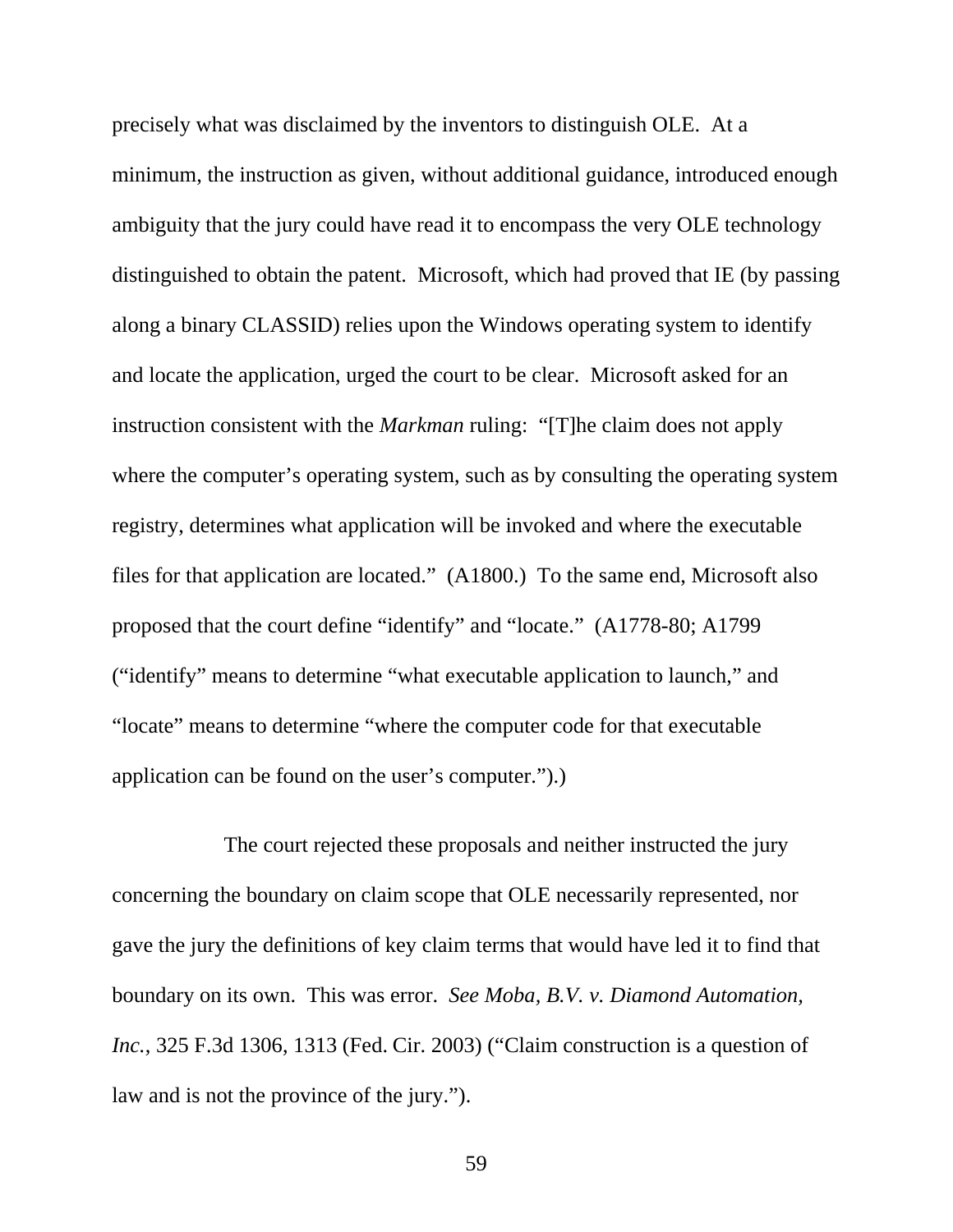precisely what was disclaimed by the inventors to distinguish OLE. At a minimum, the instruction as given, without additional guidance, introduced enough ambiguity that the jury could have read it to encompass the very OLE technology distinguished to obtain the patent. Microsoft, which had proved that IE (by passing along a binary CLASSID) relies upon the Windows operating system to identify and locate the application, urged the court to be clear. Microsoft asked for an instruction consistent with the *Markman* ruling: "[T]he claim does not apply where the computer's operating system, such as by consulting the operating system registry, determines what application will be invoked and where the executable files for that application are located." (A1800.) To the same end, Microsoft also proposed that the court define "identify" and "locate." (A1778-80; A1799 ("identify" means to determine "what executable application to launch," and "locate" means to determine "where the computer code for that executable application can be found on the user's computer.").)

The court rejected these proposals and neither instructed the jury concerning the boundary on claim scope that OLE necessarily represented, nor gave the jury the definitions of key claim terms that would have led it to find that boundary on its own. This was error. *See Moba, B.V. v. Diamond Automation, Inc.*, 325 F.3d 1306, 1313 (Fed. Cir. 2003) ("Claim construction is a question of law and is not the province of the jury.").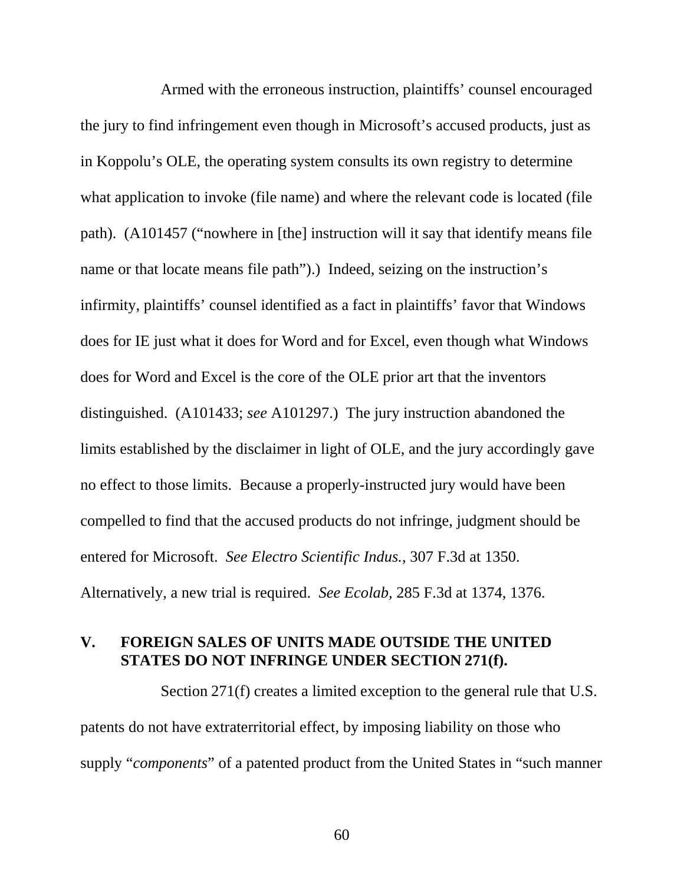Armed with the erroneous instruction, plaintiffs' counsel encouraged the jury to find infringement even though in Microsoft's accused products, just as in Koppolu's OLE, the operating system consults its own registry to determine what application to invoke (file name) and where the relevant code is located (file path). (A101457 ("nowhere in [the] instruction will it say that identify means file name or that locate means file path").) Indeed, seizing on the instruction's infirmity, plaintiffs' counsel identified as a fact in plaintiffs' favor that Windows does for IE just what it does for Word and for Excel, even though what Windows does for Word and Excel is the core of the OLE prior art that the inventors distinguished. (A101433; *see* A101297.) The jury instruction abandoned the limits established by the disclaimer in light of OLE, and the jury accordingly gave no effect to those limits. Because a properly-instructed jury would have been compelled to find that the accused products do not infringe, judgment should be entered for Microsoft. *See Electro Scientific Indus.*, 307 F.3d at 1350. Alternatively, a new trial is required. *See Ecolab*, 285 F.3d at 1374, 1376.

## V. FOREIGN SALES OF UNITS MADE OUTSIDE THE UNITED STATES DO NOT INFRINGE UNDER SECTION 271(f).

Section 271(f) creates a limited exception to the general rule that U.S. patents do not have extraterritorial effect, by imposing liability on those who supply "*components*" of a patented product from the United States in "such manner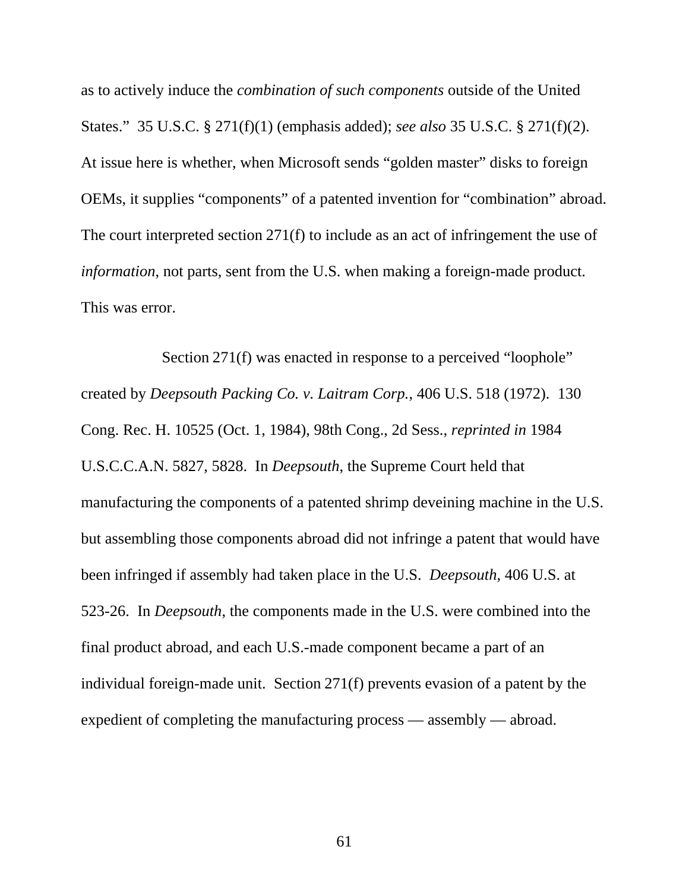as to actively induce the *combination of such components* outside of the United States." 35 U.S.C. § 271(f)(1) (emphasis added); *see also* 35 U.S.C. § 271(f)(2). At issue here is whether, when Microsoft sends "golden master" disks to foreign OEMs, it supplies "components" of a patented invention for "combination" abroad. The court interpreted section 271(f) to include as an act of infringement the use of *information*, not parts, sent from the U.S. when making a foreign-made product. This was error.

Section 271(f) was enacted in response to a perceived "loophole" created by *Deepsouth Packing Co. v. Laitram Corp.*, 406 U.S. 518 (1972). 130 Cong. Rec. H. 10525 (Oct. 1, 1984), 98th Cong., 2d Sess., *reprinted in* 1984 U.S.C.C.A.N. 5827, 5828. In *Deepsouth*, the Supreme Court held that manufacturing the components of a patented shrimp deveining machine in the U.S. but assembling those components abroad did not infringe a patent that would have been infringed if assembly had taken place in the U.S. *Deepsouth*, 406 U.S. at 523-26. In *Deepsouth*, the components made in the U.S. were combined into the final product abroad, and each U.S.-made component became a part of an individual foreign-made unit. Section 271(f) prevents evasion of a patent by the expedient of completing the manufacturing process — assembly — abroad.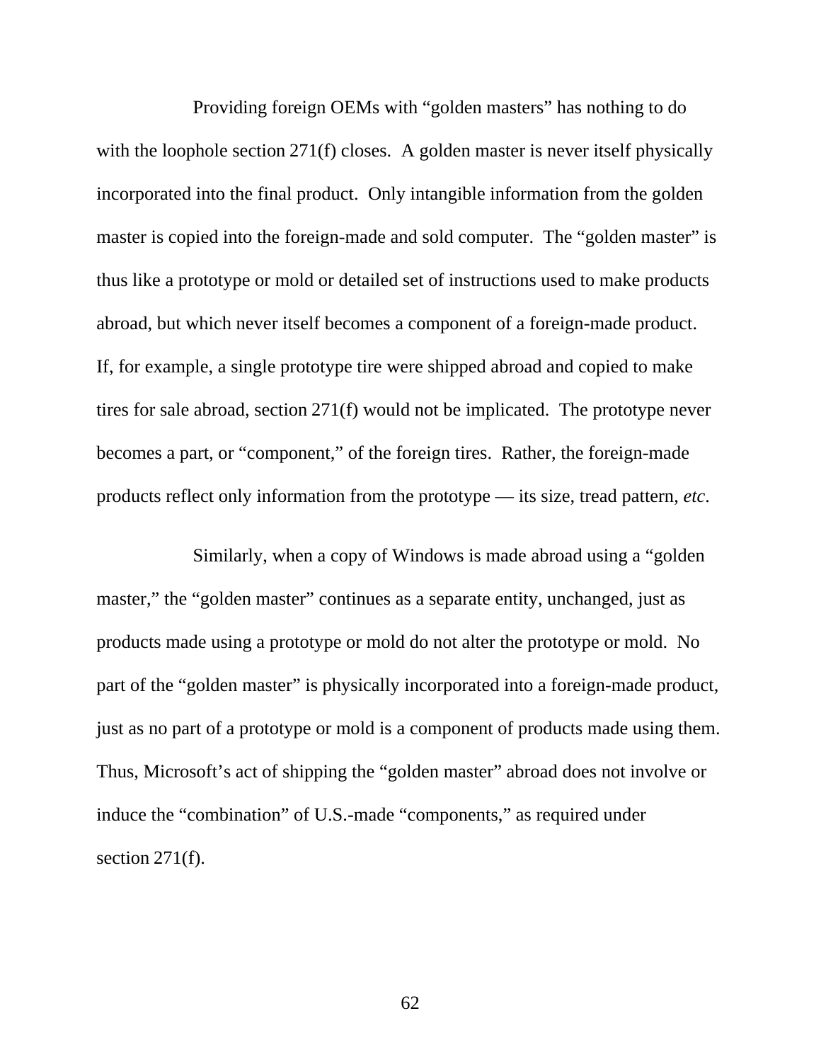Providing foreign OEMs with "golden masters" has nothing to do with the loophole section 271(f) closes. A golden master is never itself physically incorporated into the final product. Only intangible information from the golden master is copied into the foreign-made and sold computer. The "golden master" is thus like a prototype or mold or detailed set of instructions used to make products abroad, but which never itself becomes a component of a foreign-made product. If, for example, a single prototype tire were shipped abroad and copied to make tires for sale abroad, section 271(f) would not be implicated. The prototype never becomes a part, or "component," of the foreign tires. Rather, the foreign-made products reflect only information from the prototype — its size, tread pattern, *etc*.

Similarly, when a copy of Windows is made abroad using a "golden master," the "golden master" continues as a separate entity, unchanged, just as products made using a prototype or mold do not alter the prototype or mold. No part of the "golden master" is physically incorporated into a foreign-made product, just as no part of a prototype or mold is a component of products made using them. Thus, Microsoft's act of shipping the "golden master" abroad does not involve or induce the "combination" of U.S.-made "components," as required under section 271(f).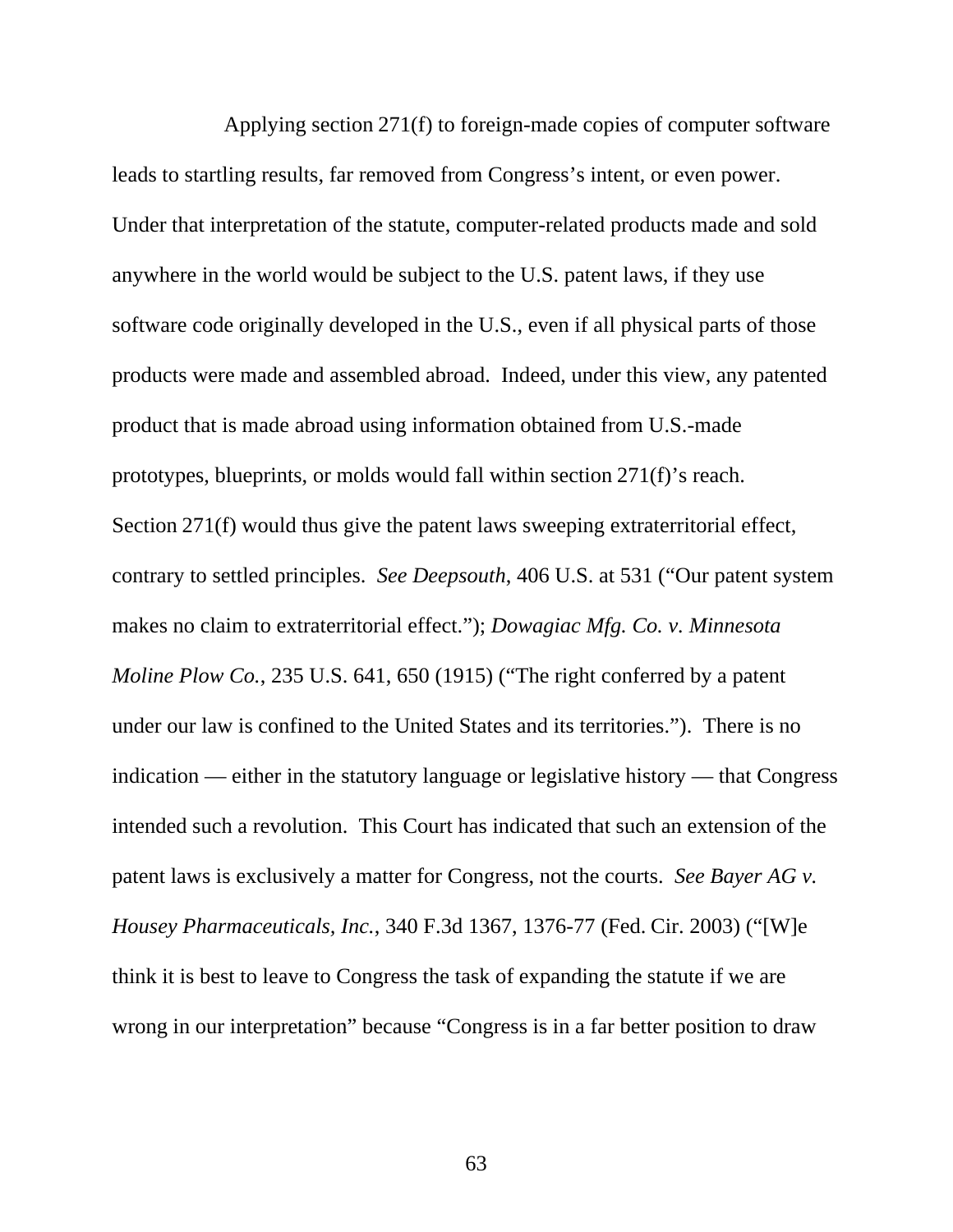Applying section 271(f) to foreign-made copies of computer software leads to startling results, far removed from Congress's intent, or even power. Under that interpretation of the statute, computer-related products made and sold anywhere in the world would be subject to the U.S. patent laws, if they use software code originally developed in the U.S., even if all physical parts of those products were made and assembled abroad. Indeed, under this view, any patented product that is made abroad using information obtained from U.S.-made prototypes, blueprints, or molds would fall within section 271(f)'s reach. Section 271(f) would thus give the patent laws sweeping extraterritorial effect, contrary to settled principles. *See Deepsouth*, 406 U.S. at 531 ("Our patent system makes no claim to extraterritorial effect."); *Dowagiac Mfg. Co. v. Minnesota Moline Plow Co.*, 235 U.S. 641, 650 (1915) ("The right conferred by a patent under our law is confined to the United States and its territories."). There is no indication — either in the statutory language or legislative history — that Congress intended such a revolution. This Court has indicated that such an extension of the patent laws is exclusively a matter for Congress, not the courts. *See Bayer AG v. Housey Pharmaceuticals, Inc.*, 340 F.3d 1367, 1376-77 (Fed. Cir. 2003) ("[W]e think it is best to leave to Congress the task of expanding the statute if we are wrong in our interpretation" because "Congress is in a far better position to draw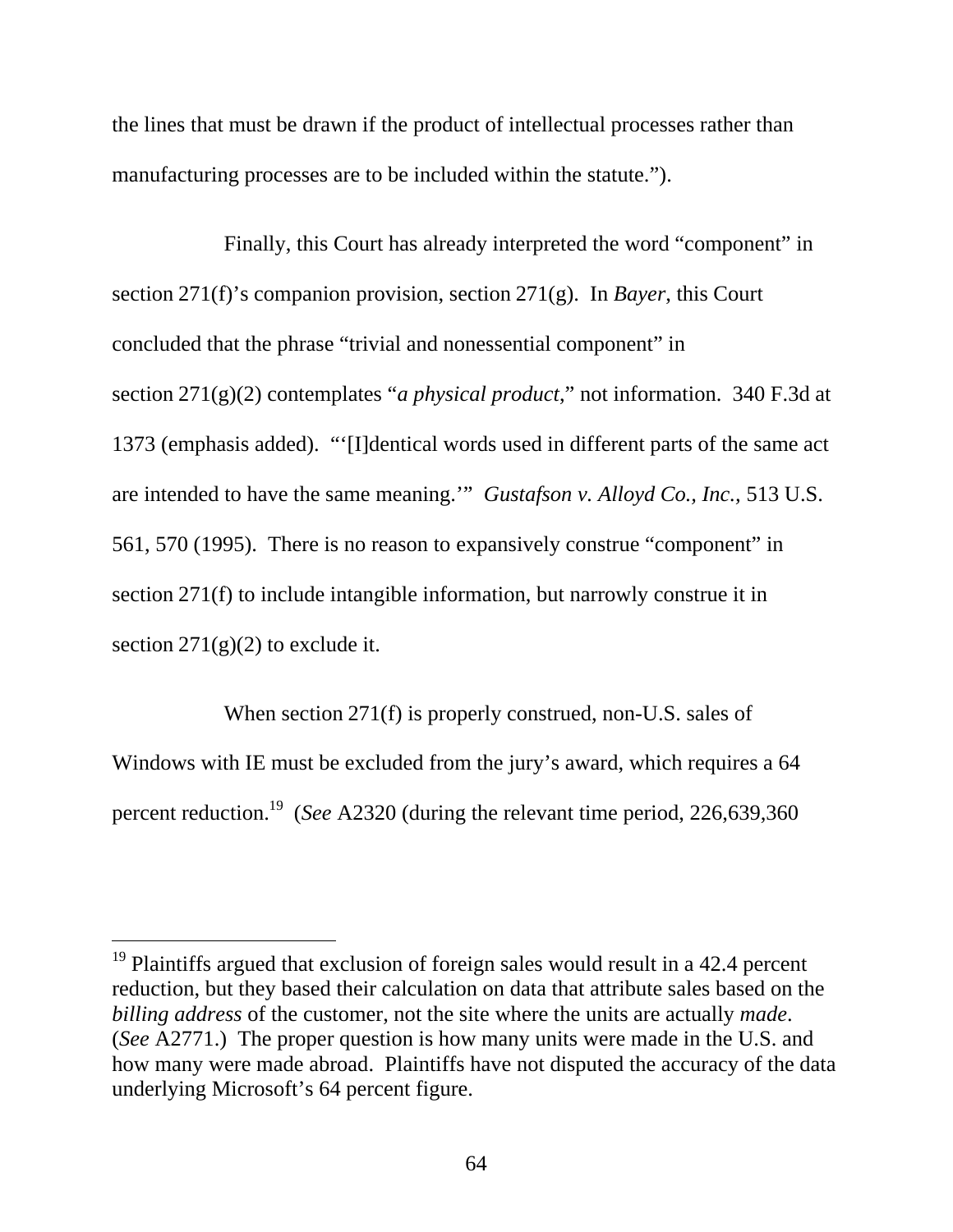the lines that must be drawn if the product of intellectual processes rather than manufacturing processes are to be included within the statute.").

Finally, this Court has already interpreted the word "component" in section 271(f)'s companion provision, section 271(g). In *Bayer*, this Court concluded that the phrase "trivial and nonessential component" in section 271(g)(2) contemplates "*a physical product*," not information. 340 F.3d at 1373 (emphasis added). "'[I]dentical words used in different parts of the same act are intended to have the same meaning.'" *Gustafson v. Alloyd Co., Inc.*, 513 U.S. 561, 570 (1995). There is no reason to expansively construe "component" in section 271(f) to include intangible information, but narrowly construe it in section 271(g)(2) to exclude it.

When section 271(f) is properly construed, non-U.S. sales of Windows with IE must be excluded from the jury's award, which requires a 64 percent reduction.[19] (*See* A2320 (during the relevant time period, 226,639,360

---

[19] Plaintiffs argued that exclusion of foreign sales would result in a 42.4 percent reduction, but they based their calculation on data that attribute sales based on the *billing address* of the customer, not the site where the units are actually *made*. (*See* A2771.) The proper question is how many units were made in the U.S. and how many were made abroad. Plaintiffs have not disputed the accuracy of the data underlying Microsoft's 64 percent figure.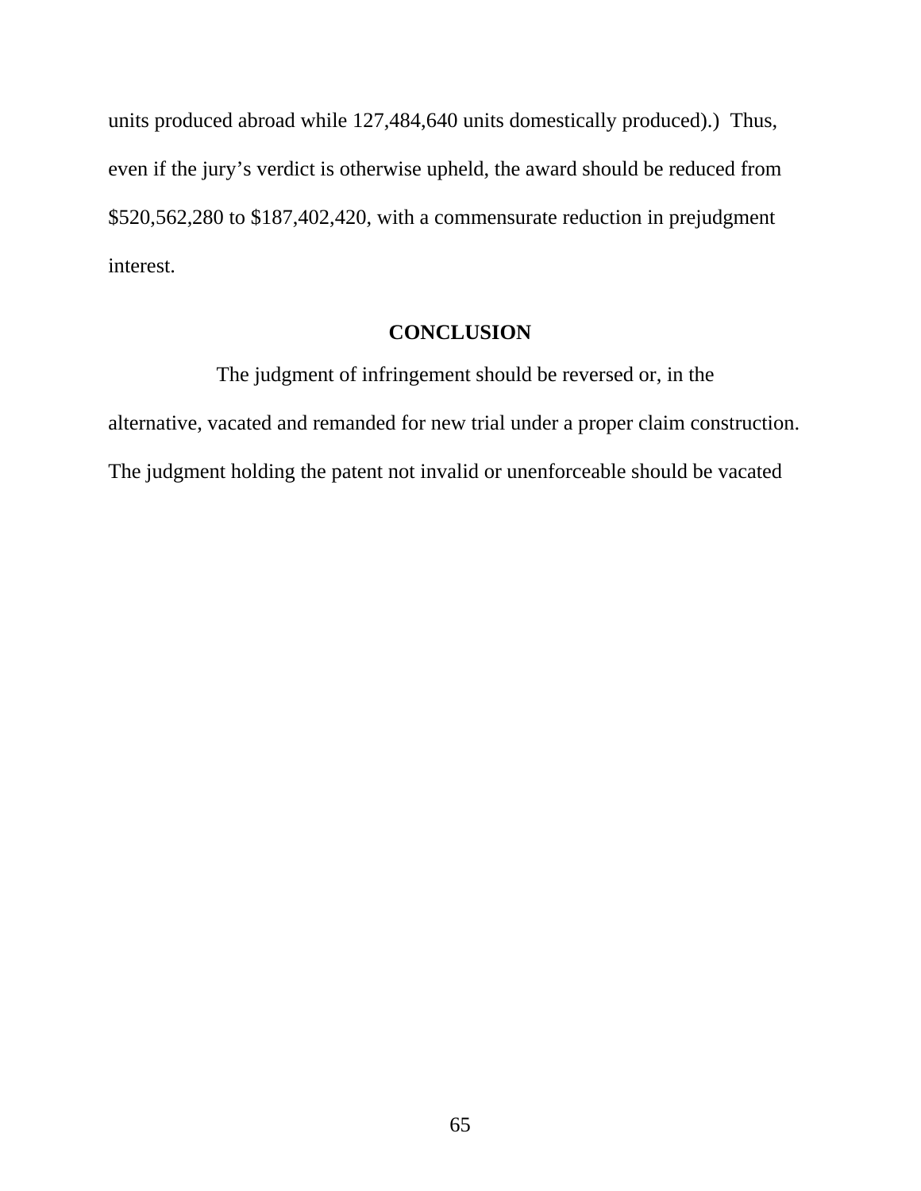units produced abroad while 127,484,640 units domestically produced).) Thus, even if the jury's verdict is otherwise upheld, the award should be reduced from $520,562,280 to $187,402,420, with a commensurate reduction in prejudgment interest.

## CONCLUSION

The judgment of infringement should be reversed or, in the alternative, vacated and remanded for new trial under a proper claim construction. The judgment holding the patent not invalid or unenforceable should be vacated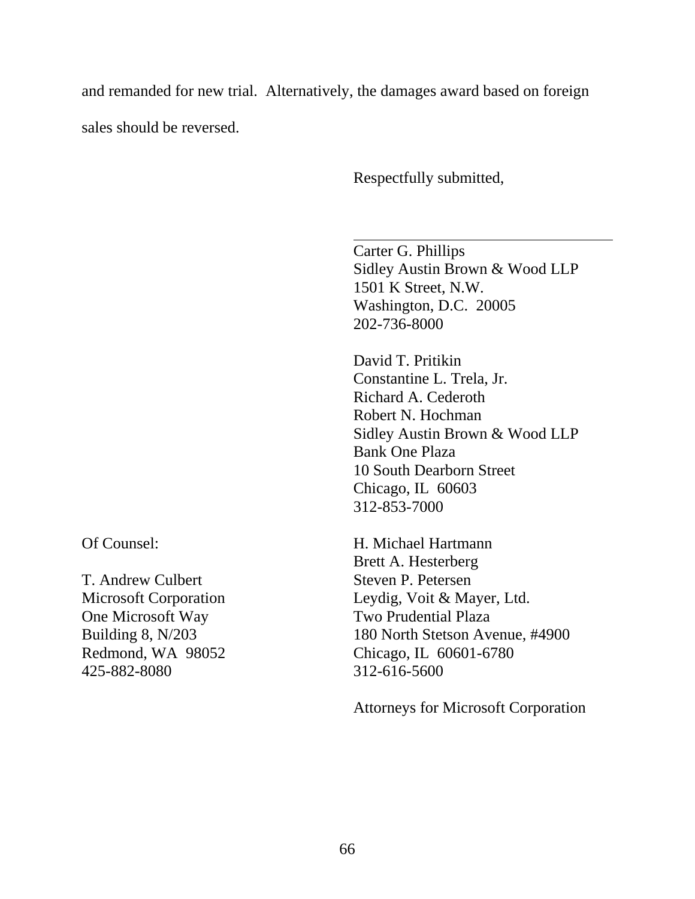and remanded for new trial. Alternatively, the damages award based on foreign sales should be reversed.

Respectfully submitted,

\_\_\_\_\_\_\_\_\_\_\_\_\_\_\_\_\_\_\_\_\_\_\_\_\_\_\_\_\_\_\_\_\_\_\_\_

Carter G. Phillips
Sidley Austin Brown & Wood LLP
1501 K Street, N.W.
Washington, D.C. 20005
202-736-8000

David T. Pritikin
Constantine L. Trela, Jr.
Richard A. Cederoth
Robert N. Hochman
Sidley Austin Brown & Wood LLP
Bank One Plaza
10 South Dearborn Street
Chicago, IL 60603
312-853-7000

H. Michael Hartmann
Brett A. Hesterberg
Steven P. Petersen
Leydig, Voit & Mayer, Ltd.
Two Prudential Plaza
180 North Stetson Avenue, #4900
Chicago, IL 60601-6780
312-616-5600

Attorneys for Microsoft Corporation

Of Counsel:

T. Andrew Culbert
Microsoft Corporation
One Microsoft Way
Building 8, N/203
Redmond, WA 98052
425-882-8080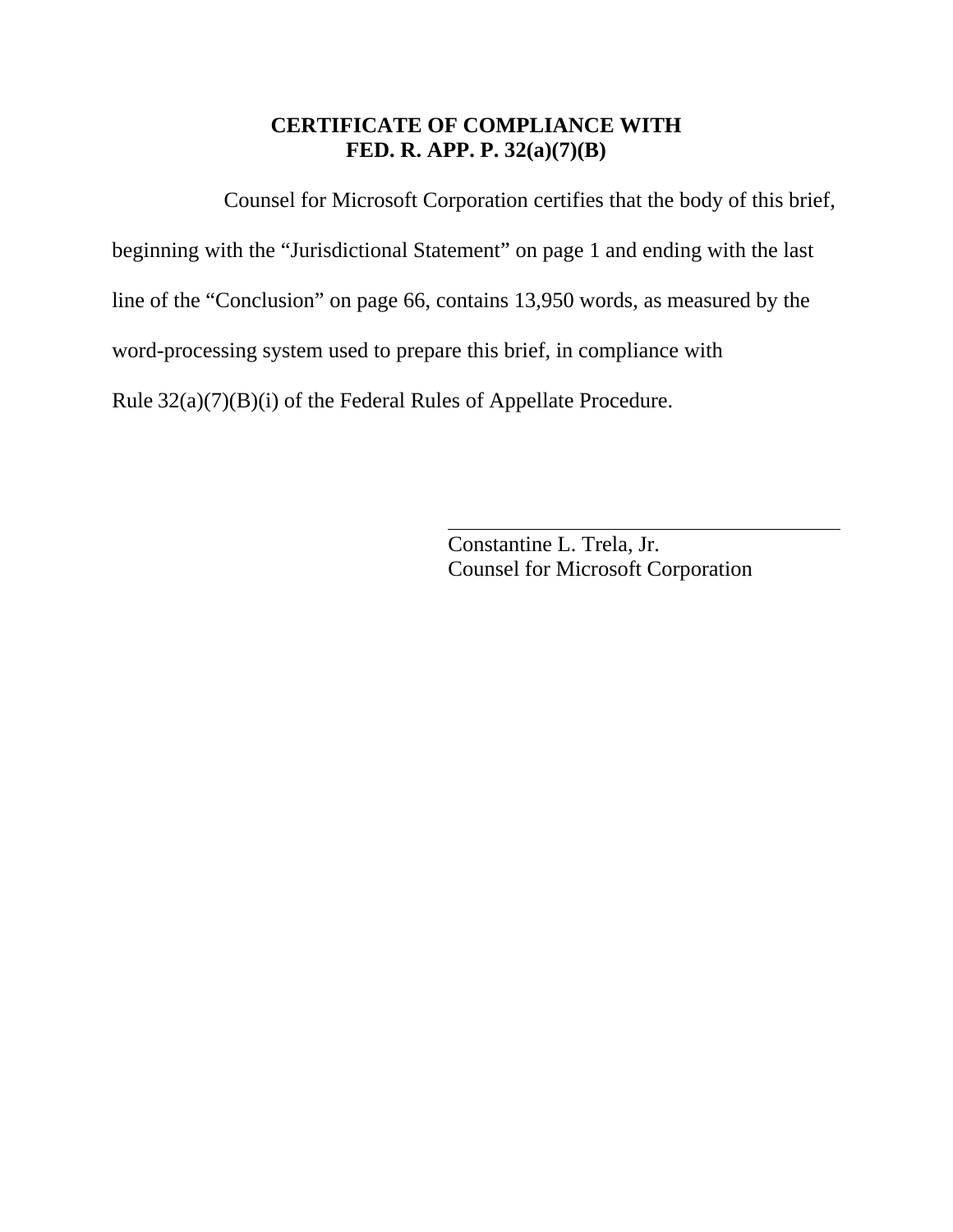# CERTIFICATE OF COMPLIANCE WITH FED. R. APP. P. 32(a)(7)(B)

Counsel for Microsoft Corporation certifies that the body of this brief, beginning with the "Jurisdictional Statement" on page 1 and ending with the last line of the "Conclusion" on page 66, contains 13,950 words, as measured by the word-processing system used to prepare this brief, in compliance with Rule 32(a)(7)(B)(i) of the Federal Rules of Appellate Procedure.

Constantine L. Trela, Jr.
Counsel for Microsoft Corporation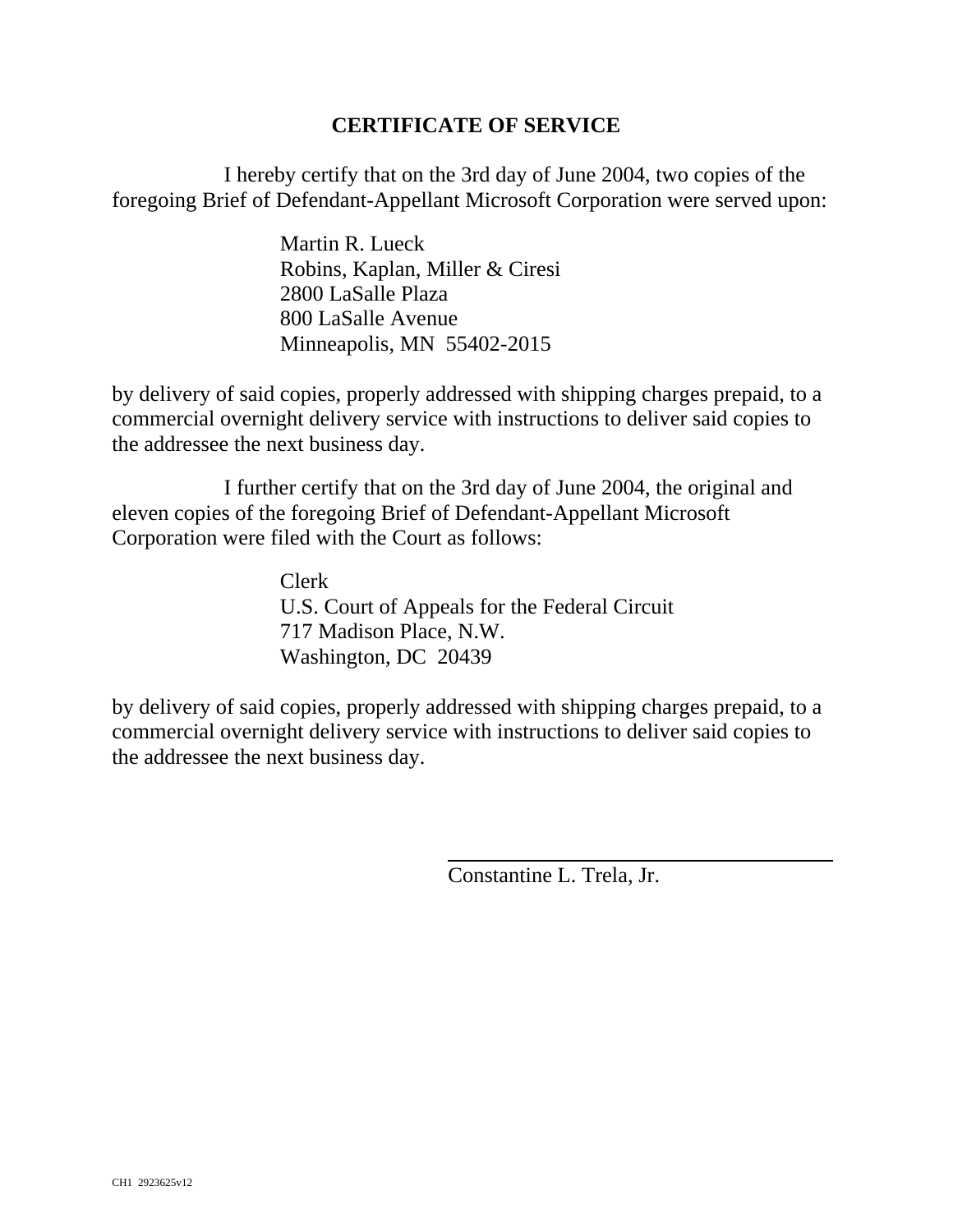## CERTIFICATE OF SERVICE

I hereby certify that on the 3rd day of June 2004, two copies of the foregoing Brief of Defendant-Appellant Microsoft Corporation were served upon:

Martin R. Lueck
Robins, Kaplan, Miller & Ciresi
2800 LaSalle Plaza
800 LaSalle Avenue
Minneapolis, MN 55402-2015

by delivery of said copies, properly addressed with shipping charges prepaid, to a commercial overnight delivery service with instructions to deliver said copies to the addressee the next business day.

I further certify that on the 3rd day of June 2004, the original and eleven copies of the foregoing Brief of Defendant-Appellant Microsoft Corporation were filed with the Court as follows:

Clerk
U.S. Court of Appeals for the Federal Circuit
717 Madison Place, N.W.
Washington, DC 20439

by delivery of said copies, properly addressed with shipping charges prepaid, to a commercial overnight delivery service with instructions to deliver said copies to the addressee the next business day.

_______________________________
Constantine L. Trela, Jr.

CH1 2923625v12